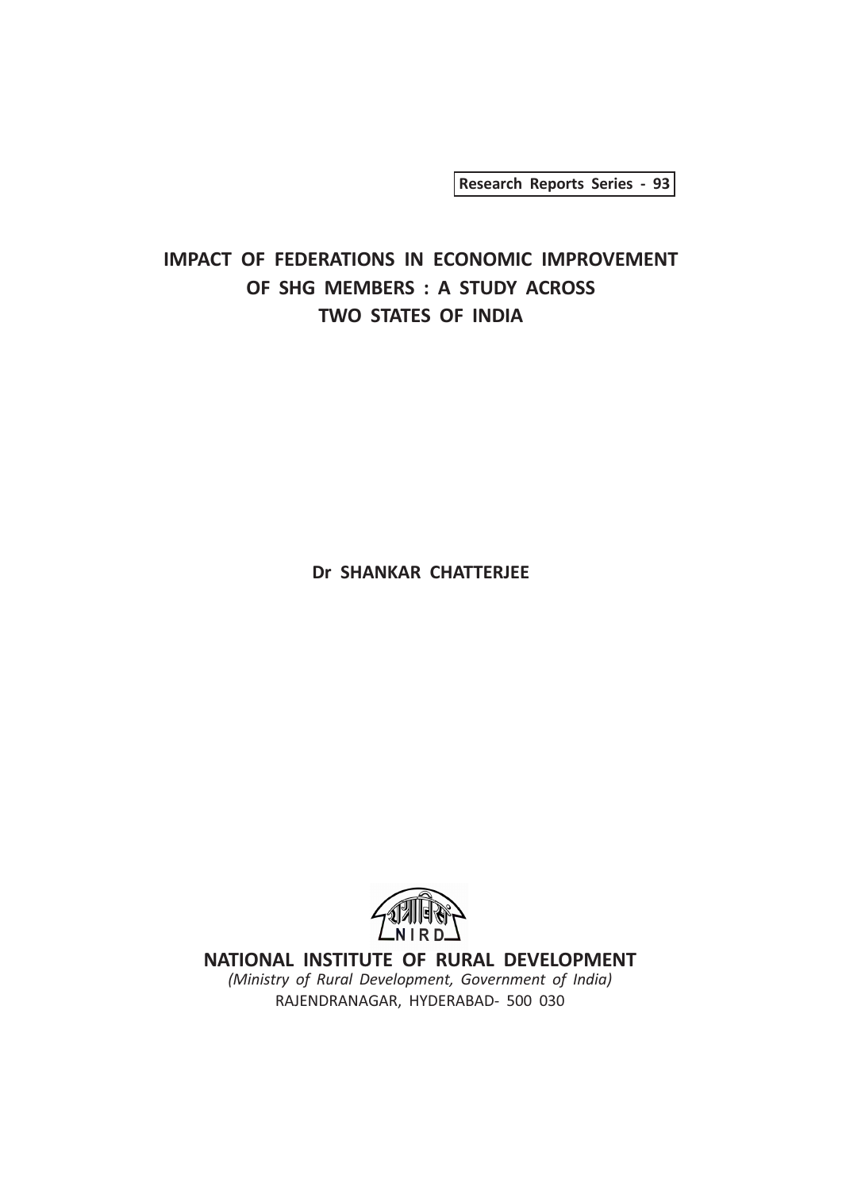Research Reports Series - 93

# IMPACT OF FEDERATIONS IN ECONOMIC IMPROVEMENT OF SHG MEMBERS : A STUDY ACROSS TWO STATES OF INDIA

**Dr SHANKAR CHATTERJEE**

**NATIONAL INSTITUTE OF RURAL DEVELOPMENT**

*(Ministry of Rural Development, Government of India)*

RAJENDRANAGAR, HYDERABAD- 500 030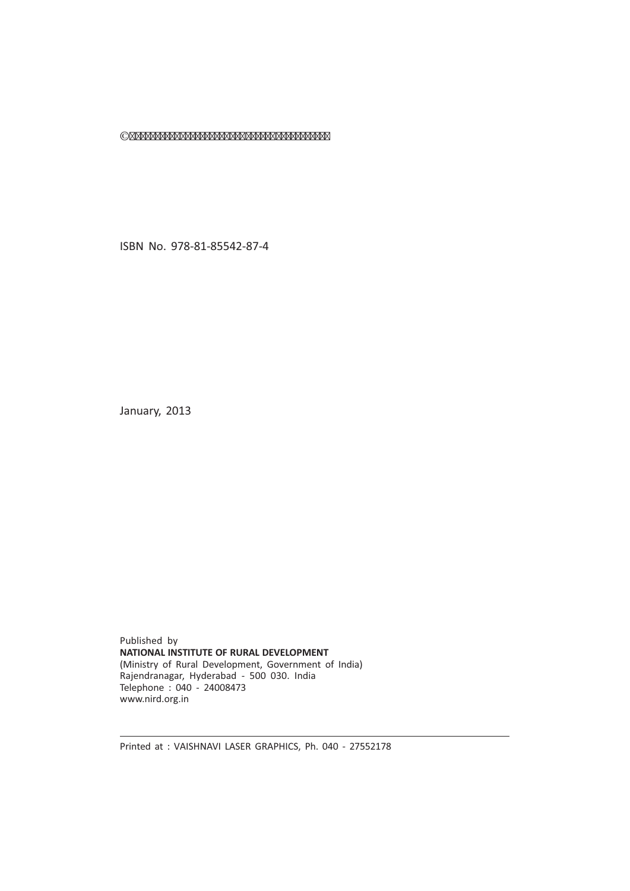©

ISBN No. 978-81-85542-87-4

January, 2013

Published by
**NATIONAL INSTITUTE OF RURAL DEVELOPMENT**
(Ministry of Rural Development, Government of India)
Rajendranagar, Hyderabad - 500 030. India
Telephone : 040 - 24008473
www.nird.org.in

Printed at : VAISHNAVI LASER GRAPHICS, Ph. 040 - 27552178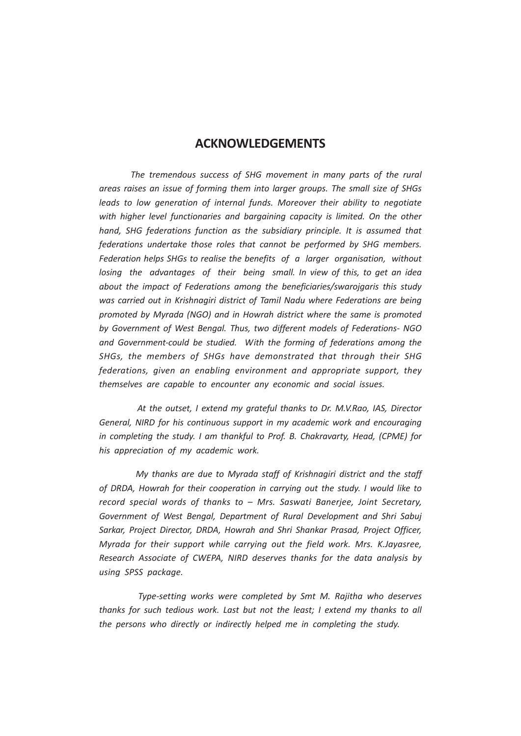## ACKNOWLEDGEMENTS

*The tremendous success of SHG movement in many parts of the rural areas raises an issue of forming them into larger groups. The small size of SHGs leads to low generation of internal funds. Moreover their ability to negotiate with higher level functionaries and bargaining capacity is limited. On the other hand, SHG federations function as the subsidiary principle. It is assumed that federations undertake those roles that cannot be performed by SHG members. Federation helps SHGs to realise the benefits of a larger organisation, without losing the advantages of their being small. In view of this, to get an idea about the impact of Federations among the beneficiaries/swarojgaris this study was carried out in Krishnagiri district of Tamil Nadu where Federations are being promoted by Myrada (NGO) and in Howrah district where the same is promoted by Government of West Bengal. Thus, two different models of Federations- NGO and Government-could be studied. With the forming of federations among the SHGs, the members of SHGs have demonstrated that through their SHG federations, given an enabling environment and appropriate support, they themselves are capable to encounter any economic and social issues.*

*At the outset, I extend my grateful thanks to Dr. M.V.Rao, IAS, Director General, NIRD for his continuous support in my academic work and encouraging in completing the study. I am thankful to Prof. B. Chakravarty, Head, (CPME) for his appreciation of my academic work.*

*My thanks are due to Myrada staff of Krishnagiri district and the staff of DRDA, Howrah for their cooperation in carrying out the study. I would like to record special words of thanks to – Mrs. Saswati Banerjee, Joint Secretary, Government of West Bengal, Department of Rural Development and Shri Sabuj Sarkar, Project Director, DRDA, Howrah and Shri Shankar Prasad, Project Officer, Myrada for their support while carrying out the field work. Mrs. K.Jayasree, Research Associate of CWEPA, NIRD deserves thanks for the data analysis by using SPSS package.*

*Type-setting works were completed by Smt M. Rajitha who deserves thanks for such tedious work. Last but not the least; I extend my thanks to all the persons who directly or indirectly helped me in completing the study.*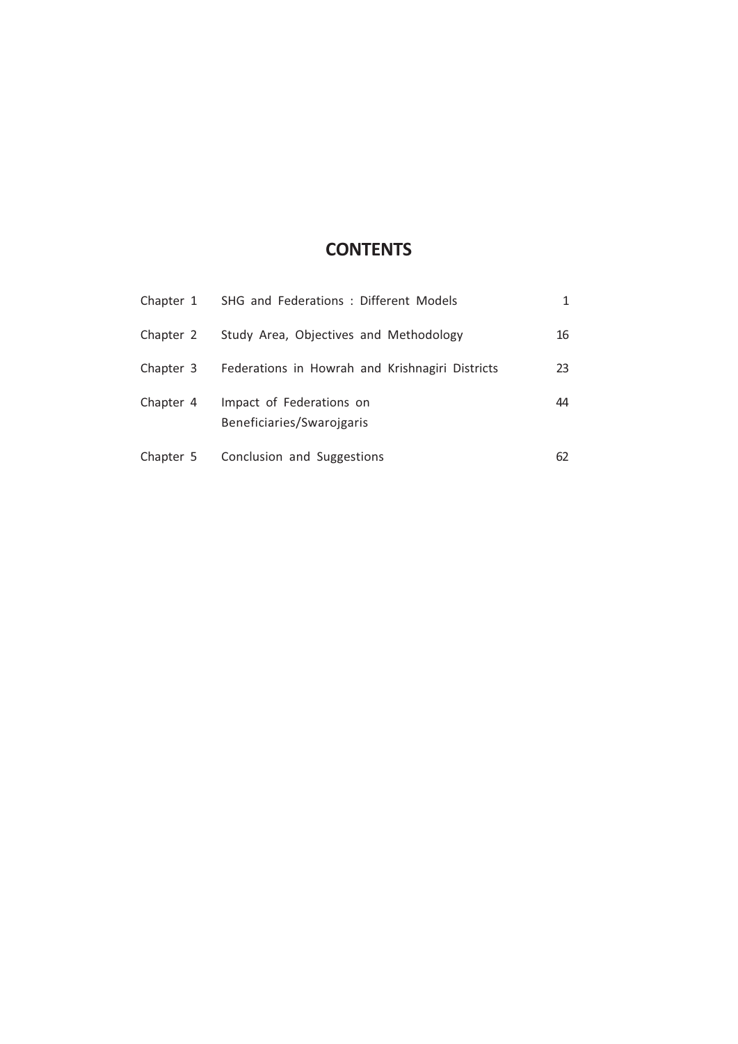# CONTENTS

| | | |
|---|---|---|
| Chapter 1 | SHG and Federations : Different Models | 1 |
| Chapter 2 | Study Area, Objectives and Methodology | 16 |
| Chapter 3 | Federations in Howrah and Krishnagiri Districts | 23 |
| Chapter 4 | Impact of Federations on Beneficiaries/Swarojgaris | 44 |
| Chapter 5 | Conclusion and Suggestions | 62 |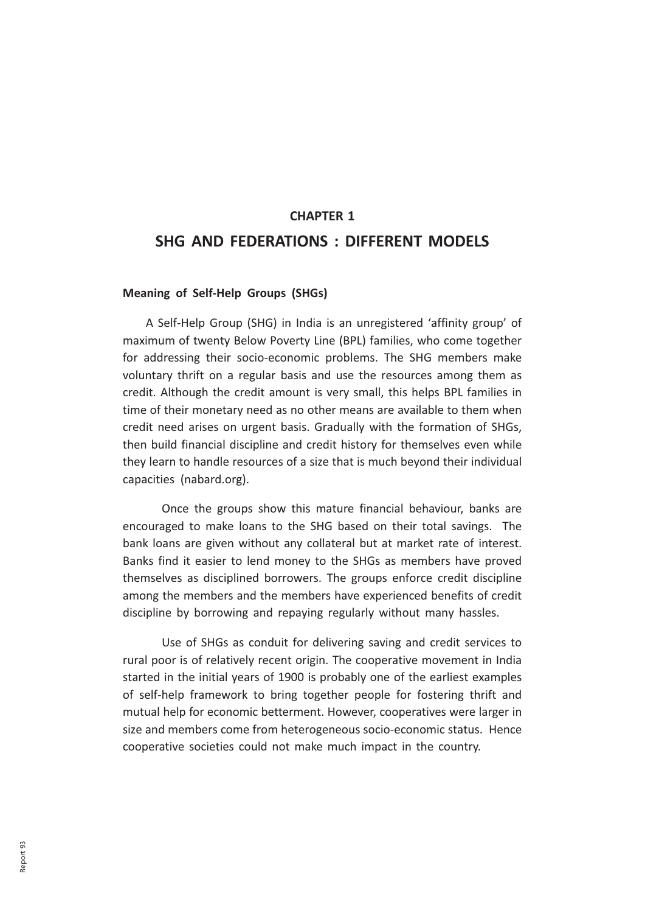# CHAPTER 1

# SHG AND FEDERATIONS : DIFFERENT MODELS

### Meaning of Self-Help Groups (SHGs)

A Self-Help Group (SHG) in India is an unregistered 'affinity group' of maximum of twenty Below Poverty Line (BPL) families, who come together for addressing their socio-economic problems. The SHG members make voluntary thrift on a regular basis and use the resources among them as credit. Although the credit amount is very small, this helps BPL families in time of their monetary need as no other means are available to them when credit need arises on urgent basis. Gradually with the formation of SHGs, then build financial discipline and credit history for themselves even while they learn to handle resources of a size that is much beyond their individual capacities (nabard.org).

Once the groups show this mature financial behaviour, banks are encouraged to make loans to the SHG based on their total savings. The bank loans are given without any collateral but at market rate of interest. Banks find it easier to lend money to the SHGs as members have proved themselves as disciplined borrowers. The groups enforce credit discipline among the members and the members have experienced benefits of credit discipline by borrowing and repaying regularly without many hassles.

Use of SHGs as conduit for delivering saving and credit services to rural poor is of relatively recent origin. The cooperative movement in India started in the initial years of 1900 is probably one of the earliest examples of self-help framework to bring together people for fostering thrift and mutual help for economic betterment. However, cooperatives were larger in size and members come from heterogeneous socio-economic status. Hence cooperative societies could not make much impact in the country.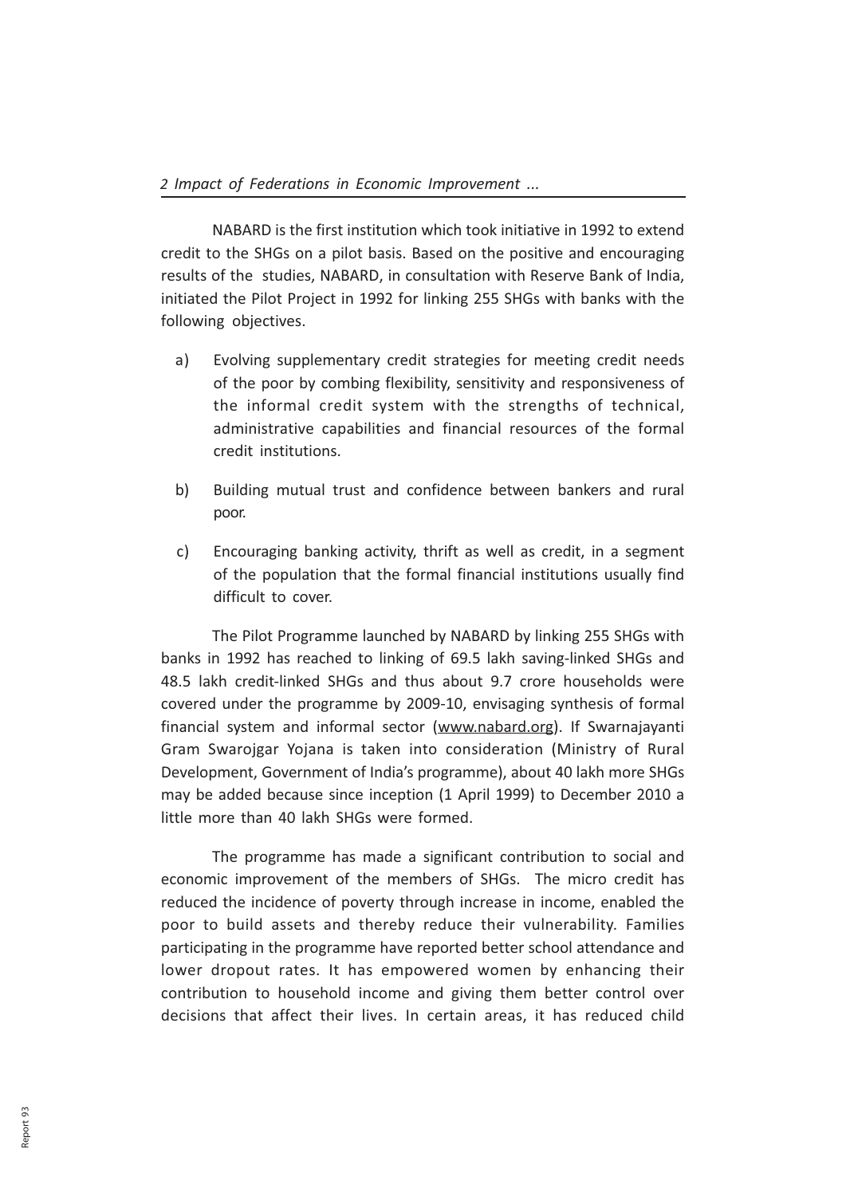NABARD is the first institution which took initiative in 1992 to extend credit to the SHGs on a pilot basis. Based on the positive and encouraging results of the studies, NABARD, in consultation with Reserve Bank of India, initiated the Pilot Project in 1992 for linking 255 SHGs with banks with the following objectives.

a) Evolving supplementary credit strategies for meeting credit needs of the poor by combing flexibility, sensitivity and responsiveness of the informal credit system with the strengths of technical, administrative capabilities and financial resources of the formal credit institutions.

b) Building mutual trust and confidence between bankers and rural poor.

c) Encouraging banking activity, thrift as well as credit, in a segment of the population that the formal financial institutions usually find difficult to cover.

The Pilot Programme launched by NABARD by linking 255 SHGs with banks in 1992 has reached to linking of 69.5 lakh saving-linked SHGs and 48.5 lakh credit-linked SHGs and thus about 9.7 crore households were covered under the programme by 2009-10, envisaging synthesis of formal financial system and informal sector (www.nabard.org). If Swarnajayanti Gram Swarojgar Yojana is taken into consideration (Ministry of Rural Development, Government of India's programme), about 40 lakh more SHGs may be added because since inception (1 April 1999) to December 2010 a little more than 40 lakh SHGs were formed.

The programme has made a significant contribution to social and economic improvement of the members of SHGs. The micro credit has reduced the incidence of poverty through increase in income, enabled the poor to build assets and thereby reduce their vulnerability. Families participating in the programme have reported better school attendance and lower dropout rates. It has empowered women by enhancing their contribution to household income and giving them better control over decisions that affect their lives. In certain areas, it has reduced child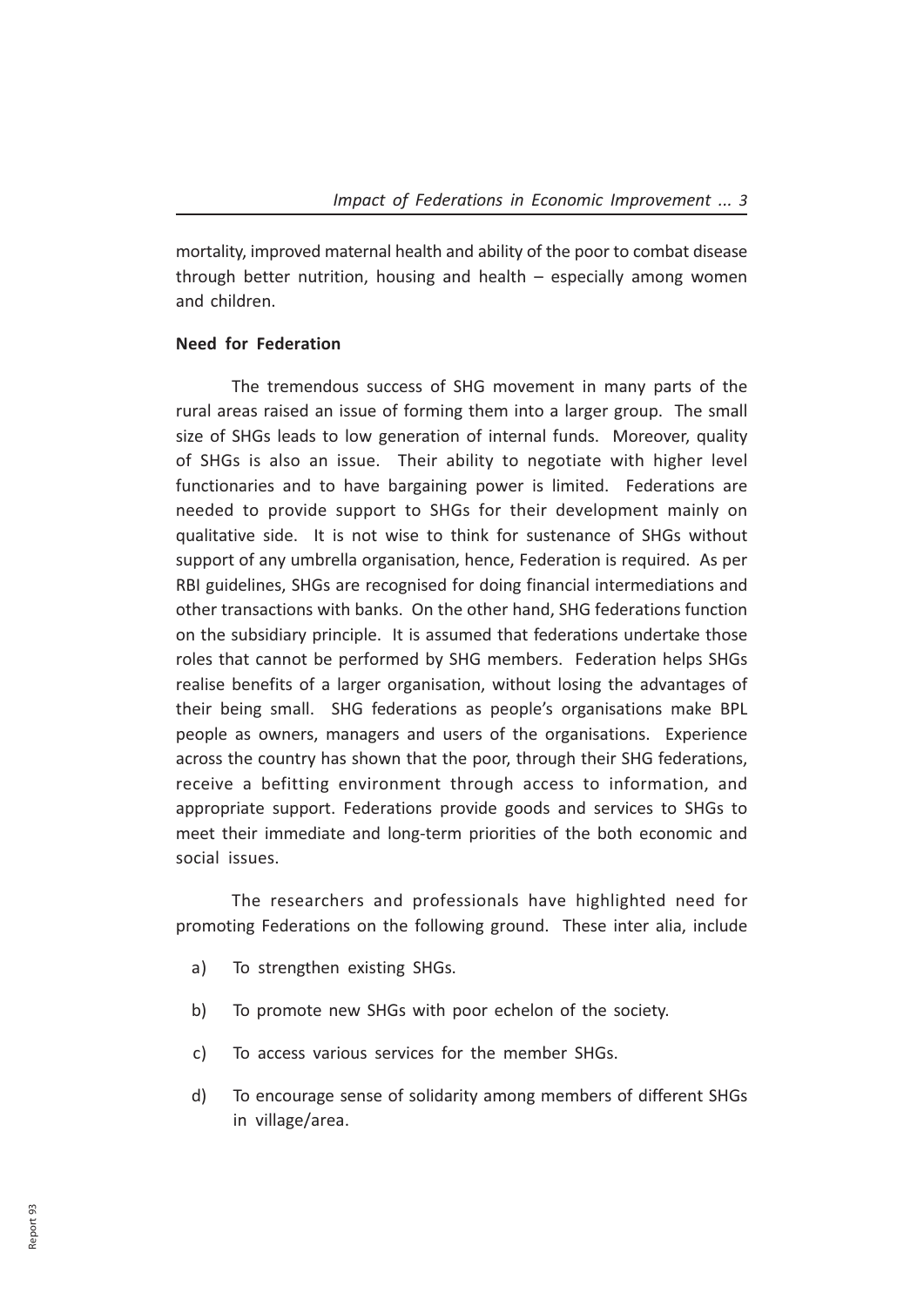mortality, improved maternal health and ability of the poor to combat disease through better nutrition, housing and health – especially among women and children.

**Need for Federation**

The tremendous success of SHG movement in many parts of the rural areas raised an issue of forming them into a larger group. The small size of SHGs leads to low generation of internal funds. Moreover, quality of SHGs is also an issue. Their ability to negotiate with higher level functionaries and to have bargaining power is limited. Federations are needed to provide support to SHGs for their development mainly on qualitative side. It is not wise to think for sustenance of SHGs without support of any umbrella organisation, hence, Federation is required. As per RBI guidelines, SHGs are recognised for doing financial intermediations and other transactions with banks. On the other hand, SHG federations function on the subsidiary principle. It is assumed that federations undertake those roles that cannot be performed by SHG members. Federation helps SHGs realise benefits of a larger organisation, without losing the advantages of their being small. SHG federations as people's organisations make BPL people as owners, managers and users of the organisations. Experience across the country has shown that the poor, through their SHG federations, receive a befitting environment through access to information, and appropriate support. Federations provide goods and services to SHGs to meet their immediate and long-term priorities of the both economic and social issues.

The researchers and professionals have highlighted need for promoting Federations on the following ground. These inter alia, include

a) To strengthen existing SHGs.

b) To promote new SHGs with poor echelon of the society.

c) To access various services for the member SHGs.

d) To encourage sense of solidarity among members of different SHGs in village/area.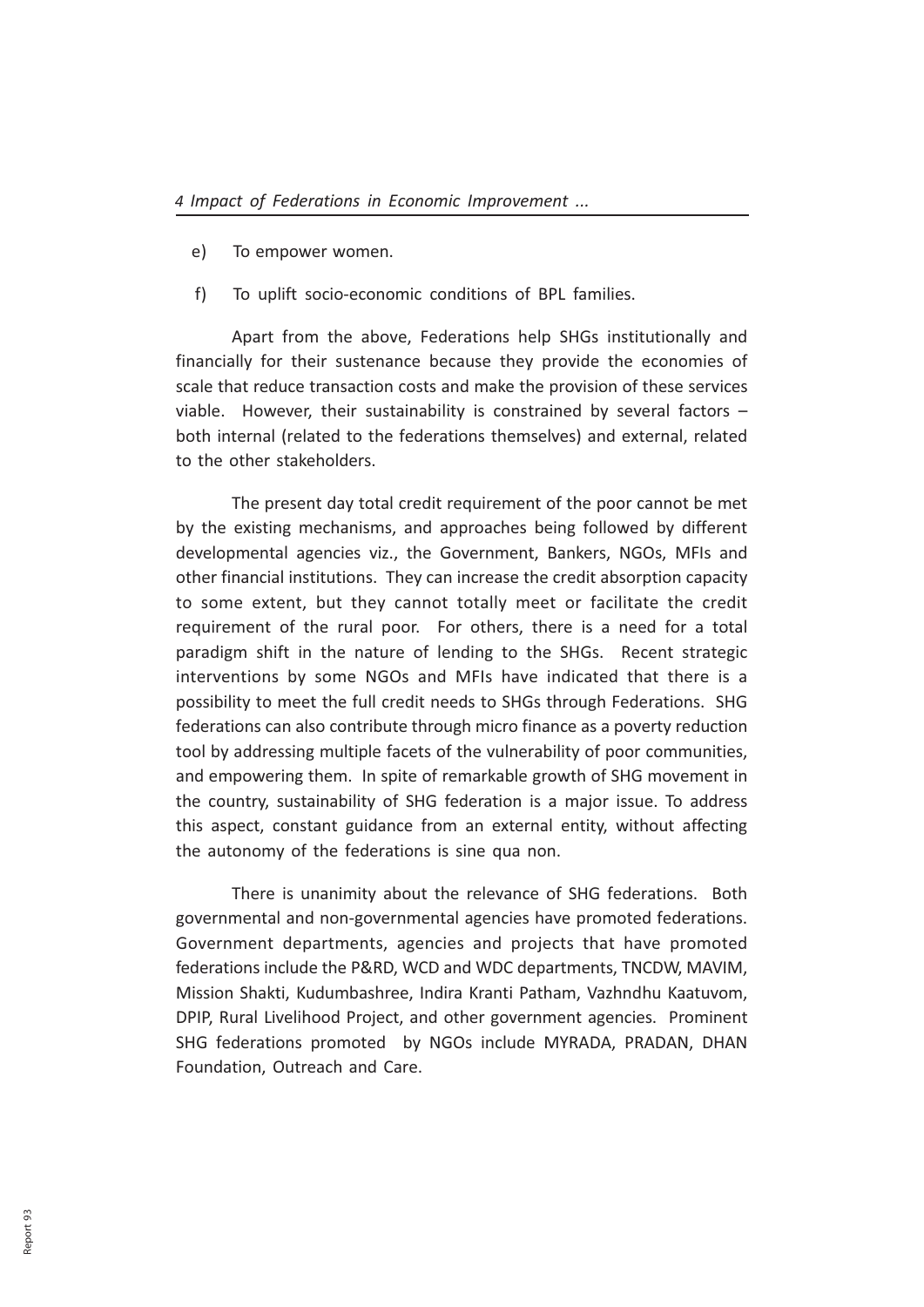e) To empower women.

f) To uplift socio-economic conditions of BPL families.

Apart from the above, Federations help SHGs institutionally and financially for their sustenance because they provide the economies of scale that reduce transaction costs and make the provision of these services viable. However, their sustainability is constrained by several factors – both internal (related to the federations themselves) and external, related to the other stakeholders.

The present day total credit requirement of the poor cannot be met by the existing mechanisms, and approaches being followed by different developmental agencies viz., the Government, Bankers, NGOs, MFIs and other financial institutions. They can increase the credit absorption capacity to some extent, but they cannot totally meet or facilitate the credit requirement of the rural poor. For others, there is a need for a total paradigm shift in the nature of lending to the SHGs. Recent strategic interventions by some NGOs and MFIs have indicated that there is a possibility to meet the full credit needs to SHGs through Federations. SHG federations can also contribute through micro finance as a poverty reduction tool by addressing multiple facets of the vulnerability of poor communities, and empowering them. In spite of remarkable growth of SHG movement in the country, sustainability of SHG federation is a major issue. To address this aspect, constant guidance from an external entity, without affecting the autonomy of the federations is sine qua non.

There is unanimity about the relevance of SHG federations. Both governmental and non-governmental agencies have promoted federations. Government departments, agencies and projects that have promoted federations include the P&RD, WCD and WDC departments, TNCDW, MAVIM, Mission Shakti, Kudumbashree, Indira Kranti Patham, Vazhndhu Kaatuvom, DPIP, Rural Livelihood Project, and other government agencies. Prominent SHG federations promoted by NGOs include MYRADA, PRADAN, DHAN Foundation, Outreach and Care.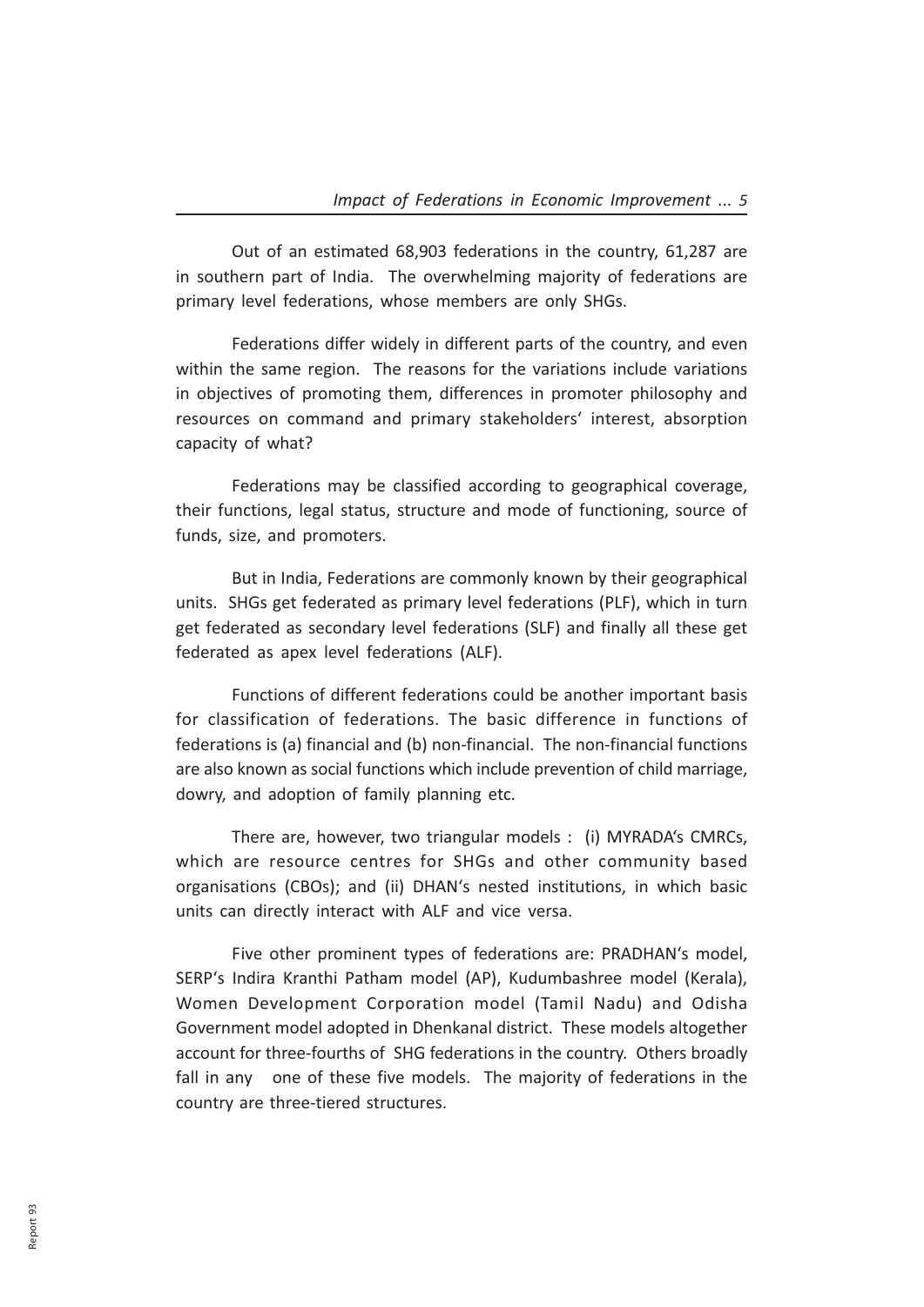Out of an estimated 68,903 federations in the country, 61,287 are in southern part of India. The overwhelming majority of federations are primary level federations, whose members are only SHGs.

Federations differ widely in different parts of the country, and even within the same region. The reasons for the variations include variations in objectives of promoting them, differences in promoter philosophy and resources on command and primary stakeholders' interest, absorption capacity of what?

Federations may be classified according to geographical coverage, their functions, legal status, structure and mode of functioning, source of funds, size, and promoters.

But in India, Federations are commonly known by their geographical units. SHGs get federated as primary level federations (PLF), which in turn get federated as secondary level federations (SLF) and finally all these get federated as apex level federations (ALF).

Functions of different federations could be another important basis for classification of federations. The basic difference in functions of federations is (a) financial and (b) non-financial. The non-financial functions are also known as social functions which include prevention of child marriage, dowry, and adoption of family planning etc.

There are, however, two triangular models : (i) MYRADA's CMRCs, which are resource centres for SHGs and other community based organisations (CBOs); and (ii) DHAN's nested institutions, in which basic units can directly interact with ALF and vice versa.

Five other prominent types of federations are: PRADHAN's model, SERP's Indira Kranthi Patham model (AP), Kudumbashree model (Kerala), Women Development Corporation model (Tamil Nadu) and Odisha Government model adopted in Dhenkanal district. These models altogether account for three-fourths of SHG federations in the country. Others broadly fall in any one of these five models. The majority of federations in the country are three-tiered structures.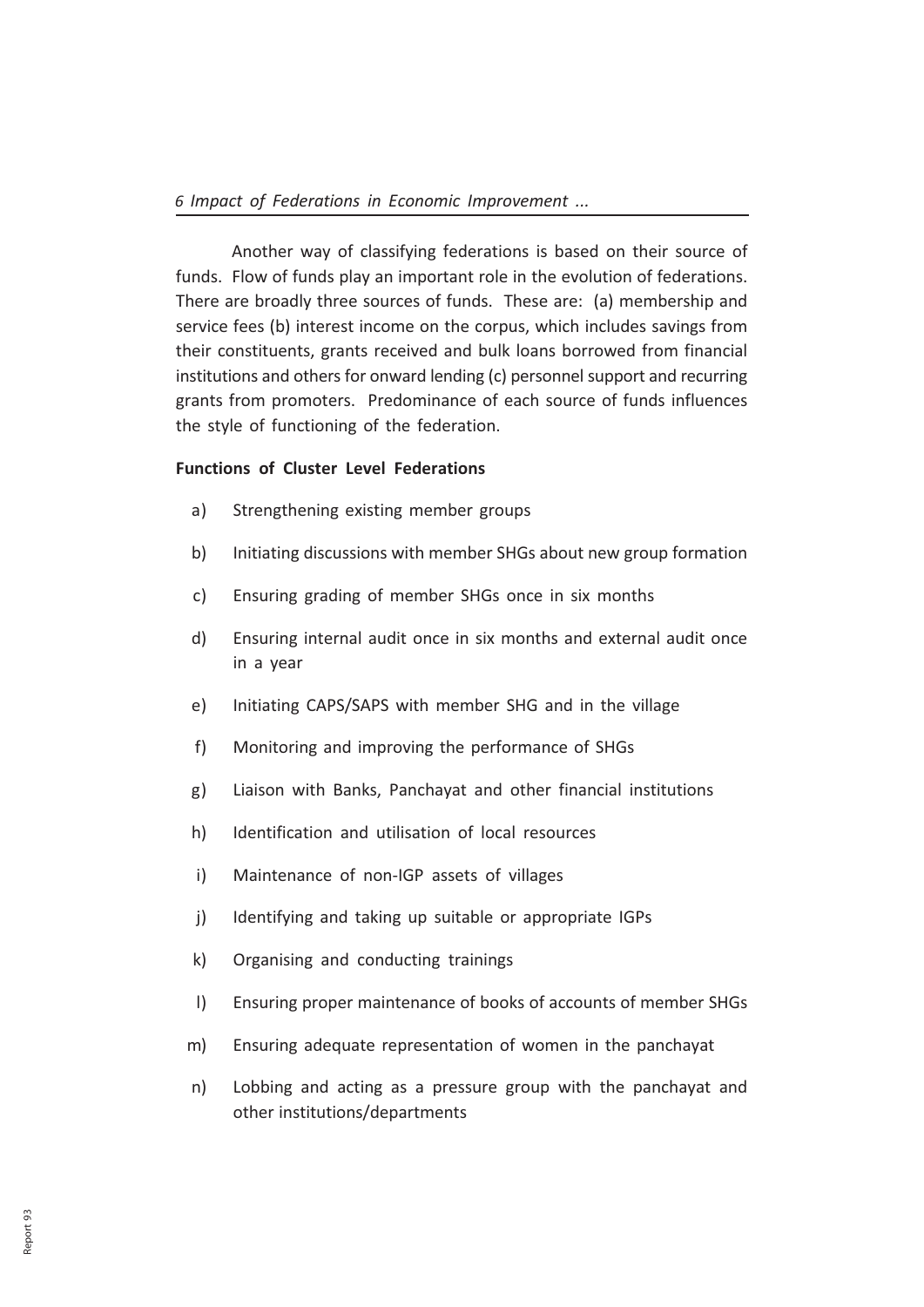Another way of classifying federations is based on their source of funds. Flow of funds play an important role in the evolution of federations. There are broadly three sources of funds. These are: (a) membership and service fees (b) interest income on the corpus, which includes savings from their constituents, grants received and bulk loans borrowed from financial institutions and others for onward lending (c) personnel support and recurring grants from promoters. Predominance of each source of funds influences the style of functioning of the federation.

**Functions of Cluster Level Federations**

a) Strengthening existing member groups

b) Initiating discussions with member SHGs about new group formation

c) Ensuring grading of member SHGs once in six months

d) Ensuring internal audit once in six months and external audit once in a year

e) Initiating CAPS/SAPS with member SHG and in the village

f) Monitoring and improving the performance of SHGs

g) Liaison with Banks, Panchayat and other financial institutions

h) Identification and utilisation of local resources

i) Maintenance of non-IGP assets of villages

j) Identifying and taking up suitable or appropriate IGPs

k) Organising and conducting trainings

l) Ensuring proper maintenance of books of accounts of member SHGs

m) Ensuring adequate representation of women in the panchayat

n) Lobbing and acting as a pressure group with the panchayat and other institutions/departments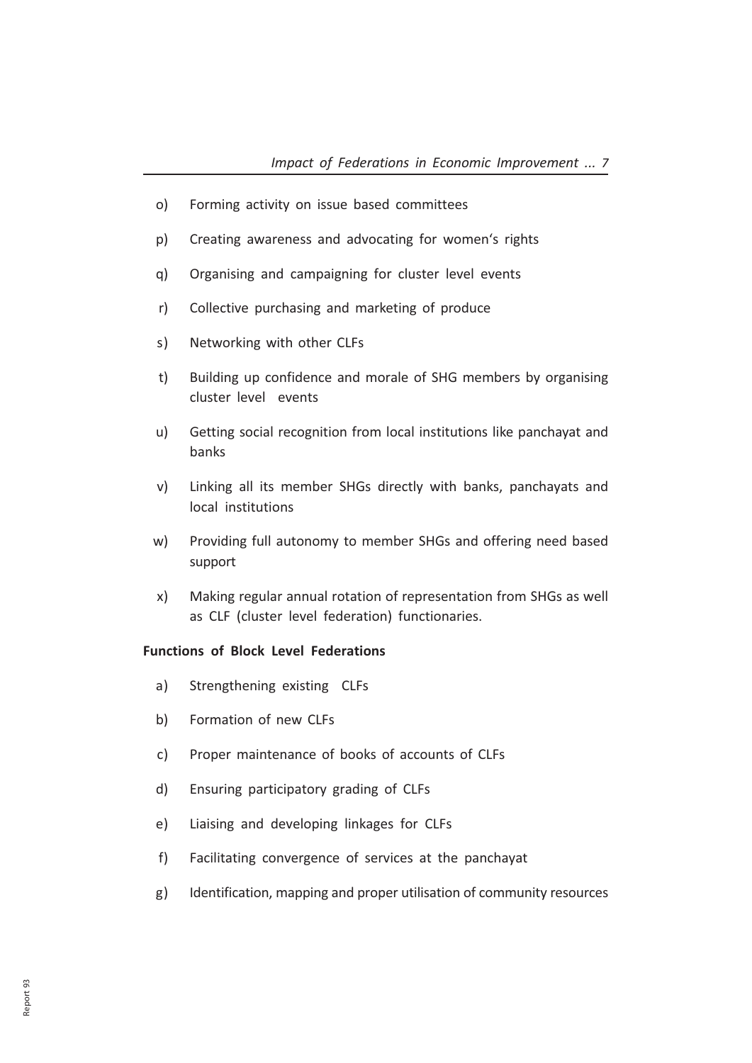o) Forming activity on issue based committees

p) Creating awareness and advocating for women's rights

q) Organising and campaigning for cluster level events

r) Collective purchasing and marketing of produce

s) Networking with other CLFs

t) Building up confidence and morale of SHG members by organising cluster level events

u) Getting social recognition from local institutions like panchayat and banks

v) Linking all its member SHGs directly with banks, panchayats and local institutions

w) Providing full autonomy to member SHGs and offering need based support

x) Making regular annual rotation of representation from SHGs as well as CLF (cluster level federation) functionaries.

**Functions of Block Level Federations**

a) Strengthening existing CLFs

b) Formation of new CLFs

c) Proper maintenance of books of accounts of CLFs

d) Ensuring participatory grading of CLFs

e) Liaising and developing linkages for CLFs

f) Facilitating convergence of services at the panchayat

g) Identification, mapping and proper utilisation of community resources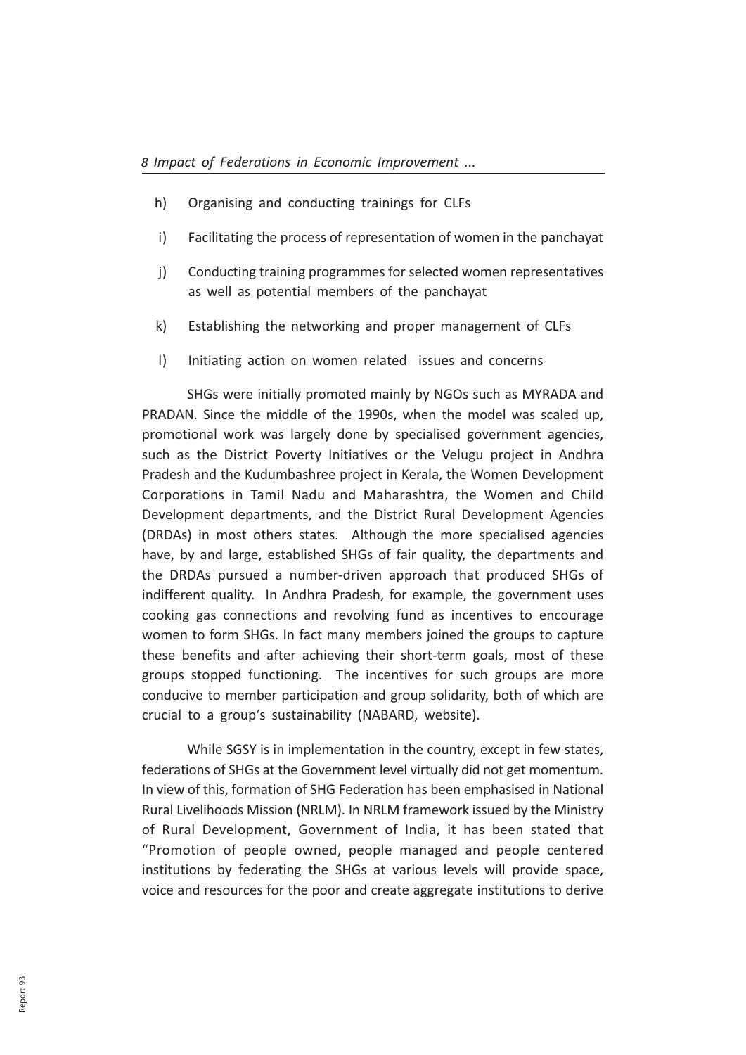h) Organising and conducting trainings for CLFs

i) Facilitating the process of representation of women in the panchayat

j) Conducting training programmes for selected women representatives as well as potential members of the panchayat

k) Establishing the networking and proper management of CLFs

l) Initiating action on women related issues and concerns

SHGs were initially promoted mainly by NGOs such as MYRADA and PRADAN. Since the middle of the 1990s, when the model was scaled up, promotional work was largely done by specialised government agencies, such as the District Poverty Initiatives or the Velugu project in Andhra Pradesh and the Kudumbashree project in Kerala, the Women Development Corporations in Tamil Nadu and Maharashtra, the Women and Child Development departments, and the District Rural Development Agencies (DRDAs) in most others states. Although the more specialised agencies have, by and large, established SHGs of fair quality, the departments and the DRDAs pursued a number-driven approach that produced SHGs of indifferent quality. In Andhra Pradesh, for example, the government uses cooking gas connections and revolving fund as incentives to encourage women to form SHGs. In fact many members joined the groups to capture these benefits and after achieving their short-term goals, most of these groups stopped functioning. The incentives for such groups are more conducive to member participation and group solidarity, both of which are crucial to a group's sustainability (NABARD, website).

While SGSY is in implementation in the country, except in few states, federations of SHGs at the Government level virtually did not get momentum. In view of this, formation of SHG Federation has been emphasised in National Rural Livelihoods Mission (NRLM). In NRLM framework issued by the Ministry of Rural Development, Government of India, it has been stated that "Promotion of people owned, people managed and people centered institutions by federating the SHGs at various levels will provide space, voice and resources for the poor and create aggregate institutions to derive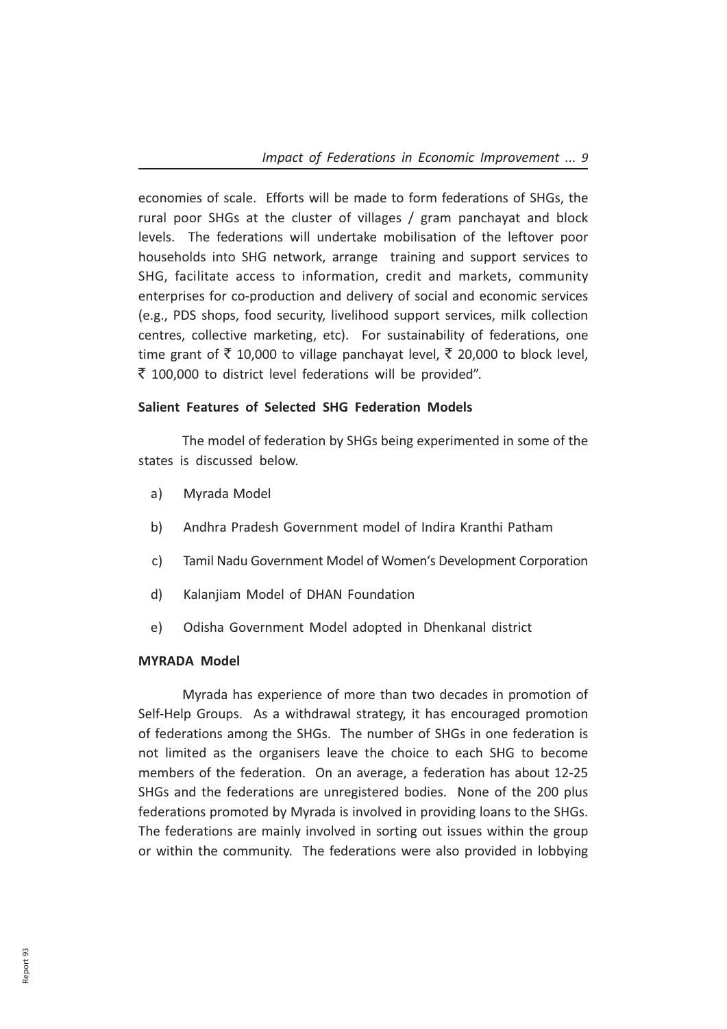economies of scale. Efforts will be made to form federations of SHGs, the rural poor SHGs at the cluster of villages / gram panchayat and block levels. The federations will undertake mobilisation of the leftover poor households into SHG network, arrange training and support services to SHG, facilitate access to information, credit and markets, community enterprises for co-production and delivery of social and economic services (e.g., PDS shops, food security, livelihood support services, milk collection centres, collective marketing, etc). For sustainability of federations, one time grant of ₹ 10,000 to village panchayat level, ₹ 20,000 to block level, ₹ 100,000 to district level federations will be provided".

**Salient Features of Selected SHG Federation Models**

The model of federation by SHGs being experimented in some of the states is discussed below.

a) Myrada Model

b) Andhra Pradesh Government model of Indira Kranthi Patham

c) Tamil Nadu Government Model of Women's Development Corporation

d) Kalanjiam Model of DHAN Foundation

e) Odisha Government Model adopted in Dhenkanal district

**MYRADA Model**

Myrada has experience of more than two decades in promotion of Self-Help Groups. As a withdrawal strategy, it has encouraged promotion of federations among the SHGs. The number of SHGs in one federation is not limited as the organisers leave the choice to each SHG to become members of the federation. On an average, a federation has about 12-25 SHGs and the federations are unregistered bodies. None of the 200 plus federations promoted by Myrada is involved in providing loans to the SHGs. The federations are mainly involved in sorting out issues within the group or within the community. The federations were also provided in lobbying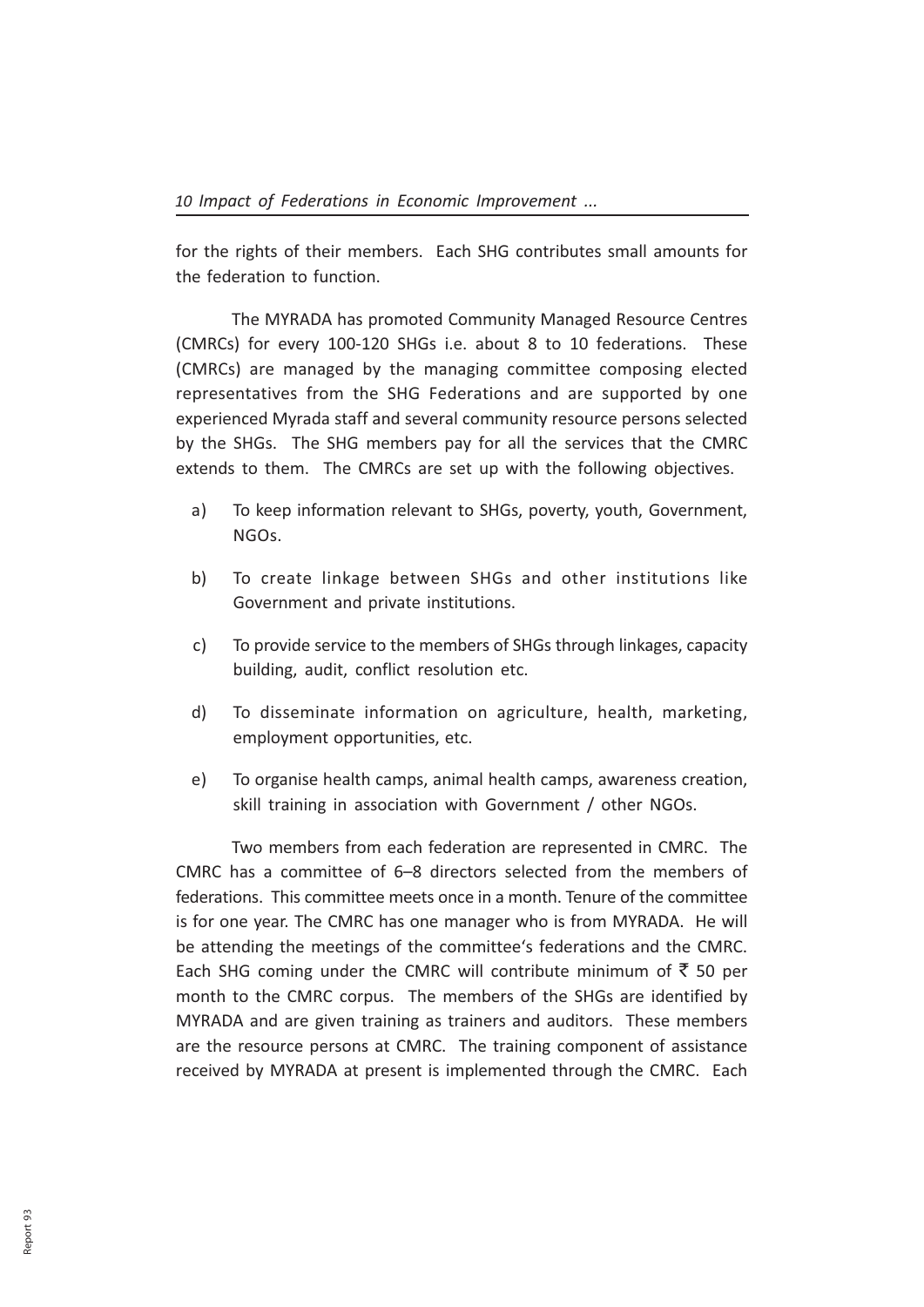for the rights of their members. Each SHG contributes small amounts for the federation to function.

The MYRADA has promoted Community Managed Resource Centres (CMRCs) for every 100-120 SHGs i.e. about 8 to 10 federations. These (CMRCs) are managed by the managing committee composing elected representatives from the SHG Federations and are supported by one experienced Myrada staff and several community resource persons selected by the SHGs. The SHG members pay for all the services that the CMRC extends to them. The CMRCs are set up with the following objectives.

a) To keep information relevant to SHGs, poverty, youth, Government, NGOs.

b) To create linkage between SHGs and other institutions like Government and private institutions.

c) To provide service to the members of SHGs through linkages, capacity building, audit, conflict resolution etc.

d) To disseminate information on agriculture, health, marketing, employment opportunities, etc.

e) To organise health camps, animal health camps, awareness creation, skill training in association with Government / other NGOs.

Two members from each federation are represented in CMRC. The CMRC has a committee of 6–8 directors selected from the members of federations. This committee meets once in a month. Tenure of the committee is for one year. The CMRC has one manager who is from MYRADA. He will be attending the meetings of the committee's federations and the CMRC. Each SHG coming under the CMRC will contribute minimum of ₹ 50 per month to the CMRC corpus. The members of the SHGs are identified by MYRADA and are given training as trainers and auditors. These members are the resource persons at CMRC. The training component of assistance received by MYRADA at present is implemented through the CMRC. Each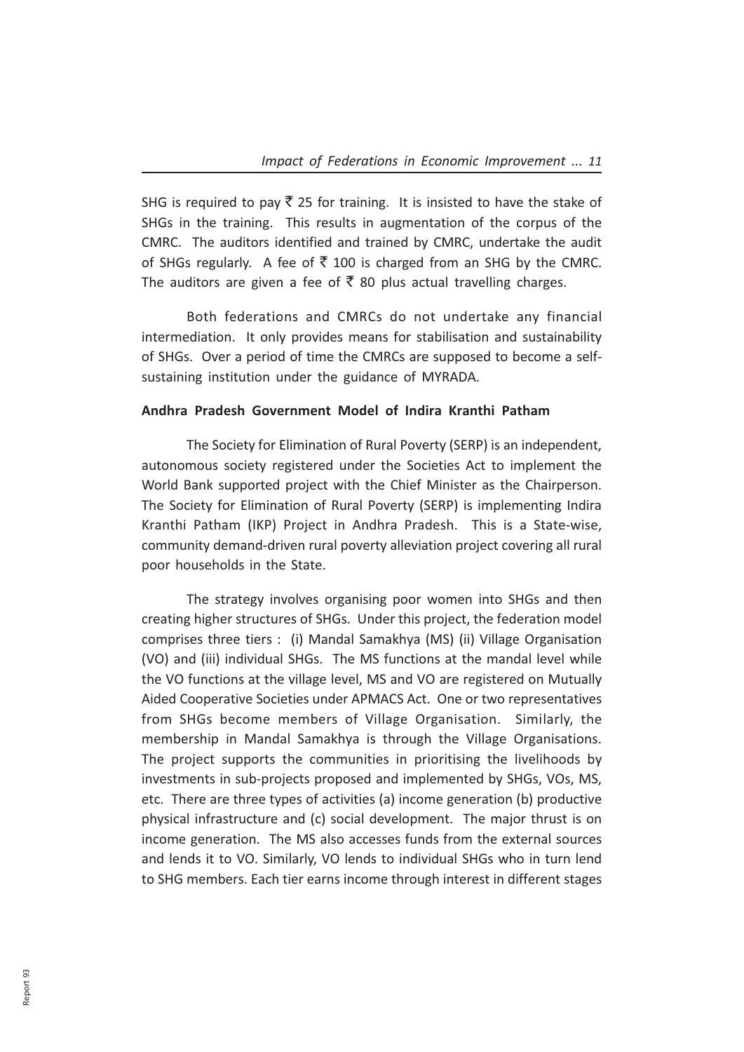SHG is required to pay ₹ 25 for training. It is insisted to have the stake of SHGs in the training. This results in augmentation of the corpus of the CMRC. The auditors identified and trained by CMRC, undertake the audit of SHGs regularly. A fee of ₹ 100 is charged from an SHG by the CMRC. The auditors are given a fee of ₹ 80 plus actual travelling charges.

Both federations and CMRCs do not undertake any financial intermediation. It only provides means for stabilisation and sustainability of SHGs. Over a period of time the CMRCs are supposed to become a self-sustaining institution under the guidance of MYRADA.

**Andhra Pradesh Government Model of Indira Kranthi Patham**

The Society for Elimination of Rural Poverty (SERP) is an independent, autonomous society registered under the Societies Act to implement the World Bank supported project with the Chief Minister as the Chairperson. The Society for Elimination of Rural Poverty (SERP) is implementing Indira Kranthi Patham (IKP) Project in Andhra Pradesh. This is a State-wise, community demand-driven rural poverty alleviation project covering all rural poor households in the State.

The strategy involves organising poor women into SHGs and then creating higher structures of SHGs. Under this project, the federation model comprises three tiers : (i) Mandal Samakhya (MS) (ii) Village Organisation (VO) and (iii) individual SHGs. The MS functions at the mandal level while the VO functions at the village level, MS and VO are registered on Mutually Aided Cooperative Societies under APMACS Act. One or two representatives from SHGs become members of Village Organisation. Similarly, the membership in Mandal Samakhya is through the Village Organisations. The project supports the communities in prioritising the livelihoods by investments in sub-projects proposed and implemented by SHGs, VOs, MS, etc. There are three types of activities (a) income generation (b) productive physical infrastructure and (c) social development. The major thrust is on income generation. The MS also accesses funds from the external sources and lends it to VO. Similarly, VO lends to individual SHGs who in turn lend to SHG members. Each tier earns income through interest in different stages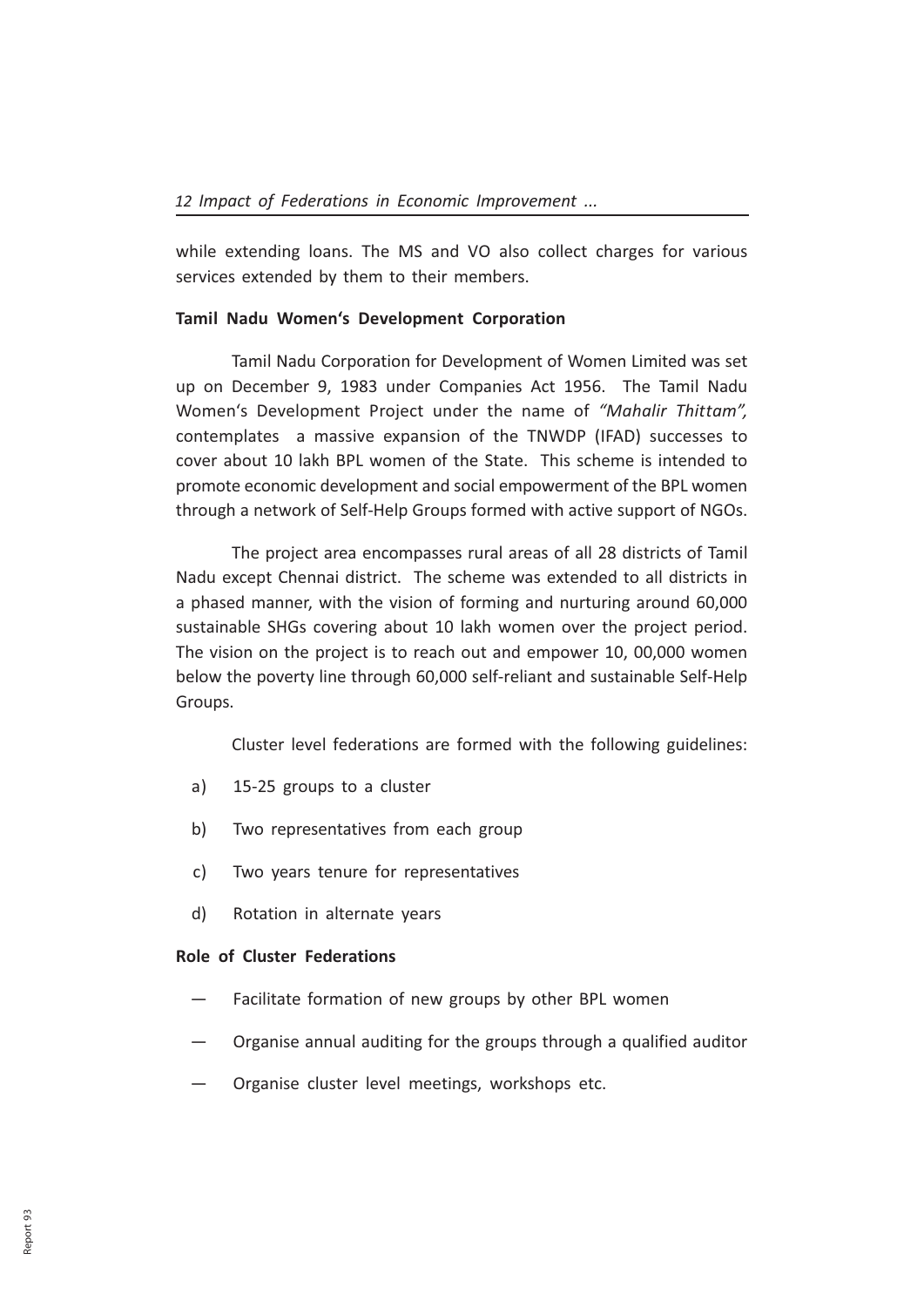while extending loans. The MS and VO also collect charges for various services extended by them to their members.

### Tamil Nadu Women's Development Corporation

Tamil Nadu Corporation for Development of Women Limited was set up on December 9, 1983 under Companies Act 1956. The Tamil Nadu Women's Development Project under the name of *"Mahalir Thittam",* contemplates a massive expansion of the TNWDP (IFAD) successes to cover about 10 lakh BPL women of the State. This scheme is intended to promote economic development and social empowerment of the BPL women through a network of Self-Help Groups formed with active support of NGOs.

The project area encompasses rural areas of all 28 districts of Tamil Nadu except Chennai district. The scheme was extended to all districts in a phased manner, with the vision of forming and nurturing around 60,000 sustainable SHGs covering about 10 lakh women over the project period. The vision on the project is to reach out and empower 10, 00,000 women below the poverty line through 60,000 self-reliant and sustainable Self-Help Groups.

Cluster level federations are formed with the following guidelines:

a) 15-25 groups to a cluster

b) Two representatives from each group

c) Two years tenure for representatives

d) Rotation in alternate years

### Role of Cluster Federations

— Facilitate formation of new groups by other BPL women

— Organise annual auditing for the groups through a qualified auditor

— Organise cluster level meetings, workshops etc.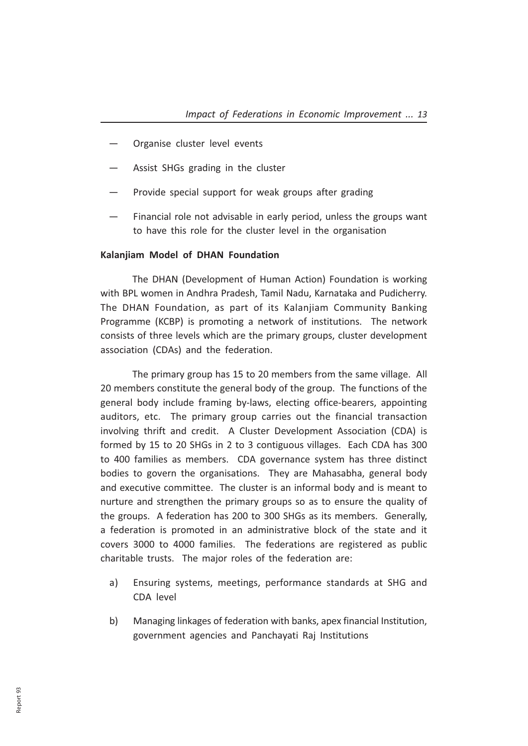— Organise cluster level events

— Assist SHGs grading in the cluster

— Provide special support for weak groups after grading

— Financial role not advisable in early period, unless the groups want to have this role for the cluster level in the organisation

**Kalanjiam Model of DHAN Foundation**

The DHAN (Development of Human Action) Foundation is working with BPL women in Andhra Pradesh, Tamil Nadu, Karnataka and Pudicherry. The DHAN Foundation, as part of its Kalanjiam Community Banking Programme (KCBP) is promoting a network of institutions. The network consists of three levels which are the primary groups, cluster development association (CDAs) and the federation.

The primary group has 15 to 20 members from the same village. All 20 members constitute the general body of the group. The functions of the general body include framing by-laws, electing office-bearers, appointing auditors, etc. The primary group carries out the financial transaction involving thrift and credit. A Cluster Development Association (CDA) is formed by 15 to 20 SHGs in 2 to 3 contiguous villages. Each CDA has 300 to 400 families as members. CDA governance system has three distinct bodies to govern the organisations. They are Mahasabha, general body and executive committee. The cluster is an informal body and is meant to nurture and strengthen the primary groups so as to ensure the quality of the groups. A federation has 200 to 300 SHGs as its members. Generally, a federation is promoted in an administrative block of the state and it covers 3000 to 4000 families. The federations are registered as public charitable trusts. The major roles of the federation are:

a) Ensuring systems, meetings, performance standards at SHG and CDA level

b) Managing linkages of federation with banks, apex financial Institution, government agencies and Panchayati Raj Institutions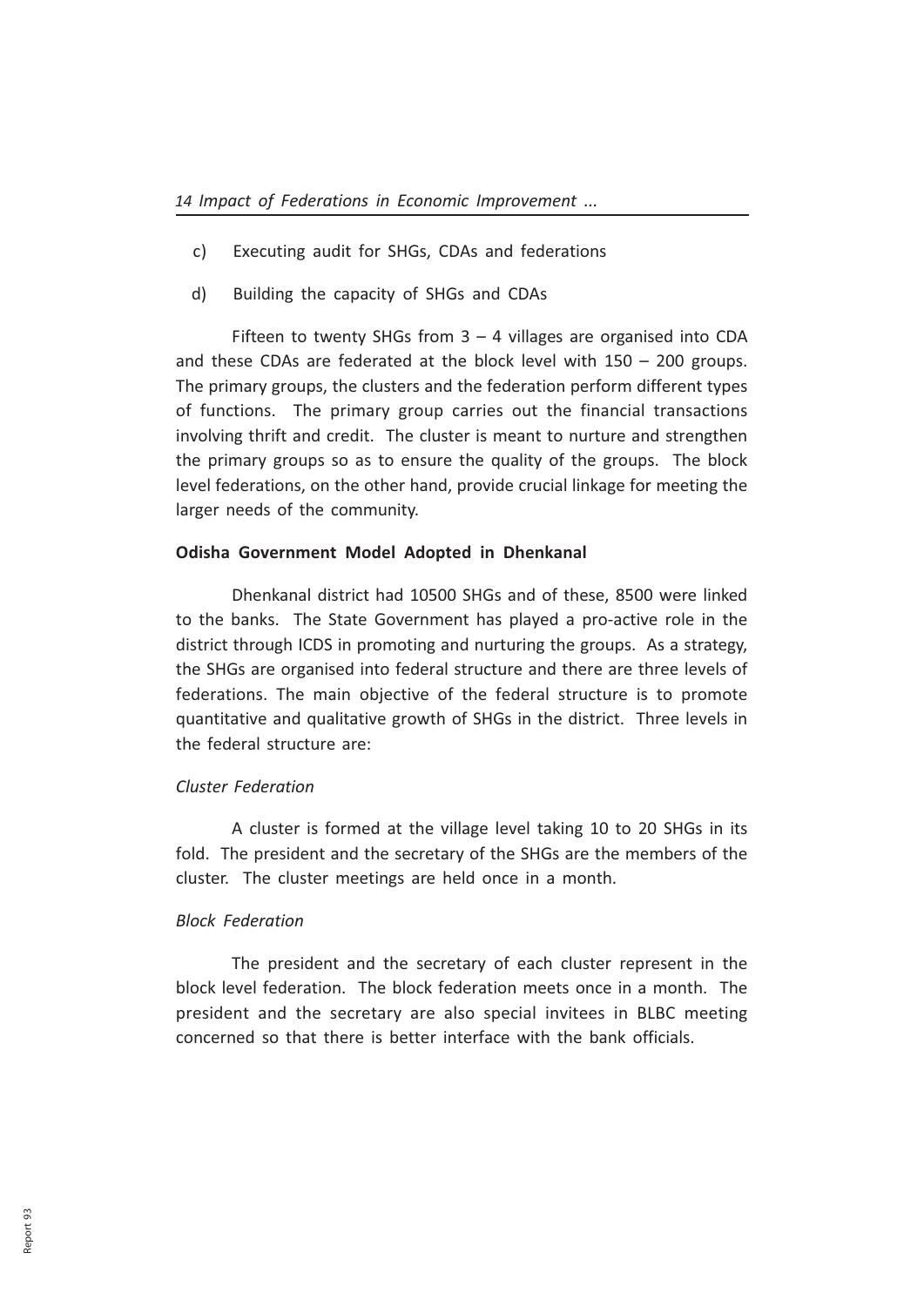c) Executing audit for SHGs, CDAs and federations

d) Building the capacity of SHGs and CDAs

Fifteen to twenty SHGs from 3 – 4 villages are organised into CDA and these CDAs are federated at the block level with 150 – 200 groups. The primary groups, the clusters and the federation perform different types of functions. The primary group carries out the financial transactions involving thrift and credit. The cluster is meant to nurture and strengthen the primary groups so as to ensure the quality of the groups. The block level federations, on the other hand, provide crucial linkage for meeting the larger needs of the community.

**Odisha Government Model Adopted in Dhenkanal**

Dhenkanal district had 10500 SHGs and of these, 8500 were linked to the banks. The State Government has played a pro-active role in the district through ICDS in promoting and nurturing the groups. As a strategy, the SHGs are organised into federal structure and there are three levels of federations. The main objective of the federal structure is to promote quantitative and qualitative growth of SHGs in the district. Three levels in the federal structure are:

*Cluster Federation*

A cluster is formed at the village level taking 10 to 20 SHGs in its fold. The president and the secretary of the SHGs are the members of the cluster. The cluster meetings are held once in a month.

*Block Federation*

The president and the secretary of each cluster represent in the block level federation. The block federation meets once in a month. The president and the secretary are also special invitees in BLBC meeting concerned so that there is better interface with the bank officials.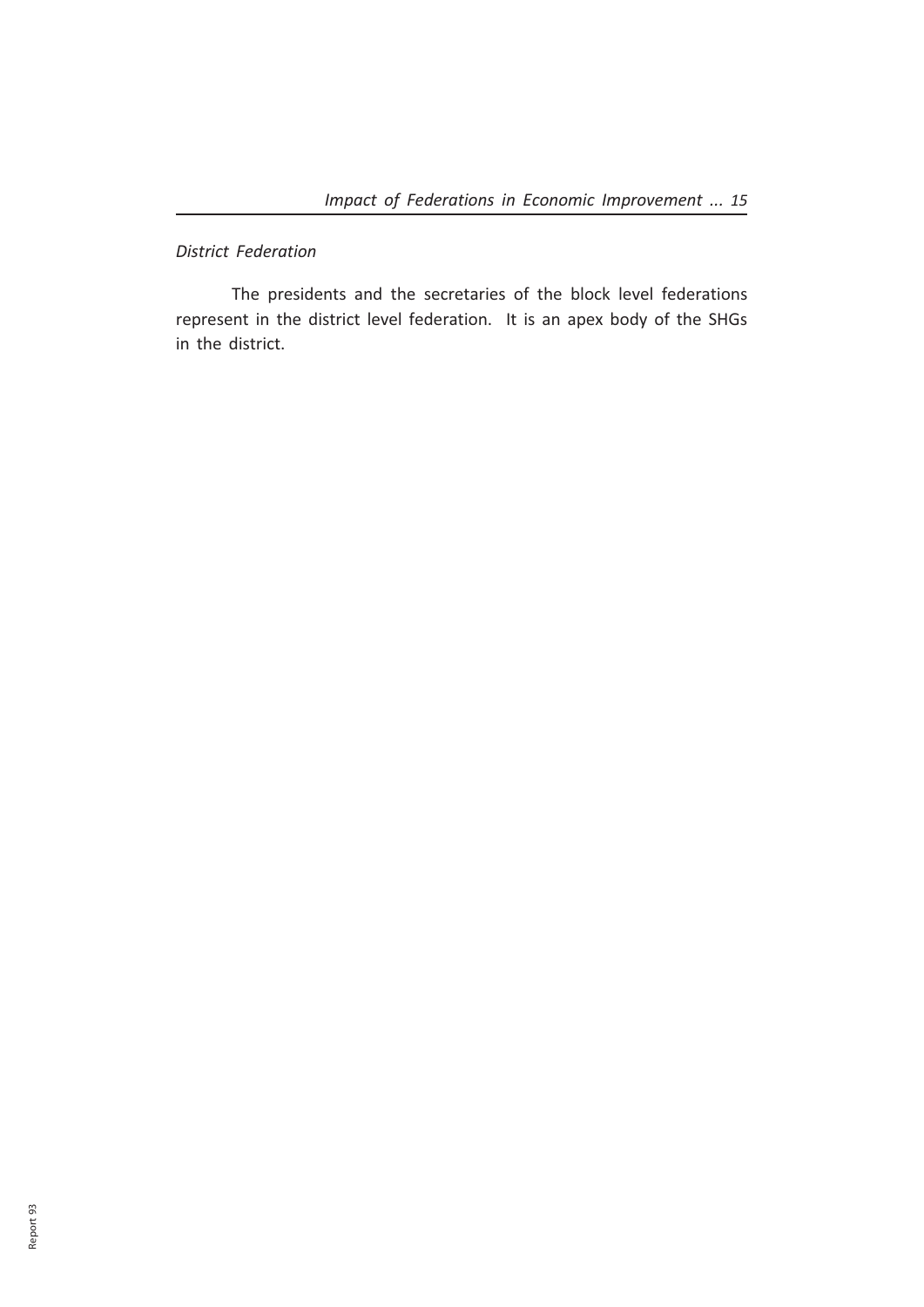*District Federation*

The presidents and the secretaries of the block level federations represent in the district level federation.  It is an apex body of the SHGs in the district.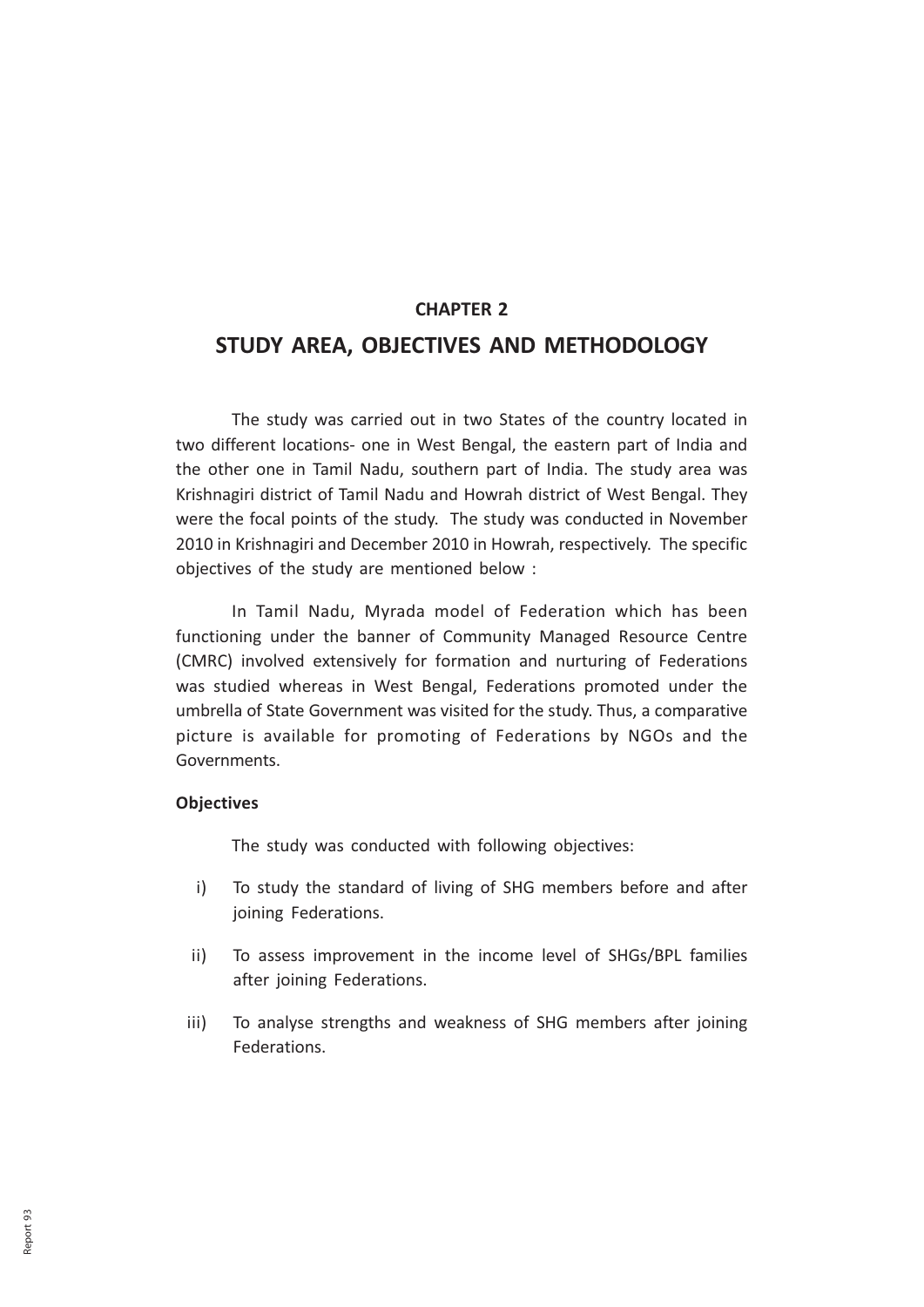## CHAPTER 2

# STUDY AREA, OBJECTIVES AND METHODOLOGY

The study was carried out in two States of the country located in two different locations- one in West Bengal, the eastern part of India and the other one in Tamil Nadu, southern part of India. The study area was Krishnagiri district of Tamil Nadu and Howrah district of West Bengal. They were the focal points of the study. The study was conducted in November 2010 in Krishnagiri and December 2010 in Howrah, respectively. The specific objectives of the study are mentioned below :

In Tamil Nadu, Myrada model of Federation which has been functioning under the banner of Community Managed Resource Centre (CMRC) involved extensively for formation and nurturing of Federations was studied whereas in West Bengal, Federations promoted under the umbrella of State Government was visited for the study. Thus, a comparative picture is available for promoting of Federations by NGOs and the Governments.

**Objectives**

The study was conducted with following objectives:

i) To study the standard of living of SHG members before and after joining Federations.

ii) To assess improvement in the income level of SHGs/BPL families after joining Federations.

iii) To analyse strengths and weakness of SHG members after joining Federations.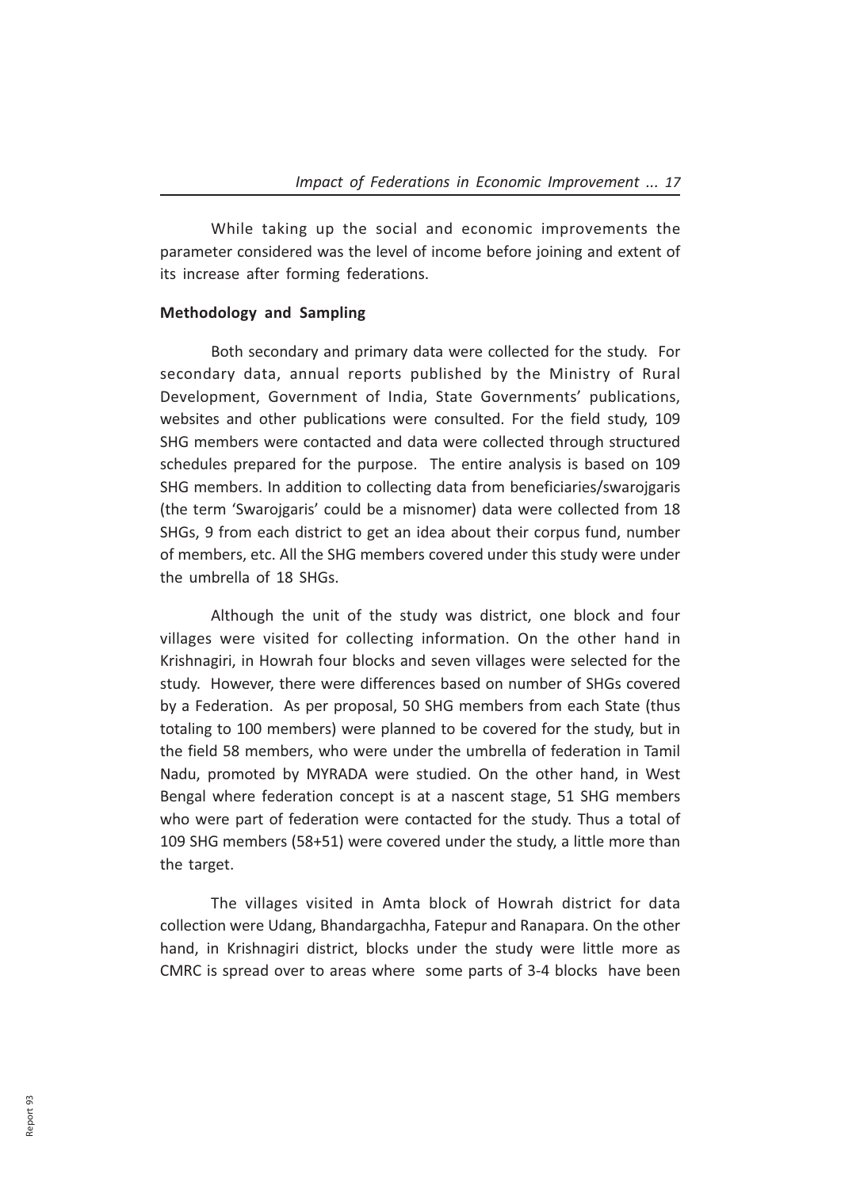While taking up the social and economic improvements the parameter considered was the level of income before joining and extent of its increase after forming federations.

**Methodology and Sampling**

Both secondary and primary data were collected for the study. For secondary data, annual reports published by the Ministry of Rural Development, Government of India, State Governments' publications, websites and other publications were consulted. For the field study, 109 SHG members were contacted and data were collected through structured schedules prepared for the purpose. The entire analysis is based on 109 SHG members. In addition to collecting data from beneficiaries/swarojgaris (the term 'Swarojgaris' could be a misnomer) data were collected from 18 SHGs, 9 from each district to get an idea about their corpus fund, number of members, etc. All the SHG members covered under this study were under the umbrella of 18 SHGs.

Although the unit of the study was district, one block and four villages were visited for collecting information. On the other hand in Krishnagiri, in Howrah four blocks and seven villages were selected for the study. However, there were differences based on number of SHGs covered by a Federation. As per proposal, 50 SHG members from each State (thus totaling to 100 members) were planned to be covered for the study, but in the field 58 members, who were under the umbrella of federation in Tamil Nadu, promoted by MYRADA were studied. On the other hand, in West Bengal where federation concept is at a nascent stage, 51 SHG members who were part of federation were contacted for the study. Thus a total of 109 SHG members (58+51) were covered under the study, a little more than the target.

The villages visited in Amta block of Howrah district for data collection were Udang, Bhandargachha, Fatepur and Ranapara. On the other hand, in Krishnagiri district, blocks under the study were little more as CMRC is spread over to areas where some parts of 3-4 blocks have been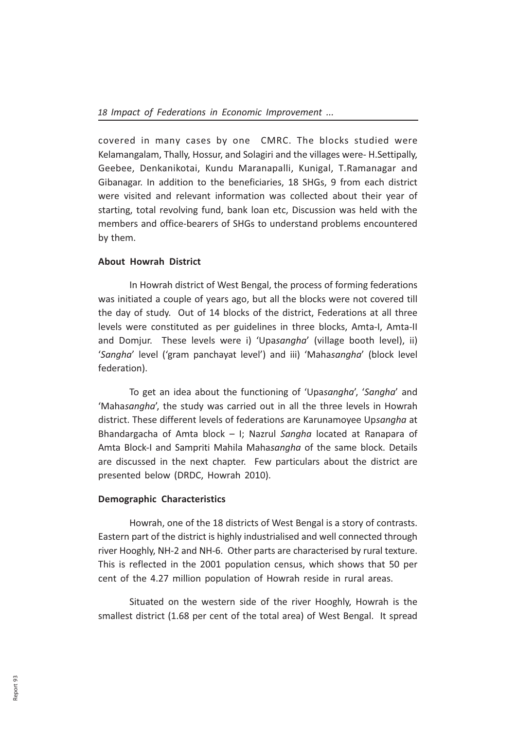covered in many cases by one CMRC. The blocks studied were Kelamangalam, Thally, Hossur, and Solagiri and the villages were- H.Settipally, Geebee, Denkanikotai, Kundu Maranapalli, Kunigal, T.Ramanagar and Gibanagar. In addition to the beneficiaries, 18 SHGs, 9 from each district were visited and relevant information was collected about their year of starting, total revolving fund, bank loan etc, Discussion was held with the members and office-bearers of SHGs to understand problems encountered by them.

**About Howrah District**

In Howrah district of West Bengal, the process of forming federations was initiated a couple of years ago, but all the blocks were not covered till the day of study. Out of 14 blocks of the district, Federations at all three levels were constituted as per guidelines in three blocks, Amta-I, Amta-II and Domjur. These levels were i) 'Upa*sangha*' (village booth level), ii) '*Sangha*' level ('gram panchayat level') and iii) 'Maha*sangha*' (block level federation).

To get an idea about the functioning of 'Upa*sangha*', '*Sangha*' and 'Maha*sangha*', the study was carried out in all the three levels in Howrah district. These different levels of federations are Karunamoyee Up*sangha* at Bhandargacha of Amta block – I; Nazrul *Sangha* located at Ranapara of Amta Block-I and Sampriti Mahila Maha*sangha* of the same block. Details are discussed in the next chapter. Few particulars about the district are presented below (DRDC, Howrah 2010).

**Demographic Characteristics**

Howrah, one of the 18 districts of West Bengal is a story of contrasts. Eastern part of the district is highly industrialised and well connected through river Hooghly, NH-2 and NH-6. Other parts are characterised by rural texture. This is reflected in the 2001 population census, which shows that 50 per cent of the 4.27 million population of Howrah reside in rural areas.

Situated on the western side of the river Hooghly, Howrah is the smallest district (1.68 per cent of the total area) of West Bengal. It spread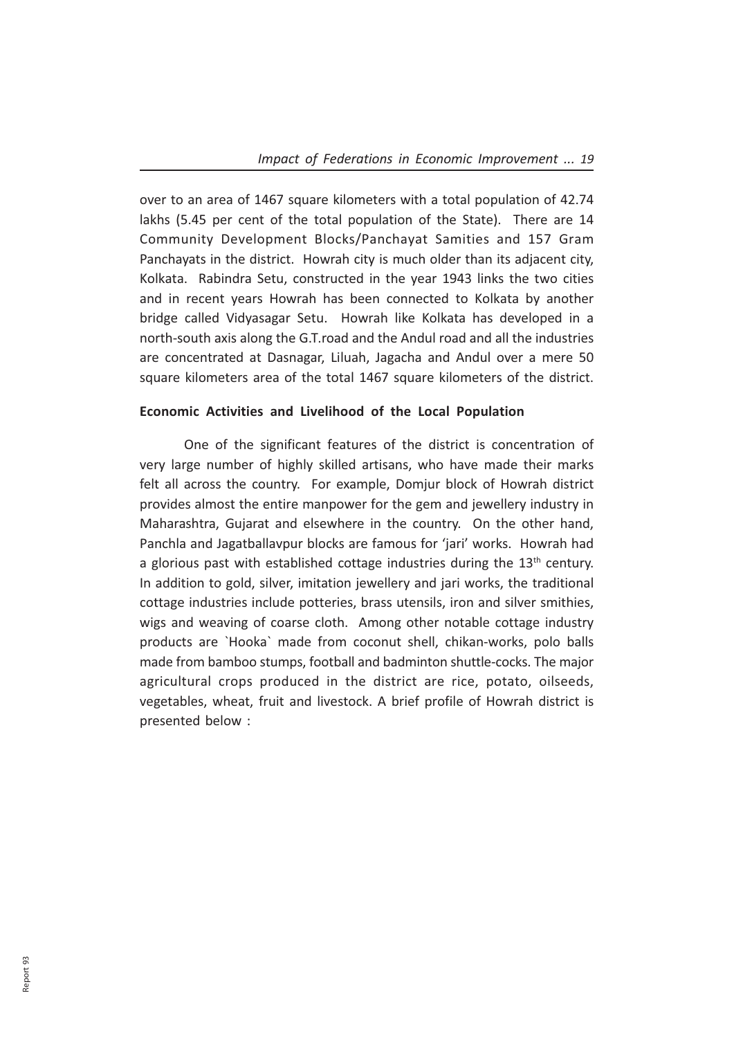over to an area of 1467 square kilometers with a total population of 42.74 lakhs (5.45 per cent of the total population of the State). There are 14 Community Development Blocks/Panchayat Samities and 157 Gram Panchayats in the district. Howrah city is much older than its adjacent city, Kolkata. Rabindra Setu, constructed in the year 1943 links the two cities and in recent years Howrah has been connected to Kolkata by another bridge called Vidyasagar Setu. Howrah like Kolkata has developed in a north-south axis along the G.T.road and the Andul road and all the industries are concentrated at Dasnagar, Liluah, Jagacha and Andul over a mere 50 square kilometers area of the total 1467 square kilometers of the district.

**Economic Activities and Livelihood of the Local Population**

One of the significant features of the district is concentration of very large number of highly skilled artisans, who have made their marks felt all across the country. For example, Domjur block of Howrah district provides almost the entire manpower for the gem and jewellery industry in Maharashtra, Gujarat and elsewhere in the country. On the other hand, Panchla and Jagatballavpur blocks are famous for 'jari' works. Howrah had a glorious past with established cottage industries during the 13th century. In addition to gold, silver, imitation jewellery and jari works, the traditional cottage industries include potteries, brass utensils, iron and silver smithies, wigs and weaving of coarse cloth. Among other notable cottage industry products are `Hooka` made from coconut shell, chikan-works, polo balls made from bamboo stumps, football and badminton shuttle-cocks. The major agricultural crops produced in the district are rice, potato, oilseeds, vegetables, wheat, fruit and livestock. A brief profile of Howrah district is presented below :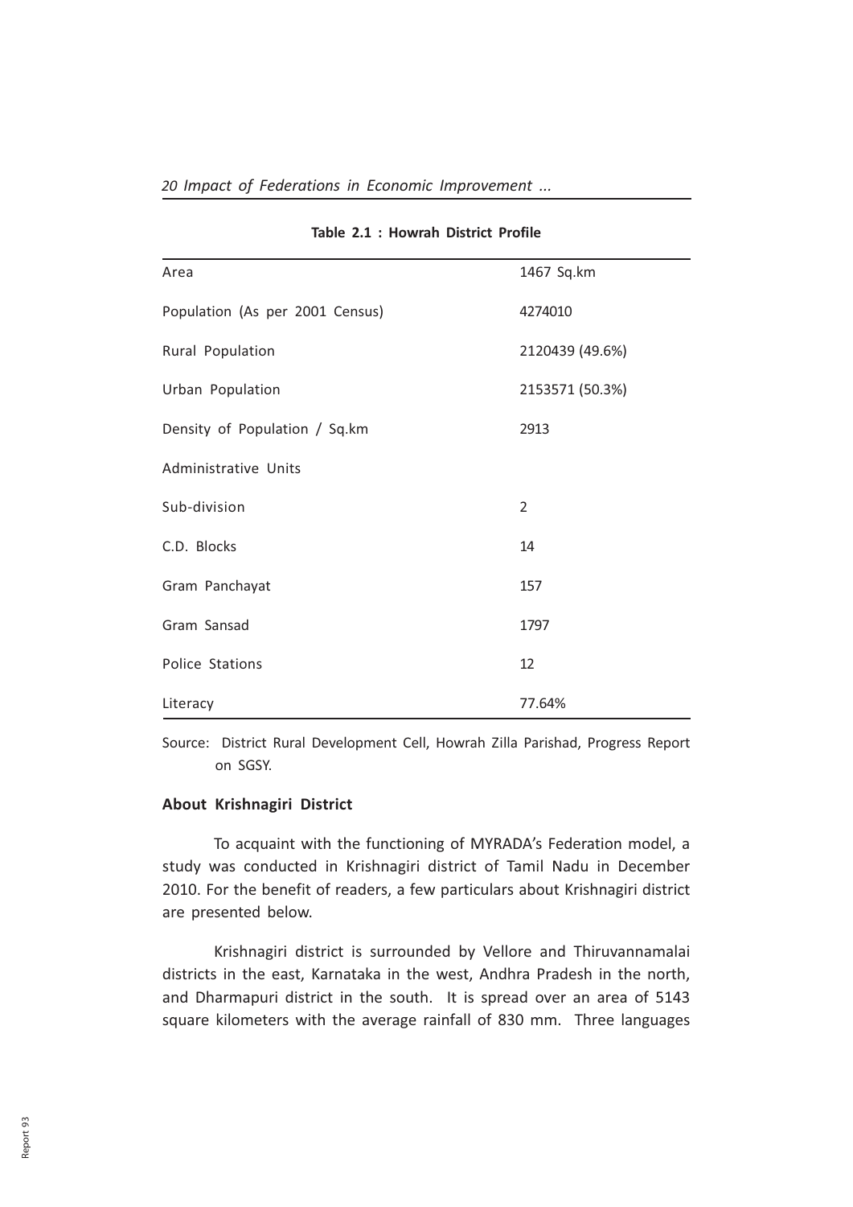**Table 2.1 : Howrah District Profile**

| | |
|---|---|
| Area | 1467 Sq.km |
| Population (As per 2001 Census) | 4274010 |
| Rural Population | 2120439 (49.6%) |
| Urban Population | 2153571 (50.3%) |
| Density of Population / Sq.km | 2913 |
| Administrative Units | |
| Sub-division | 2 |
| C.D. Blocks | 14 |
| Gram Panchayat | 157 |
| Gram Sansad | 1797 |
| Police Stations | 12 |
| Literacy | 77.64% |

Source: District Rural Development Cell, Howrah Zilla Parishad, Progress Report on SGSY.

### About Krishnagiri District

To acquaint with the functioning of MYRADA's Federation model, a study was conducted in Krishnagiri district of Tamil Nadu in December 2010. For the benefit of readers, a few particulars about Krishnagiri district are presented below.

Krishnagiri district is surrounded by Vellore and Thiruvannamalai districts in the east, Karnataka in the west, Andhra Pradesh in the north, and Dharmapuri district in the south. It is spread over an area of 5143 square kilometers with the average rainfall of 830 mm. Three languages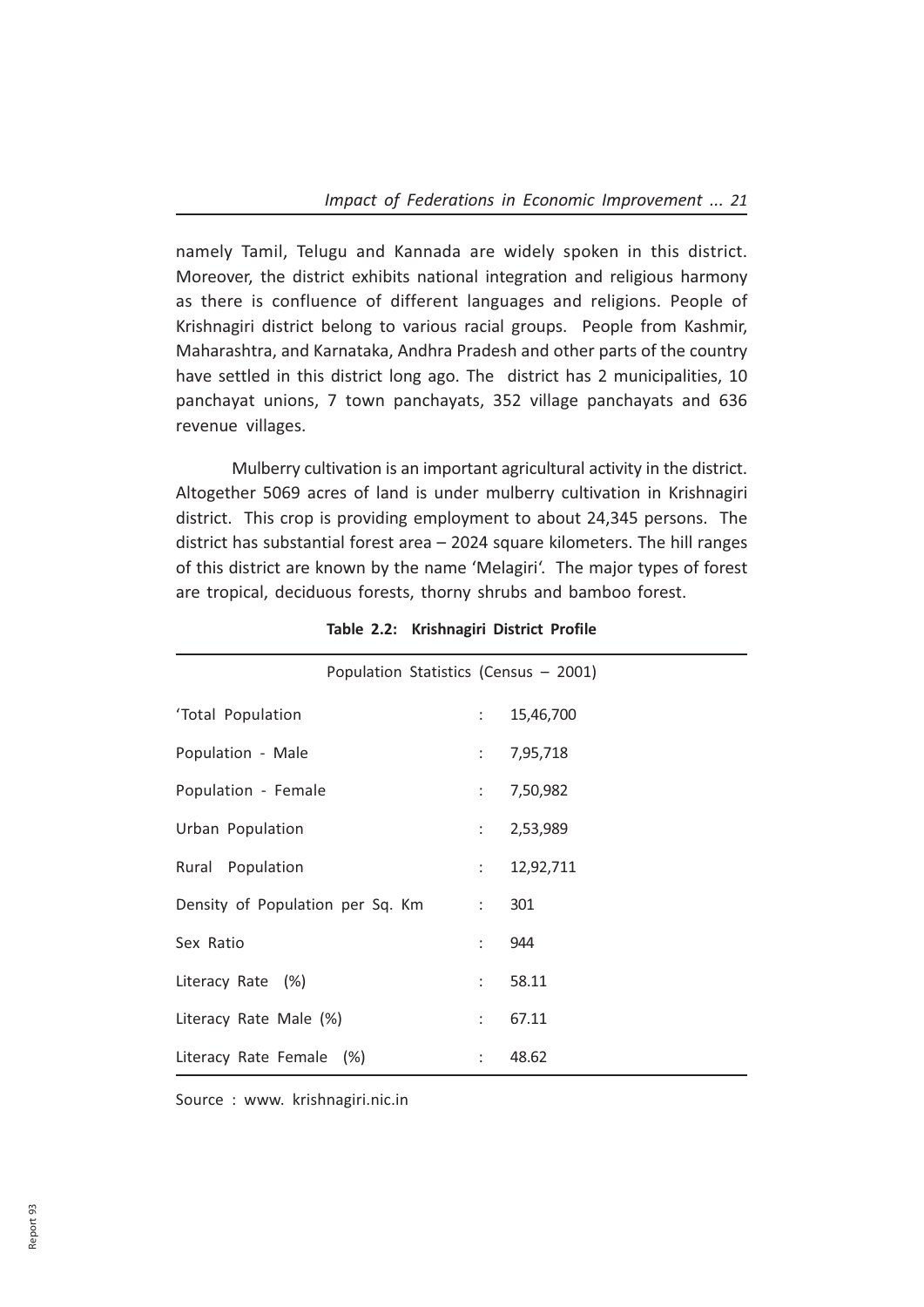namely Tamil, Telugu and Kannada are widely spoken in this district. Moreover, the district exhibits national integration and religious harmony as there is confluence of different languages and religions. People of Krishnagiri district belong to various racial groups. People from Kashmir, Maharashtra, and Karnataka, Andhra Pradesh and other parts of the country have settled in this district long ago. The district has 2 municipalities, 10 panchayat unions, 7 town panchayats, 352 village panchayats and 636 revenue villages.

Mulberry cultivation is an important agricultural activity in the district. Altogether 5069 acres of land is under mulberry cultivation in Krishnagiri district. This crop is providing employment to about 24,345 persons. The district has substantial forest area – 2024 square kilometers. The hill ranges of this district are known by the name 'Melagiri'. The major types of forest are tropical, deciduous forests, thorny shrubs and bamboo forest.

**Table 2.2: Krishnagiri District Profile**

| Population Statistics (Census – 2001) | | |
|---|---|---|
| 'Total Population | : | 15,46,700 |
| Population - Male | : | 7,95,718 |
| Population - Female | : | 7,50,982 |
| Urban Population | : | 2,53,989 |
| Rural Population | : | 12,92,711 |
| Density of Population per Sq. Km | : | 301 |
| Sex Ratio | : | 944 |
| Literacy Rate (%) | : | 58.11 |
| Literacy Rate Male (%) | : | 67.11 |
| Literacy Rate Female (%) | : | 48.62 |

Source : www. krishnagiri.nic.in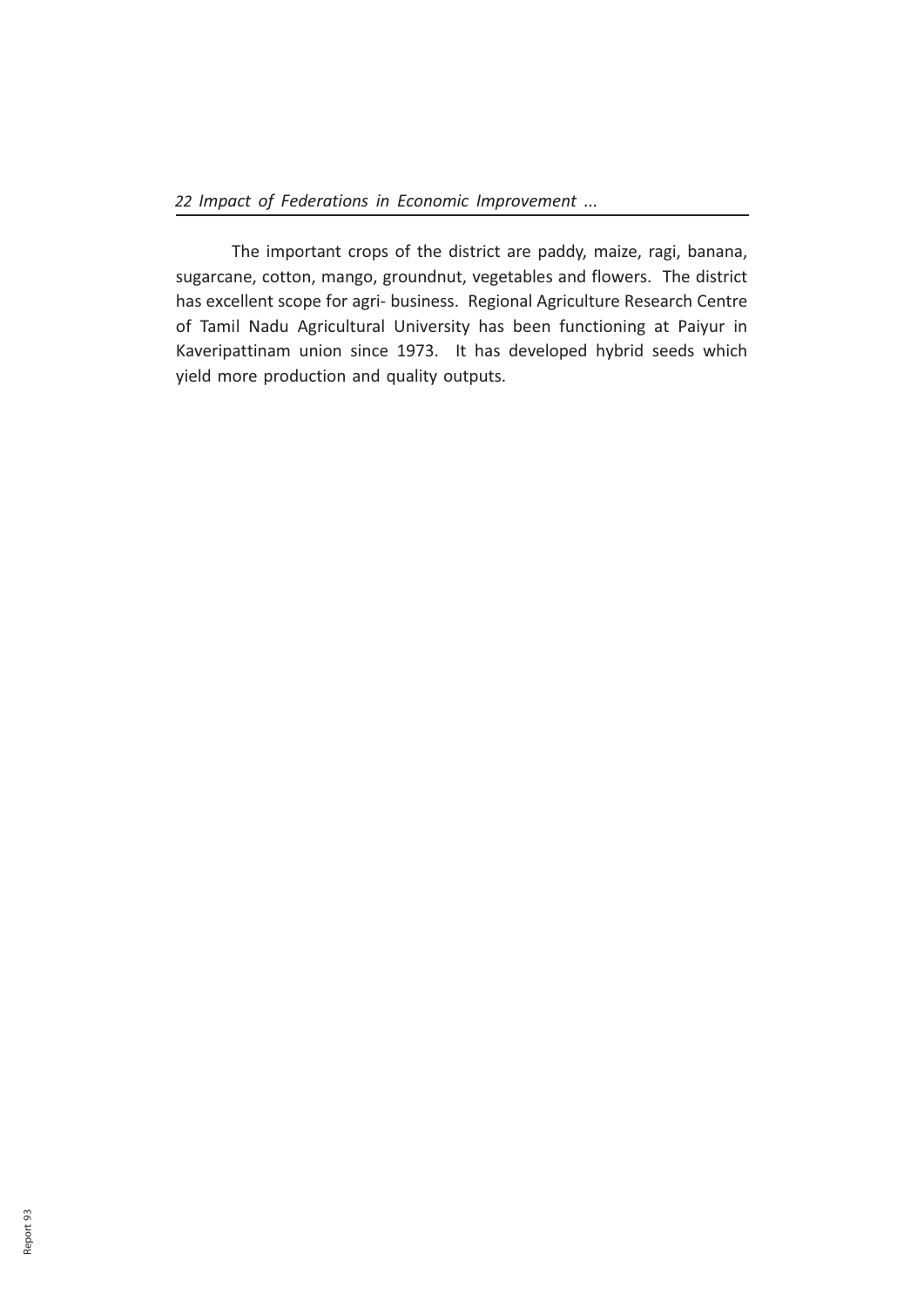The important crops of the district are paddy, maize, ragi, banana, sugarcane, cotton, mango, groundnut, vegetables and flowers. The district has excellent scope for agri- business. Regional Agriculture Research Centre of Tamil Nadu Agricultural University has been functioning at Paiyur in Kaveripattinam union since 1973. It has developed hybrid seeds which yield more production and quality outputs.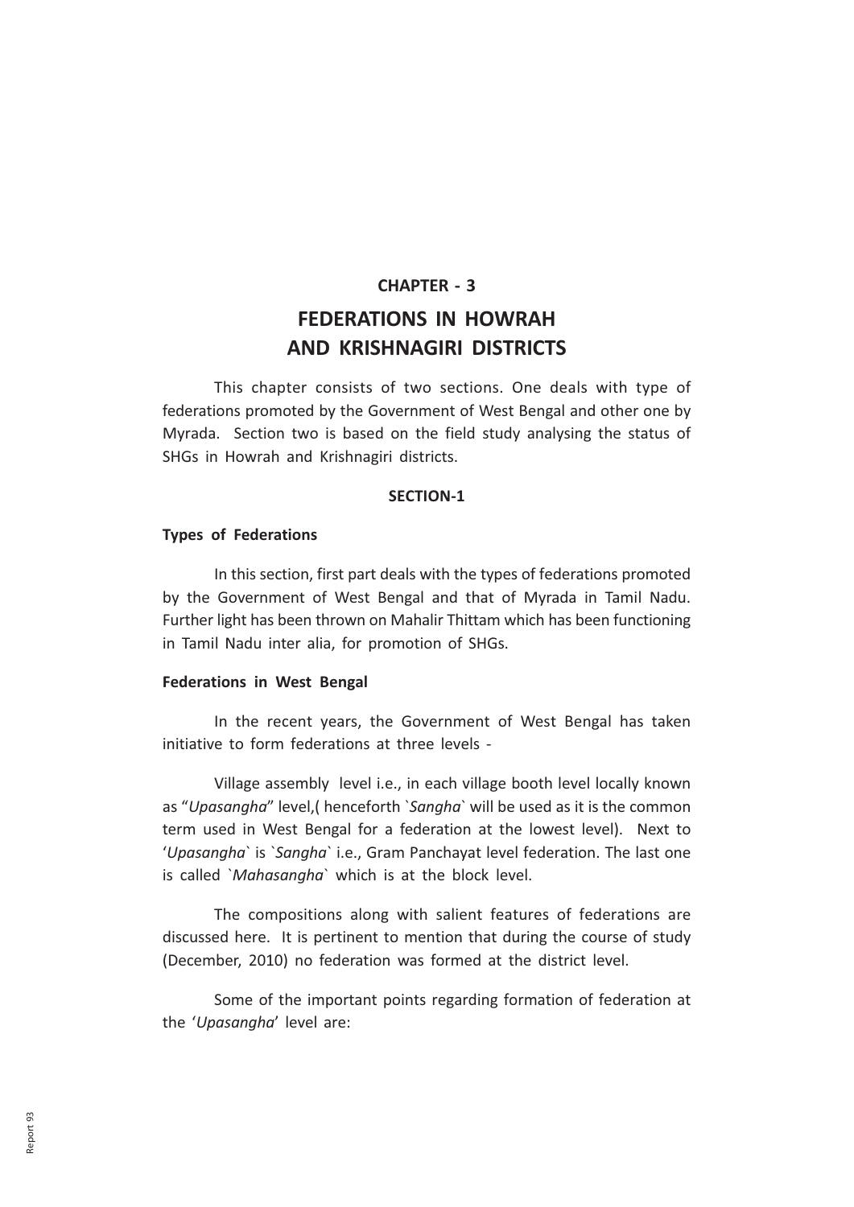## CHAPTER - 3

# FEDERATIONS IN HOWRAH AND KRISHNAGIRI DISTRICTS

This chapter consists of two sections. One deals with type of federations promoted by the Government of West Bengal and other one by Myrada. Section two is based on the field study analysing the status of SHGs in Howrah and Krishnagiri districts.

### SECTION-1

**Types of Federations**

In this section, first part deals with the types of federations promoted by the Government of West Bengal and that of Myrada in Tamil Nadu. Further light has been thrown on Mahalir Thittam which has been functioning in Tamil Nadu inter alia, for promotion of SHGs.

**Federations in West Bengal**

In the recent years, the Government of West Bengal has taken initiative to form federations at three levels -

Village assembly level i.e., in each village booth level locally known as "*Upasangha*" level,( henceforth `*Sangha*` will be used as it is the common term used in West Bengal for a federation at the lowest level). Next to '*Upasangha*` is `*Sangha*` i.e., Gram Panchayat level federation. The last one is called `*Mahasangha*` which is at the block level.

The compositions along with salient features of federations are discussed here. It is pertinent to mention that during the course of study (December, 2010) no federation was formed at the district level.

Some of the important points regarding formation of federation at the '*Upasangha*' level are: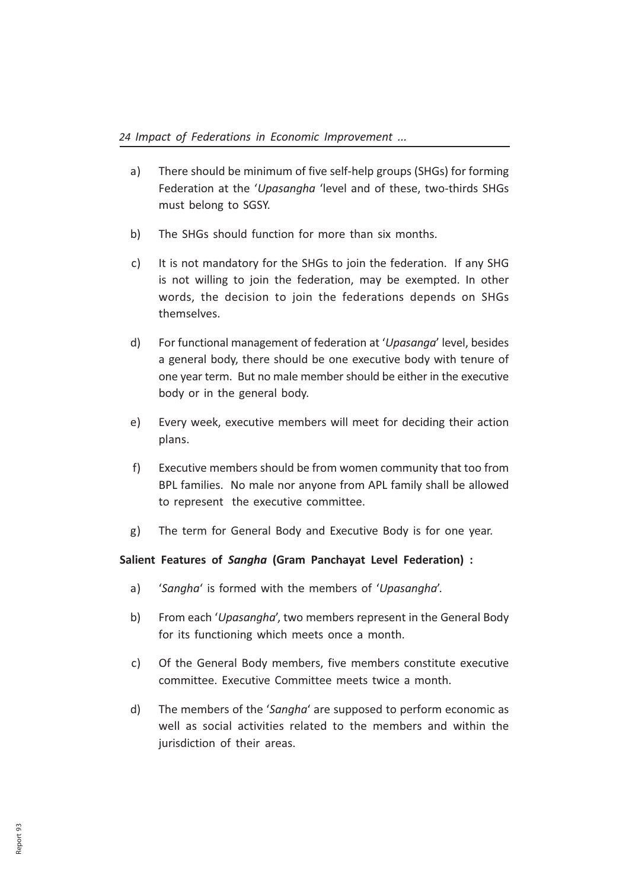a) There should be minimum of five self-help groups (SHGs) for forming Federation at the '*Upasangha* 'level and of these, two-thirds SHGs must belong to SGSY.

b) The SHGs should function for more than six months.

c) It is not mandatory for the SHGs to join the federation. If any SHG is not willing to join the federation, may be exempted. In other words, the decision to join the federations depends on SHGs themselves.

d) For functional management of federation at '*Upasanga*' level, besides a general body, there should be one executive body with tenure of one year term. But no male member should be either in the executive body or in the general body.

e) Every week, executive members will meet for deciding their action plans.

f) Executive members should be from women community that too from BPL families. No male nor anyone from APL family shall be allowed to represent the executive committee.

g) The term for General Body and Executive Body is for one year.

**Salient Features of *Sangha* (Gram Panchayat Level Federation) :**

a) '*Sangha*' is formed with the members of '*Upasangha*'.

b) From each '*Upasangha*', two members represent in the General Body for its functioning which meets once a month.

c) Of the General Body members, five members constitute executive committee. Executive Committee meets twice a month.

d) The members of the '*Sangha*' are supposed to perform economic as well as social activities related to the members and within the jurisdiction of their areas.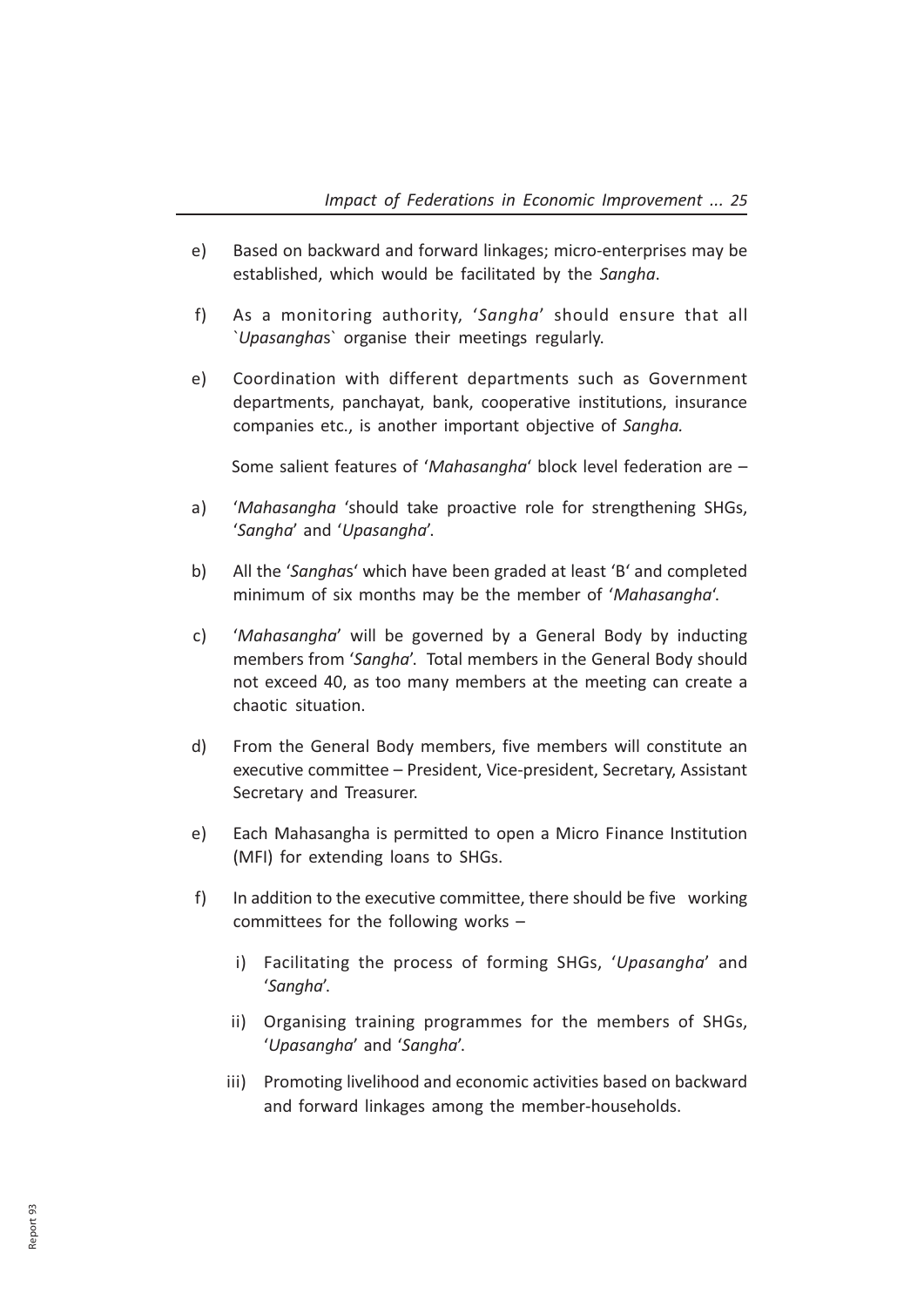e) Based on backward and forward linkages; micro-enterprises may be established, which would be facilitated by the *Sangha*.

f) As a monitoring authority, '*Sangha*' should ensure that all `*Upasangha*s` organise their meetings regularly.

e) Coordination with different departments such as Government departments, panchayat, bank, cooperative institutions, insurance companies etc., is another important objective of *Sangha.*

Some salient features of '*Mahasangha*' block level federation are –

a) '*Mahasangha* 'should take proactive role for strengthening SHGs, '*Sangha*' and '*Upasangha*'.

b) All the '*Sangha*s' which have been graded at least 'B' and completed minimum of six months may be the member of '*Mahasangha*'.

c) '*Mahasangha*' will be governed by a General Body by inducting members from '*Sangha*'. Total members in the General Body should not exceed 40, as too many members at the meeting can create a chaotic situation.

d) From the General Body members, five members will constitute an executive committee – President, Vice-president, Secretary, Assistant Secretary and Treasurer.

e) Each Mahasangha is permitted to open a Micro Finance Institution (MFI) for extending loans to SHGs.

f) In addition to the executive committee, there should be five working committees for the following works –

   i) Facilitating the process of forming SHGs, '*Upasangha*' and '*Sangha*'.

   ii) Organising training programmes for the members of SHGs, '*Upasangha*' and '*Sangha*'.

   iii) Promoting livelihood and economic activities based on backward and forward linkages among the member-households.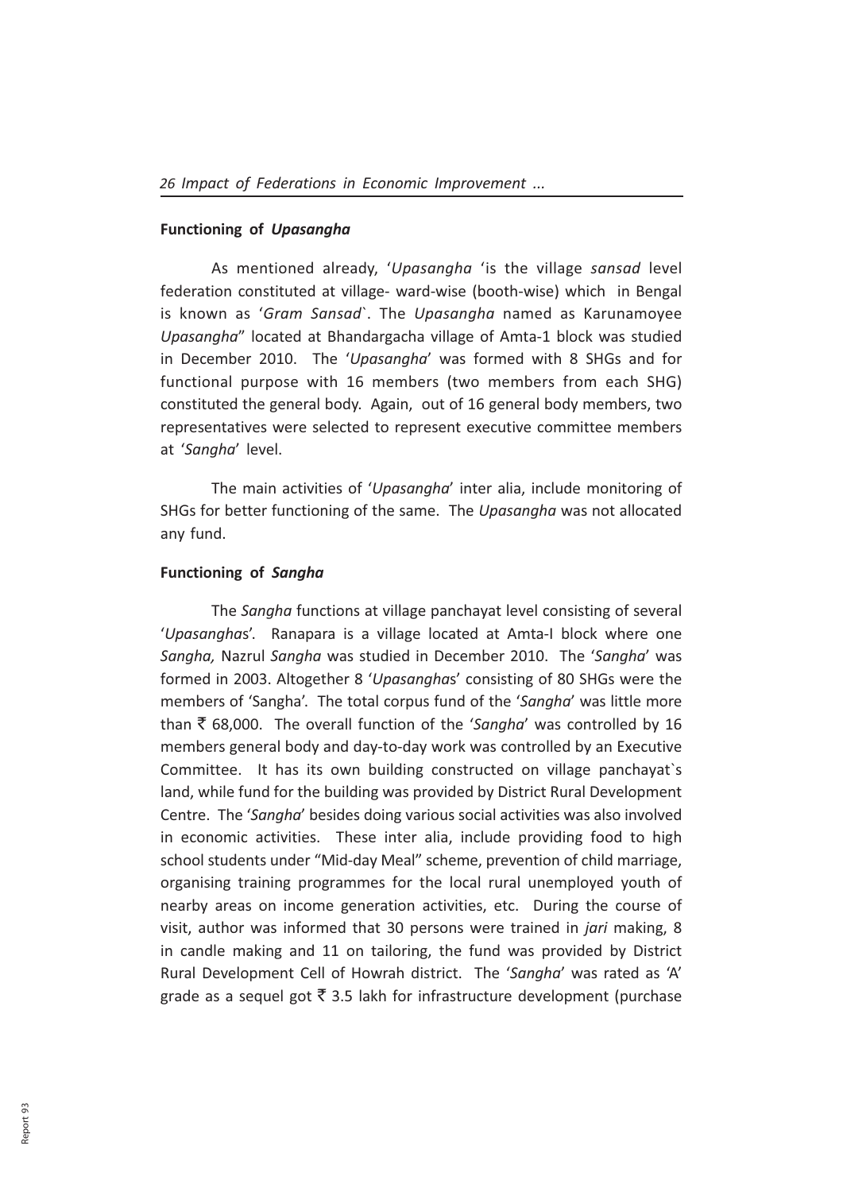### Functioning of *Upasangha*

As mentioned already, '*Upasangha* 'is the village *sansad* level federation constituted at village- ward-wise (booth-wise) which in Bengal is known as '*Gram Sansad*`. The *Upasangha* named as Karunamoyee *Upasangha*" located at Bhandargacha village of Amta-1 block was studied in December 2010. The '*Upasangha*' was formed with 8 SHGs and for functional purpose with 16 members (two members from each SHG) constituted the general body. Again, out of 16 general body members, two representatives were selected to represent executive committee members at '*Sangha*' level.

The main activities of '*Upasangha*' inter alia, include monitoring of SHGs for better functioning of the same. The *Upasangha* was not allocated any fund.

### Functioning of *Sangha*

The *Sangha* functions at village panchayat level consisting of several '*Upasangha*s'. Ranapara is a village located at Amta-I block where one *Sangha,* Nazrul *Sangha* was studied in December 2010. The '*Sangha*' was formed in 2003. Altogether 8 '*Upasangha*s' consisting of 80 SHGs were the members of 'Sangha'. The total corpus fund of the '*Sangha*' was little more than ₹ 68,000. The overall function of the '*Sangha*' was controlled by 16 members general body and day-to-day work was controlled by an Executive Committee. It has its own building constructed on village panchayat`s land, while fund for the building was provided by District Rural Development Centre. The '*Sangha*' besides doing various social activities was also involved in economic activities. These inter alia, include providing food to high school students under "Mid-day Meal" scheme, prevention of child marriage, organising training programmes for the local rural unemployed youth of nearby areas on income generation activities, etc. During the course of visit, author was informed that 30 persons were trained in *jari* making, 8 in candle making and 11 on tailoring, the fund was provided by District Rural Development Cell of Howrah district. The '*Sangha*' was rated as 'A' grade as a sequel got ₹ 3.5 lakh for infrastructure development (purchase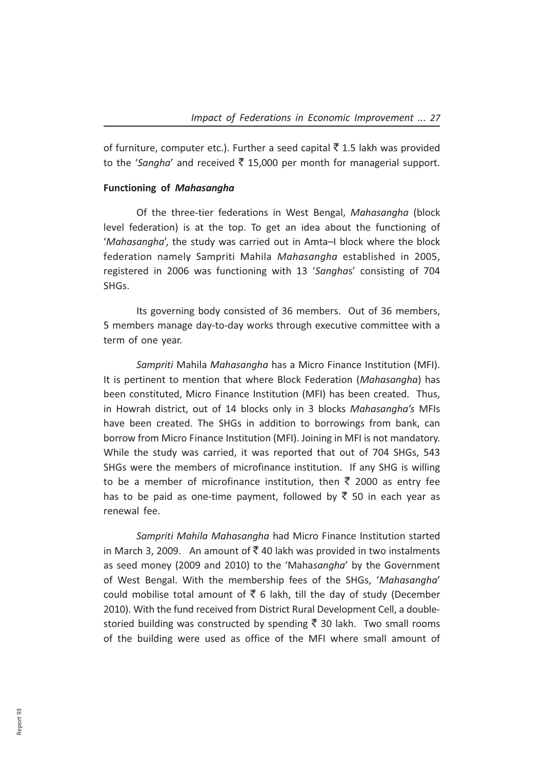of furniture, computer etc.). Further a seed capital ₹ 1.5 lakh was provided to the '*Sangha*' and received ₹ 15,000 per month for managerial support.

**Functioning of *Mahasangha***

Of the three-tier federations in West Bengal, *Mahasangha* (block level federation) is at the top. To get an idea about the functioning of '*Mahasangha*', the study was carried out in Amta–I block where the block federation namely Sampriti Mahila *Mahasangha* established in 2005, registered in 2006 was functioning with 13 '*Sangha*s' consisting of 704 SHGs.

Its governing body consisted of 36 members. Out of 36 members, 5 members manage day-to-day works through executive committee with a term of one year.

*Sampriti* Mahila *Mahasangha* has a Micro Finance Institution (MFI). It is pertinent to mention that where Block Federation (*Mahasangha*) has been constituted, Micro Finance Institution (MFI) has been created. Thus, in Howrah district, out of 14 blocks only in 3 blocks *Mahasangha's* MFIs have been created. The SHGs in addition to borrowings from bank, can borrow from Micro Finance Institution (MFI). Joining in MFI is not mandatory. While the study was carried, it was reported that out of 704 SHGs, 543 SHGs were the members of microfinance institution. If any SHG is willing to be a member of microfinance institution, then ₹ 2000 as entry fee has to be paid as one-time payment, followed by ₹ 50 in each year as renewal fee.

*Sampriti Mahila Mahasangha* had Micro Finance Institution started in March 3, 2009. An amount of ₹ 40 lakh was provided in two instalments as seed money (2009 and 2010) to the 'Maha*sangha*' by the Government of West Bengal. With the membership fees of the SHGs, '*Mahasangha*' could mobilise total amount of ₹ 6 lakh, till the day of study (December 2010). With the fund received from District Rural Development Cell, a double-storied building was constructed by spending ₹ 30 lakh. Two small rooms of the building were used as office of the MFI where small amount of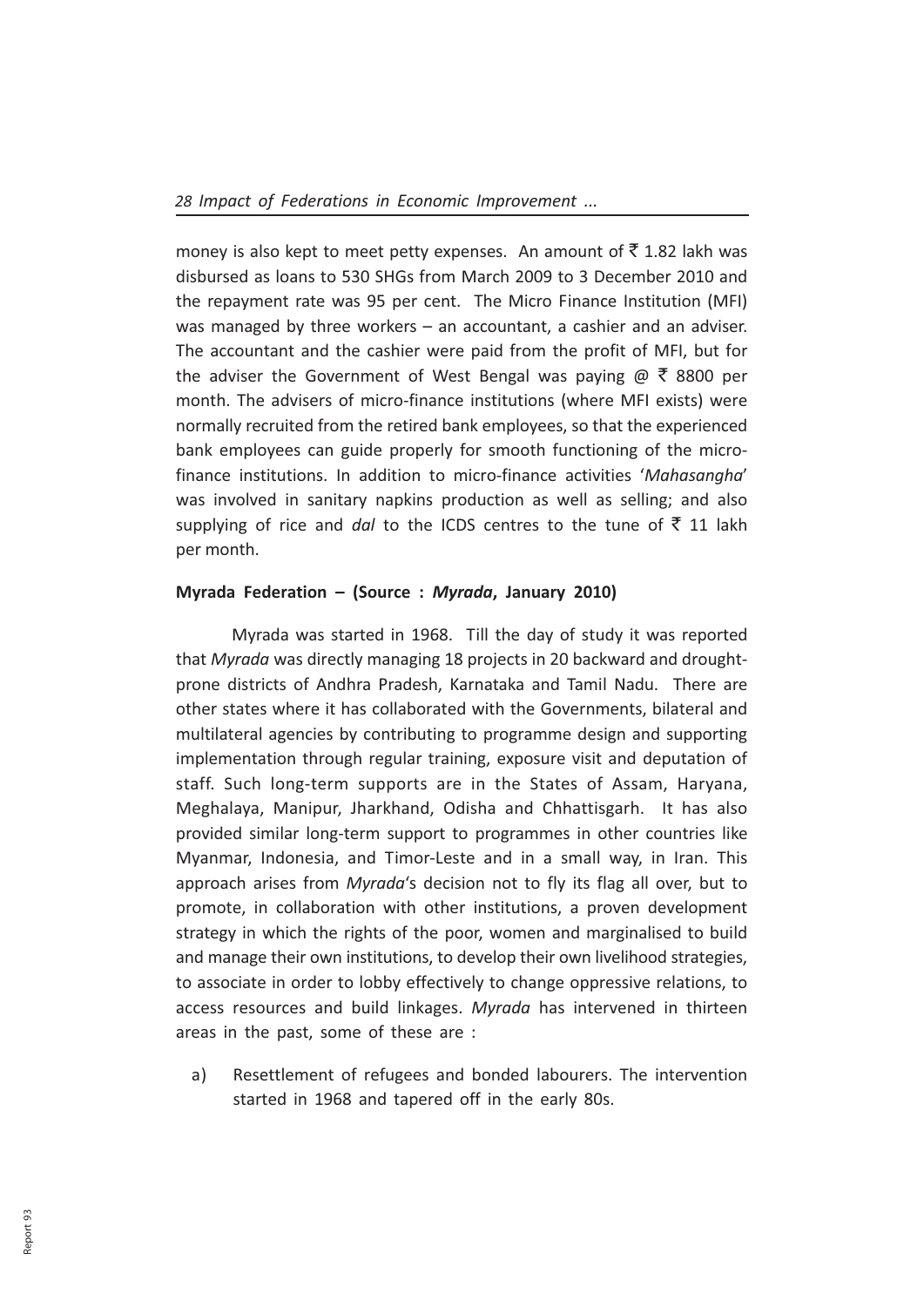money is also kept to meet petty expenses. An amount of ₹ 1.82 lakh was disbursed as loans to 530 SHGs from March 2009 to 3 December 2010 and the repayment rate was 95 per cent. The Micro Finance Institution (MFI) was managed by three workers – an accountant, a cashier and an adviser. The accountant and the cashier were paid from the profit of MFI, but for the adviser the Government of West Bengal was paying @ ₹ 8800 per month. The advisers of micro-finance institutions (where MFI exists) were normally recruited from the retired bank employees, so that the experienced bank employees can guide properly for smooth functioning of the micro-finance institutions. In addition to micro-finance activities '*Mahasangha*' was involved in sanitary napkins production as well as selling; and also supplying of rice and *dal* to the ICDS centres to the tune of ₹ 11 lakh per month.

**Myrada Federation – (Source : *Myrada*, January 2010)**

Myrada was started in 1968. Till the day of study it was reported that *Myrada* was directly managing 18 projects in 20 backward and drought-prone districts of Andhra Pradesh, Karnataka and Tamil Nadu. There are other states where it has collaborated with the Governments, bilateral and multilateral agencies by contributing to programme design and supporting implementation through regular training, exposure visit and deputation of staff. Such long-term supports are in the States of Assam, Haryana, Meghalaya, Manipur, Jharkhand, Odisha and Chhattisgarh. It has also provided similar long-term support to programmes in other countries like Myanmar, Indonesia, and Timor-Leste and in a small way, in Iran. This approach arises from *Myrada*'s decision not to fly its flag all over, but to promote, in collaboration with other institutions, a proven development strategy in which the rights of the poor, women and marginalised to build and manage their own institutions, to develop their own livelihood strategies, to associate in order to lobby effectively to change oppressive relations, to access resources and build linkages. *Myrada* has intervened in thirteen areas in the past, some of these are :

a) Resettlement of refugees and bonded labourers. The intervention started in 1968 and tapered off in the early 80s.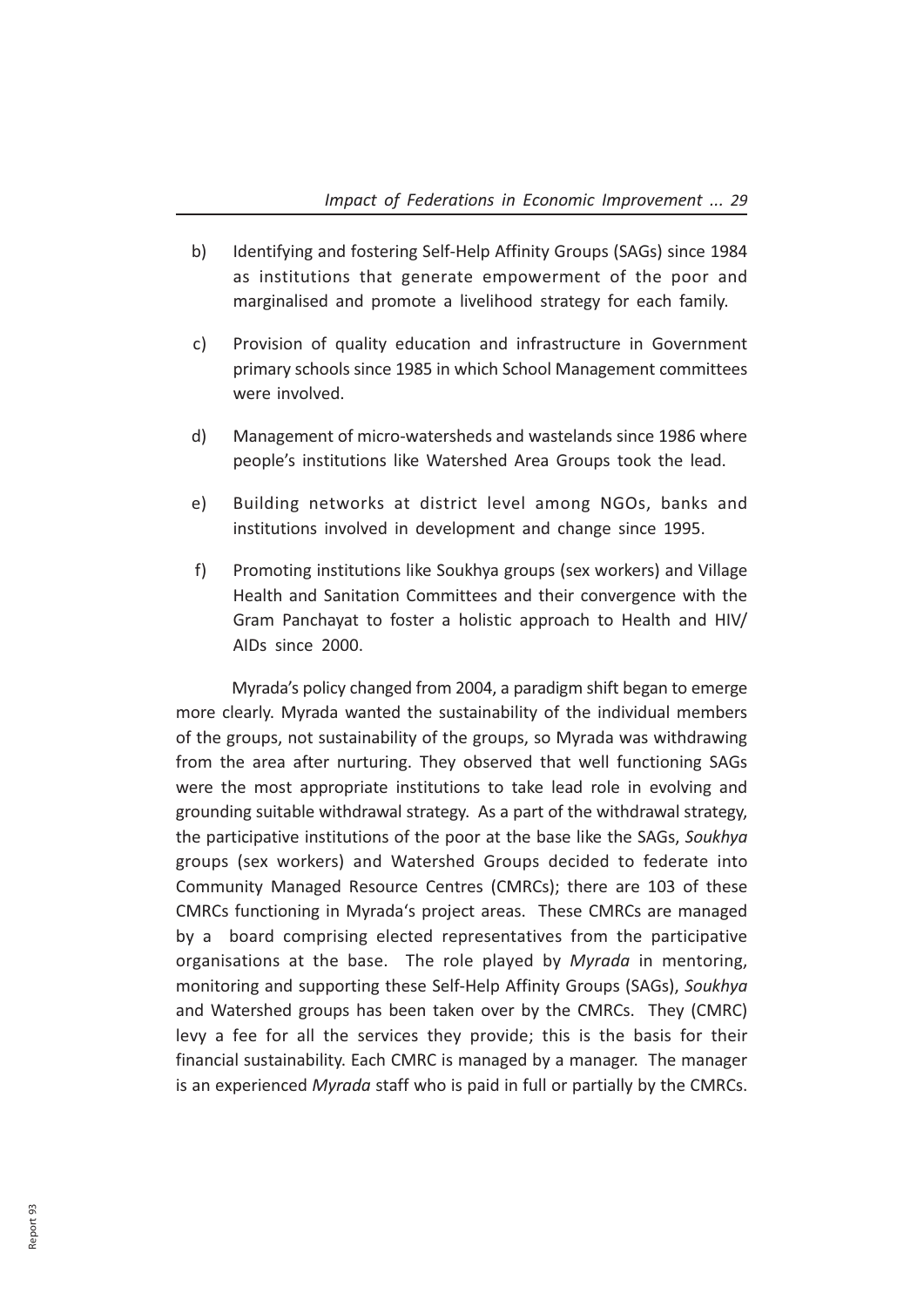b) Identifying and fostering Self-Help Affinity Groups (SAGs) since 1984 as institutions that generate empowerment of the poor and marginalised and promote a livelihood strategy for each family.

c) Provision of quality education and infrastructure in Government primary schools since 1985 in which School Management committees were involved.

d) Management of micro-watersheds and wastelands since 1986 where people's institutions like Watershed Area Groups took the lead.

e) Building networks at district level among NGOs, banks and institutions involved in development and change since 1995.

f) Promoting institutions like Soukhya groups (sex workers) and Village Health and Sanitation Committees and their convergence with the Gram Panchayat to foster a holistic approach to Health and HIV/ AIDs since 2000.

Myrada's policy changed from 2004, a paradigm shift began to emerge more clearly. Myrada wanted the sustainability of the individual members of the groups, not sustainability of the groups, so Myrada was withdrawing from the area after nurturing. They observed that well functioning SAGs were the most appropriate institutions to take lead role in evolving and grounding suitable withdrawal strategy. As a part of the withdrawal strategy, the participative institutions of the poor at the base like the SAGs, *Soukhya* groups (sex workers) and Watershed Groups decided to federate into Community Managed Resource Centres (CMRCs); there are 103 of these CMRCs functioning in Myrada's project areas. These CMRCs are managed by a board comprising elected representatives from the participative organisations at the base. The role played by *Myrada* in mentoring, monitoring and supporting these Self-Help Affinity Groups (SAGs), *Soukhya* and Watershed groups has been taken over by the CMRCs. They (CMRC) levy a fee for all the services they provide; this is the basis for their financial sustainability. Each CMRC is managed by a manager. The manager is an experienced *Myrada* staff who is paid in full or partially by the CMRCs.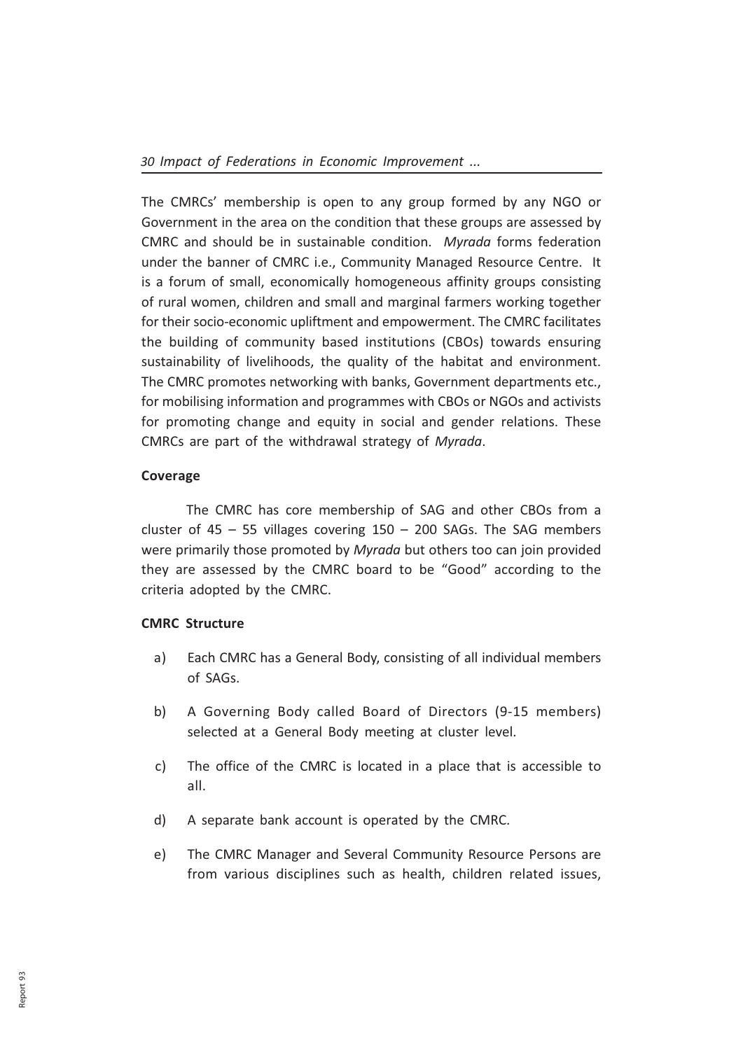The CMRCs' membership is open to any group formed by any NGO or Government in the area on the condition that these groups are assessed by CMRC and should be in sustainable condition. *Myrada* forms federation under the banner of CMRC i.e., Community Managed Resource Centre. It is a forum of small, economically homogeneous affinity groups consisting of rural women, children and small and marginal farmers working together for their socio-economic upliftment and empowerment. The CMRC facilitates the building of community based institutions (CBOs) towards ensuring sustainability of livelihoods, the quality of the habitat and environment. The CMRC promotes networking with banks, Government departments etc., for mobilising information and programmes with CBOs or NGOs and activists for promoting change and equity in social and gender relations. These CMRCs are part of the withdrawal strategy of *Myrada*.

**Coverage**

The CMRC has core membership of SAG and other CBOs from a cluster of 45 – 55 villages covering 150 – 200 SAGs. The SAG members were primarily those promoted by *Myrada* but others too can join provided they are assessed by the CMRC board to be "Good" according to the criteria adopted by the CMRC.

**CMRC Structure**

a) Each CMRC has a General Body, consisting of all individual members of SAGs.

b) A Governing Body called Board of Directors (9-15 members) selected at a General Body meeting at cluster level.

c) The office of the CMRC is located in a place that is accessible to all.

d) A separate bank account is operated by the CMRC.

e) The CMRC Manager and Several Community Resource Persons are from various disciplines such as health, children related issues,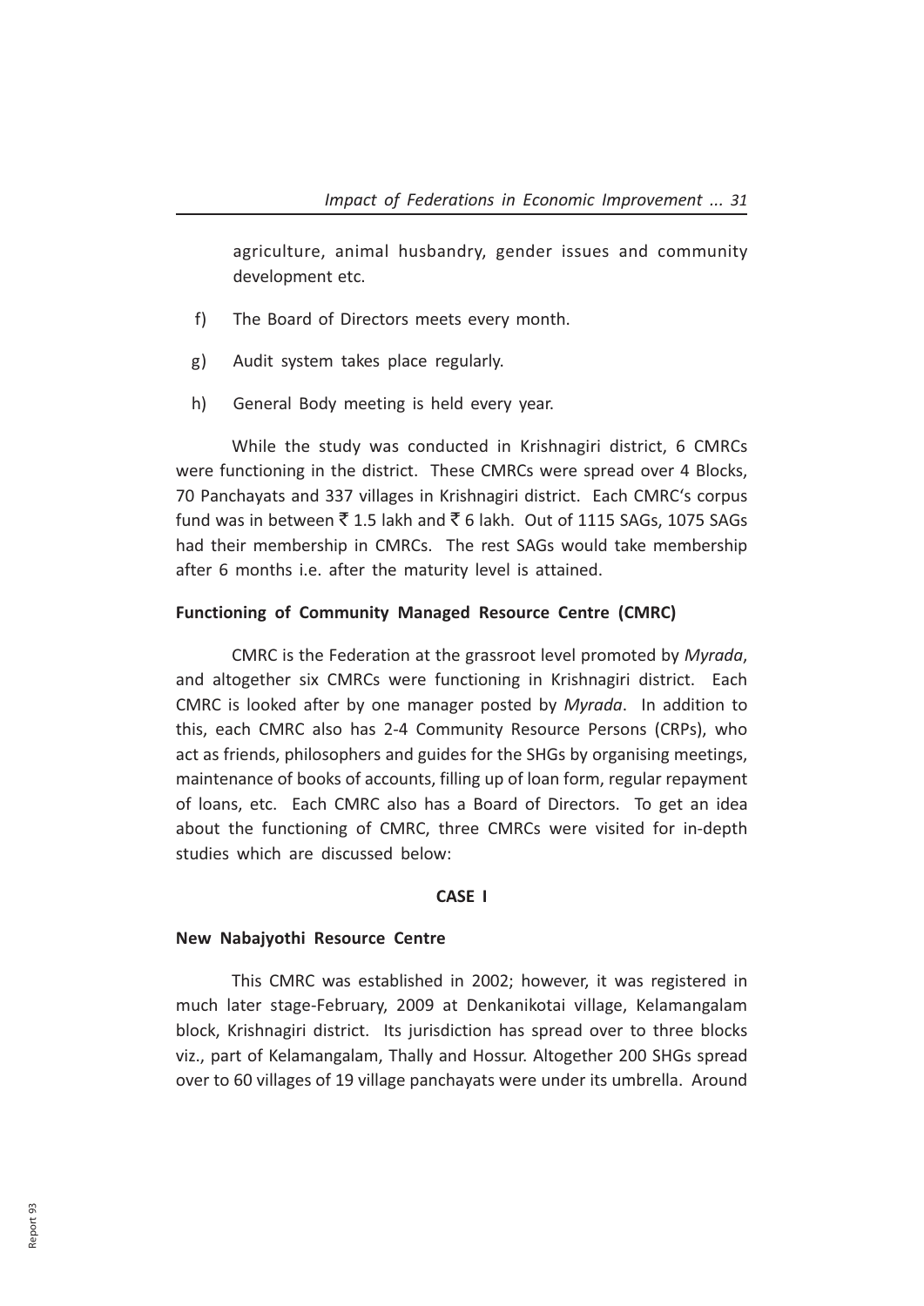agriculture, animal husbandry, gender issues and community development etc.

f) The Board of Directors meets every month.

g) Audit system takes place regularly.

h) General Body meeting is held every year.

While the study was conducted in Krishnagiri district, 6 CMRCs were functioning in the district. These CMRCs were spread over 4 Blocks, 70 Panchayats and 337 villages in Krishnagiri district. Each CMRC's corpus fund was in between ₹ 1.5 lakh and ₹ 6 lakh. Out of 1115 SAGs, 1075 SAGs had their membership in CMRCs. The rest SAGs would take membership after 6 months i.e. after the maturity level is attained.

**Functioning of Community Managed Resource Centre (CMRC)**

CMRC is the Federation at the grassroot level promoted by *Myrada*, and altogether six CMRCs were functioning in Krishnagiri district. Each CMRC is looked after by one manager posted by *Myrada*. In addition to this, each CMRC also has 2-4 Community Resource Persons (CRPs), who act as friends, philosophers and guides for the SHGs by organising meetings, maintenance of books of accounts, filling up of loan form, regular repayment of loans, etc. Each CMRC also has a Board of Directors. To get an idea about the functioning of CMRC, three CMRCs were visited for in-depth studies which are discussed below:

**CASE I**

**New Nabajyothi Resource Centre**

This CMRC was established in 2002; however, it was registered in much later stage-February, 2009 at Denkanikotai village, Kelamangalam block, Krishnagiri district. Its jurisdiction has spread over to three blocks viz., part of Kelamangalam, Thally and Hossur. Altogether 200 SHGs spread over to 60 villages of 19 village panchayats were under its umbrella. Around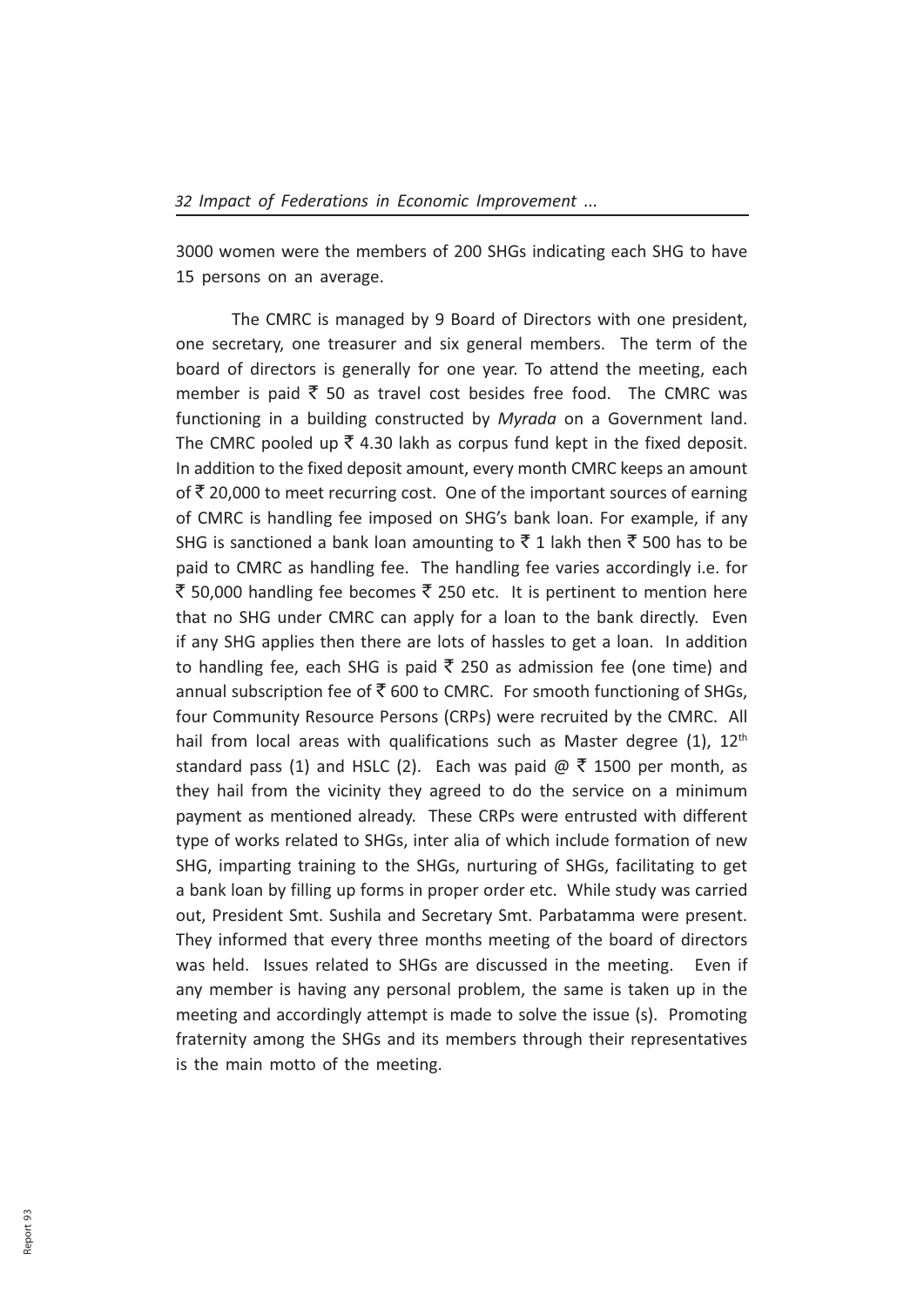3000 women were the members of 200 SHGs indicating each SHG to have 15 persons on an average.

The CMRC is managed by 9 Board of Directors with one president, one secretary, one treasurer and six general members. The term of the board of directors is generally for one year. To attend the meeting, each member is paid ₹ 50 as travel cost besides free food. The CMRC was functioning in a building constructed by *Myrada* on a Government land. The CMRC pooled up ₹ 4.30 lakh as corpus fund kept in the fixed deposit. In addition to the fixed deposit amount, every month CMRC keeps an amount of ₹ 20,000 to meet recurring cost. One of the important sources of earning of CMRC is handling fee imposed on SHG's bank loan. For example, if any SHG is sanctioned a bank loan amounting to ₹ 1 lakh then ₹ 500 has to be paid to CMRC as handling fee. The handling fee varies accordingly i.e. for ₹ 50,000 handling fee becomes ₹ 250 etc. It is pertinent to mention here that no SHG under CMRC can apply for a loan to the bank directly. Even if any SHG applies then there are lots of hassles to get a loan. In addition to handling fee, each SHG is paid ₹ 250 as admission fee (one time) and annual subscription fee of ₹ 600 to CMRC. For smooth functioning of SHGs, four Community Resource Persons (CRPs) were recruited by the CMRC. All hail from local areas with qualifications such as Master degree (1), 12th standard pass (1) and HSLC (2). Each was paid @ ₹ 1500 per month, as they hail from the vicinity they agreed to do the service on a minimum payment as mentioned already. These CRPs were entrusted with different type of works related to SHGs, inter alia of which include formation of new SHG, imparting training to the SHGs, nurturing of SHGs, facilitating to get a bank loan by filling up forms in proper order etc. While study was carried out, President Smt. Sushila and Secretary Smt. Parbatamma were present. They informed that every three months meeting of the board of directors was held. Issues related to SHGs are discussed in the meeting. Even if any member is having any personal problem, the same is taken up in the meeting and accordingly attempt is made to solve the issue (s). Promoting fraternity among the SHGs and its members through their representatives is the main motto of the meeting.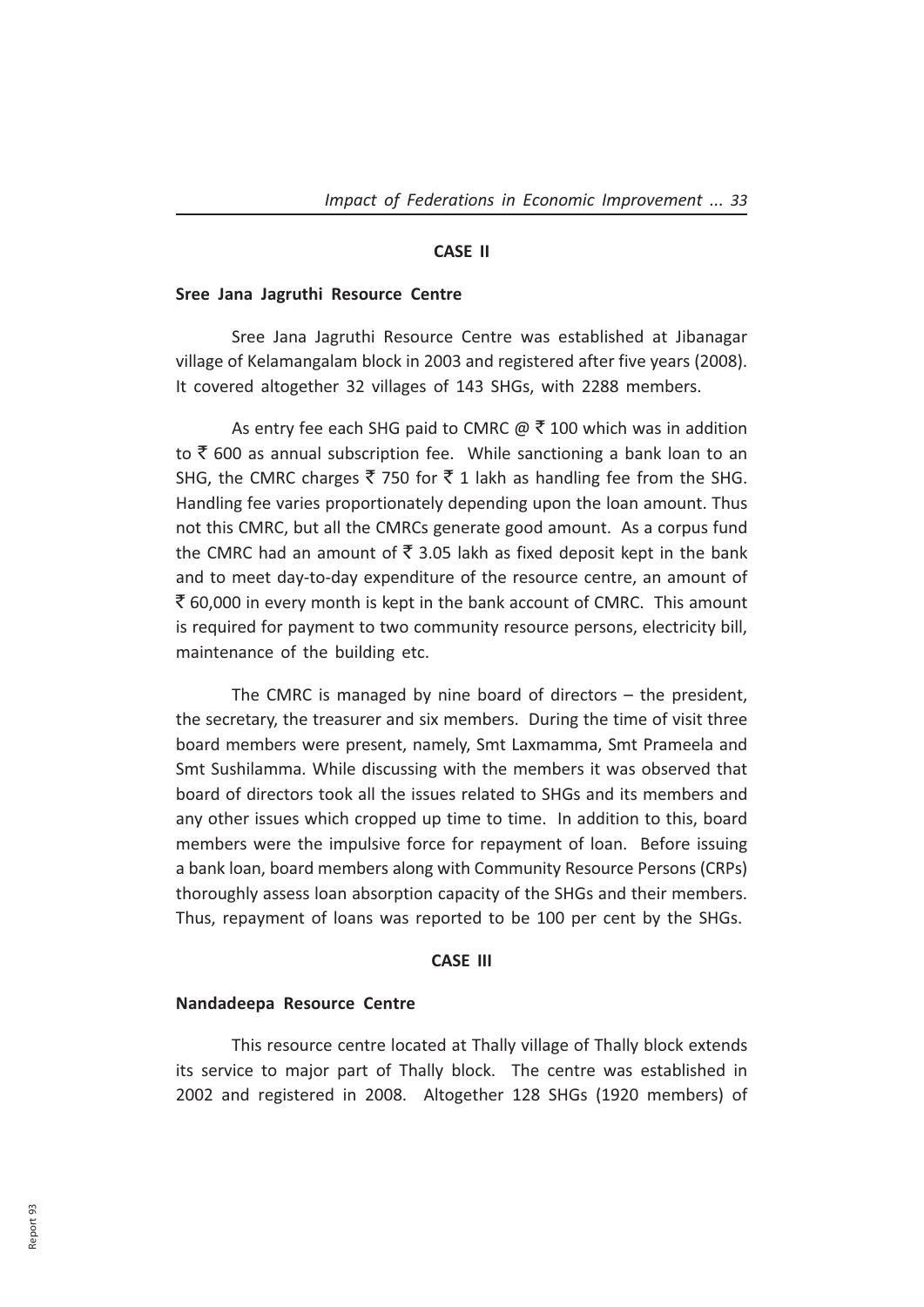**CASE II**

**Sree Jana Jagruthi Resource Centre**

Sree Jana Jagruthi Resource Centre was established at Jibanagar village of Kelamangalam block in 2003 and registered after five years (2008). It covered altogether 32 villages of 143 SHGs, with 2288 members.

As entry fee each SHG paid to CMRC @ ₹ 100 which was in addition to ₹ 600 as annual subscription fee. While sanctioning a bank loan to an SHG, the CMRC charges ₹ 750 for ₹ 1 lakh as handling fee from the SHG. Handling fee varies proportionately depending upon the loan amount. Thus not this CMRC, but all the CMRCs generate good amount. As a corpus fund the CMRC had an amount of ₹ 3.05 lakh as fixed deposit kept in the bank and to meet day-to-day expenditure of the resource centre, an amount of ₹ 60,000 in every month is kept in the bank account of CMRC. This amount is required for payment to two community resource persons, electricity bill, maintenance of the building etc.

The CMRC is managed by nine board of directors – the president, the secretary, the treasurer and six members. During the time of visit three board members were present, namely, Smt Laxmamma, Smt Prameela and Smt Sushilamma. While discussing with the members it was observed that board of directors took all the issues related to SHGs and its members and any other issues which cropped up time to time. In addition to this, board members were the impulsive force for repayment of loan. Before issuing a bank loan, board members along with Community Resource Persons (CRPs) thoroughly assess loan absorption capacity of the SHGs and their members. Thus, repayment of loans was reported to be 100 per cent by the SHGs.

**CASE III**

**Nandadeepa Resource Centre**

This resource centre located at Thally village of Thally block extends its service to major part of Thally block. The centre was established in 2002 and registered in 2008. Altogether 128 SHGs (1920 members) of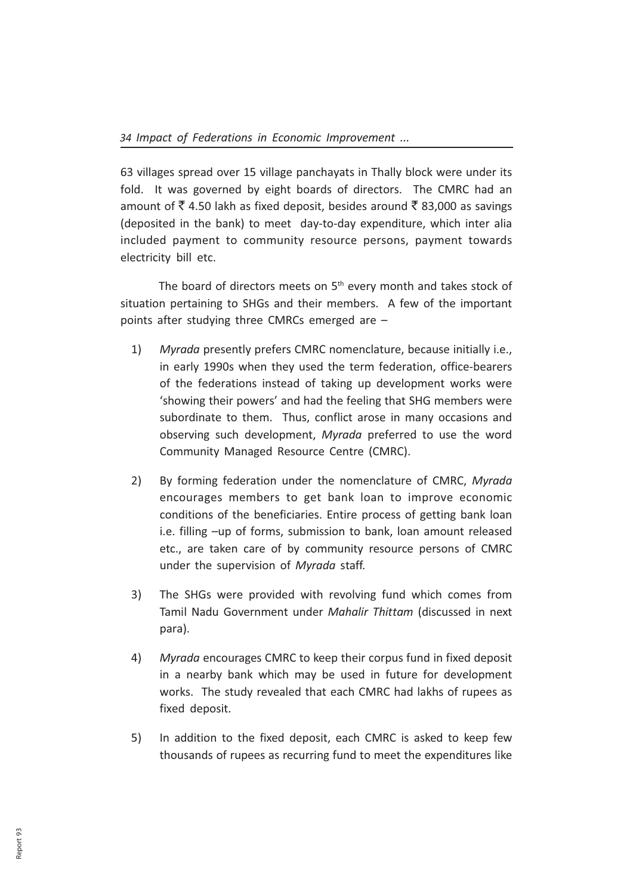63 villages spread over 15 village panchayats in Thally block were under its fold. It was governed by eight boards of directors. The CMRC had an amount of ₹ 4.50 lakh as fixed deposit, besides around ₹ 83,000 as savings (deposited in the bank) to meet day-to-day expenditure, which inter alia included payment to community resource persons, payment towards electricity bill etc.

The board of directors meets on 5th every month and takes stock of situation pertaining to SHGs and their members. A few of the important points after studying three CMRCs emerged are –

1) *Myrada* presently prefers CMRC nomenclature, because initially i.e., in early 1990s when they used the term federation, office-bearers of the federations instead of taking up development works were 'showing their powers' and had the feeling that SHG members were subordinate to them. Thus, conflict arose in many occasions and observing such development, *Myrada* preferred to use the word Community Managed Resource Centre (CMRC).

2) By forming federation under the nomenclature of CMRC, *Myrada* encourages members to get bank loan to improve economic conditions of the beneficiaries. Entire process of getting bank loan i.e. filling –up of forms, submission to bank, loan amount released etc., are taken care of by community resource persons of CMRC under the supervision of *Myrada* staff.

3) The SHGs were provided with revolving fund which comes from Tamil Nadu Government under *Mahalir Thittam* (discussed in next para).

4) *Myrada* encourages CMRC to keep their corpus fund in fixed deposit in a nearby bank which may be used in future for development works. The study revealed that each CMRC had lakhs of rupees as fixed deposit.

5) In addition to the fixed deposit, each CMRC is asked to keep few thousands of rupees as recurring fund to meet the expenditures like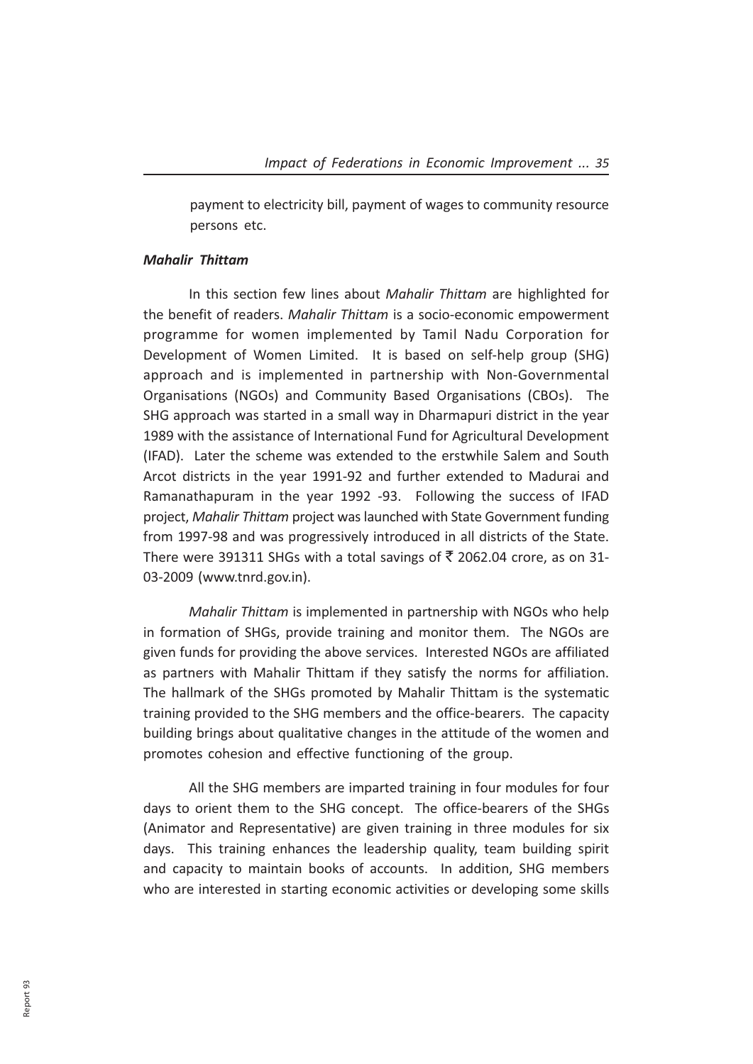payment to electricity bill, payment of wages to community resource persons etc.

### *Mahalir Thittam*

In this section few lines about *Mahalir Thittam* are highlighted for the benefit of readers. *Mahalir Thittam* is a socio-economic empowerment programme for women implemented by Tamil Nadu Corporation for Development of Women Limited. It is based on self-help group (SHG) approach and is implemented in partnership with Non-Governmental Organisations (NGOs) and Community Based Organisations (CBOs). The SHG approach was started in a small way in Dharmapuri district in the year 1989 with the assistance of International Fund for Agricultural Development (IFAD). Later the scheme was extended to the erstwhile Salem and South Arcot districts in the year 1991-92 and further extended to Madurai and Ramanathapuram in the year 1992 -93. Following the success of IFAD project, *Mahalir Thittam* project was launched with State Government funding from 1997-98 and was progressively introduced in all districts of the State. There were 391311 SHGs with a total savings of ₹ 2062.04 crore, as on 31-03-2009 (www.tnrd.gov.in).

*Mahalir Thittam* is implemented in partnership with NGOs who help in formation of SHGs, provide training and monitor them. The NGOs are given funds for providing the above services. Interested NGOs are affiliated as partners with Mahalir Thittam if they satisfy the norms for affiliation. The hallmark of the SHGs promoted by Mahalir Thittam is the systematic training provided to the SHG members and the office-bearers. The capacity building brings about qualitative changes in the attitude of the women and promotes cohesion and effective functioning of the group.

All the SHG members are imparted training in four modules for four days to orient them to the SHG concept. The office-bearers of the SHGs (Animator and Representative) are given training in three modules for six days. This training enhances the leadership quality, team building spirit and capacity to maintain books of accounts. In addition, SHG members who are interested in starting economic activities or developing some skills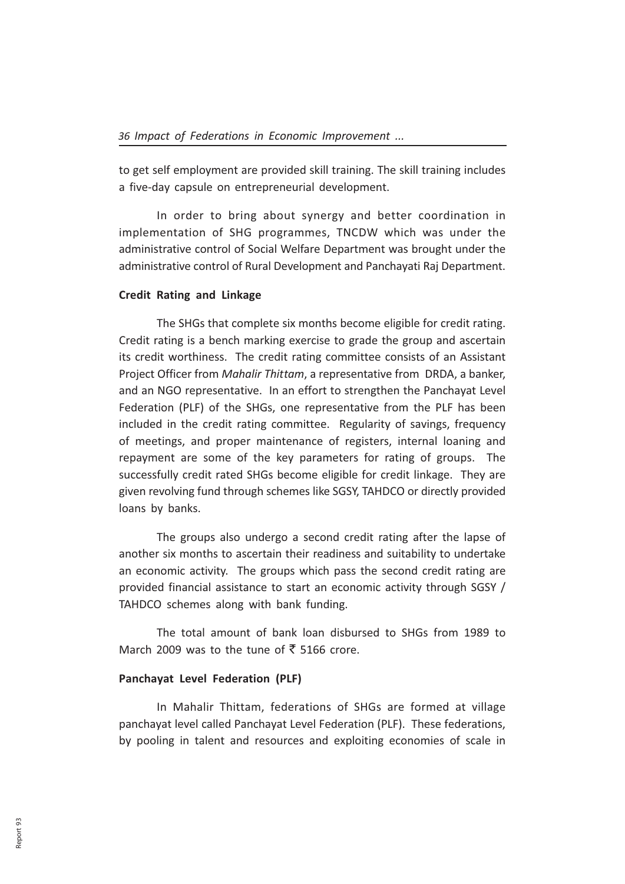to get self employment are provided skill training. The skill training includes a five-day capsule on entrepreneurial development.

In order to bring about synergy and better coordination in implementation of SHG programmes, TNCDW which was under the administrative control of Social Welfare Department was brought under the administrative control of Rural Development and Panchayati Raj Department.

**Credit Rating and Linkage**

The SHGs that complete six months become eligible for credit rating. Credit rating is a bench marking exercise to grade the group and ascertain its credit worthiness. The credit rating committee consists of an Assistant Project Officer from *Mahalir Thittam*, a representative from DRDA, a banker, and an NGO representative. In an effort to strengthen the Panchayat Level Federation (PLF) of the SHGs, one representative from the PLF has been included in the credit rating committee. Regularity of savings, frequency of meetings, and proper maintenance of registers, internal loaning and repayment are some of the key parameters for rating of groups. The successfully credit rated SHGs become eligible for credit linkage. They are given revolving fund through schemes like SGSY, TAHDCO or directly provided loans by banks.

The groups also undergo a second credit rating after the lapse of another six months to ascertain their readiness and suitability to undertake an economic activity. The groups which pass the second credit rating are provided financial assistance to start an economic activity through SGSY / TAHDCO schemes along with bank funding.

The total amount of bank loan disbursed to SHGs from 1989 to March 2009 was to the tune of ₹ 5166 crore.

**Panchayat Level Federation (PLF)**

In Mahalir Thittam, federations of SHGs are formed at village panchayat level called Panchayat Level Federation (PLF). These federations, by pooling in talent and resources and exploiting economies of scale in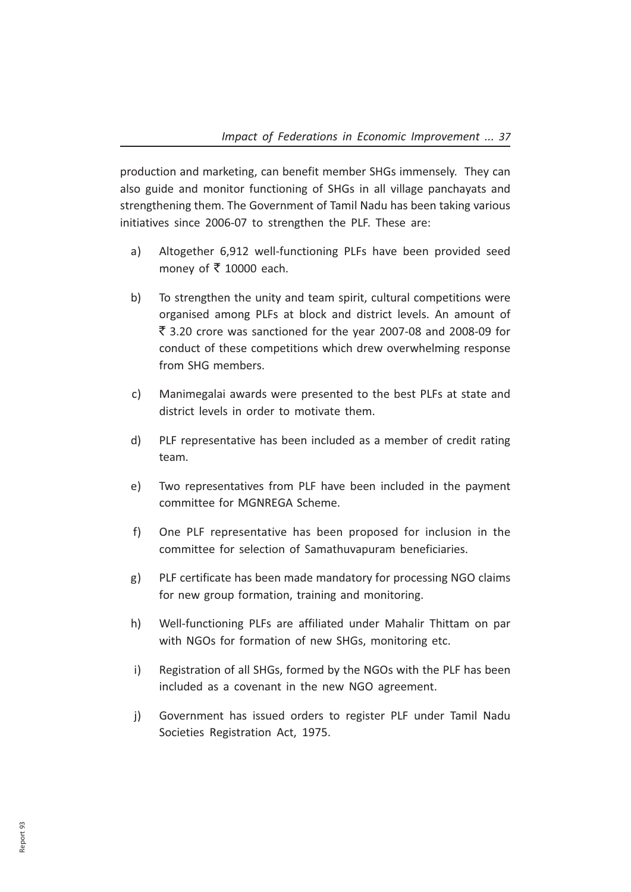production and marketing, can benefit member SHGs immensely. They can also guide and monitor functioning of SHGs in all village panchayats and strengthening them. The Government of Tamil Nadu has been taking various initiatives since 2006-07 to strengthen the PLF. These are:

a) Altogether 6,912 well-functioning PLFs have been provided seed money of ₹ 10000 each.

b) To strengthen the unity and team spirit, cultural competitions were organised among PLFs at block and district levels. An amount of ₹ 3.20 crore was sanctioned for the year 2007-08 and 2008-09 for conduct of these competitions which drew overwhelming response from SHG members.

c) Manimegalai awards were presented to the best PLFs at state and district levels in order to motivate them.

d) PLF representative has been included as a member of credit rating team.

e) Two representatives from PLF have been included in the payment committee for MGNREGA Scheme.

f) One PLF representative has been proposed for inclusion in the committee for selection of Samathuvapuram beneficiaries.

g) PLF certificate has been made mandatory for processing NGO claims for new group formation, training and monitoring.

h) Well-functioning PLFs are affiliated under Mahalir Thittam on par with NGOs for formation of new SHGs, monitoring etc.

i) Registration of all SHGs, formed by the NGOs with the PLF has been included as a covenant in the new NGO agreement.

j) Government has issued orders to register PLF under Tamil Nadu Societies Registration Act, 1975.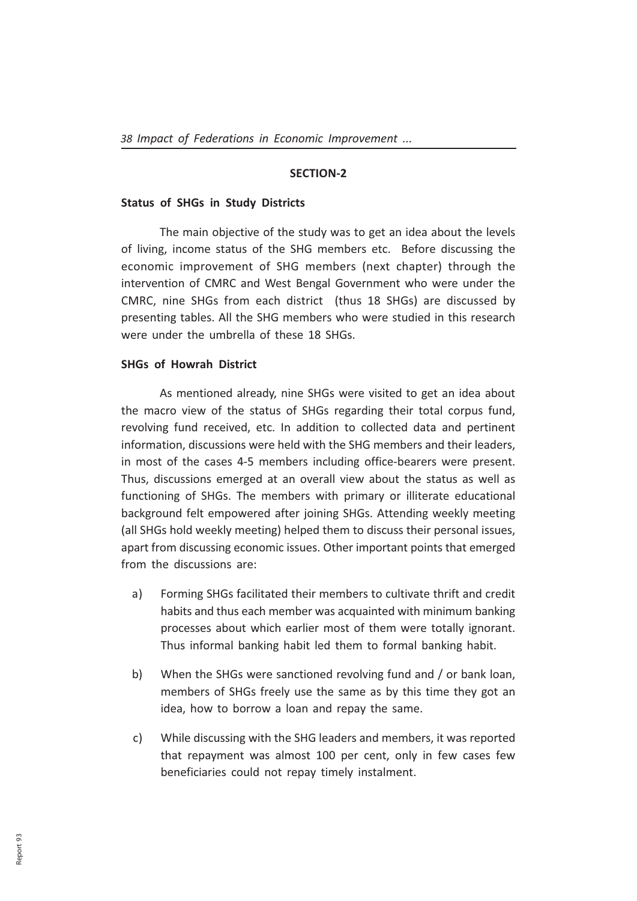## SECTION-2

### Status of SHGs in Study Districts

The main objective of the study was to get an idea about the levels of living, income status of the SHG members etc. Before discussing the economic improvement of SHG members (next chapter) through the intervention of CMRC and West Bengal Government who were under the CMRC, nine SHGs from each district (thus 18 SHGs) are discussed by presenting tables. All the SHG members who were studied in this research were under the umbrella of these 18 SHGs.

### SHGs of Howrah District

As mentioned already, nine SHGs were visited to get an idea about the macro view of the status of SHGs regarding their total corpus fund, revolving fund received, etc. In addition to collected data and pertinent information, discussions were held with the SHG members and their leaders, in most of the cases 4-5 members including office-bearers were present. Thus, discussions emerged at an overall view about the status as well as functioning of SHGs. The members with primary or illiterate educational background felt empowered after joining SHGs. Attending weekly meeting (all SHGs hold weekly meeting) helped them to discuss their personal issues, apart from discussing economic issues. Other important points that emerged from the discussions are:

a) Forming SHGs facilitated their members to cultivate thrift and credit habits and thus each member was acquainted with minimum banking processes about which earlier most of them were totally ignorant. Thus informal banking habit led them to formal banking habit.

b) When the SHGs were sanctioned revolving fund and / or bank loan, members of SHGs freely use the same as by this time they got an idea, how to borrow a loan and repay the same.

c) While discussing with the SHG leaders and members, it was reported that repayment was almost 100 per cent, only in few cases few beneficiaries could not repay timely instalment.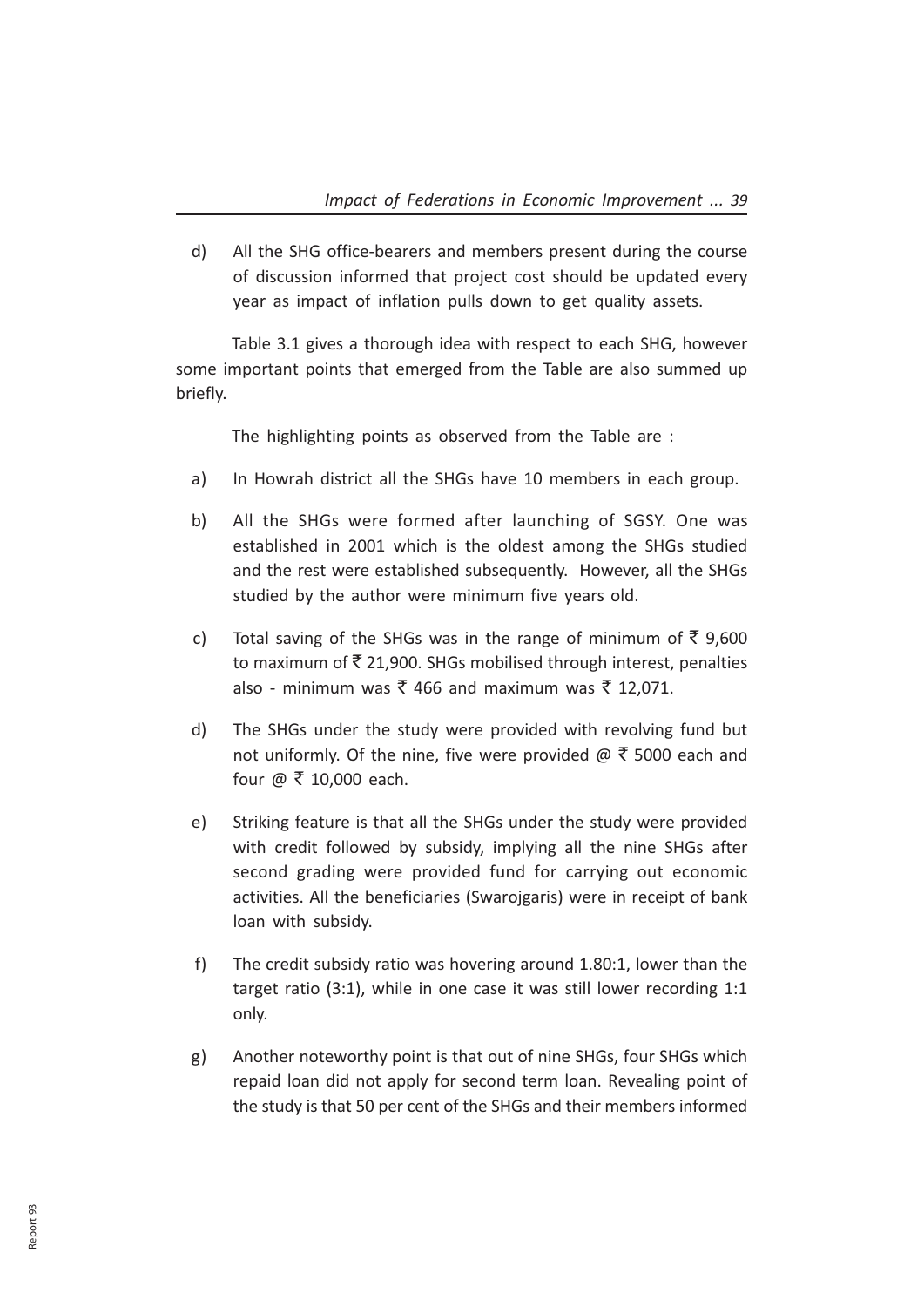d) All the SHG office-bearers and members present during the course of discussion informed that project cost should be updated every year as impact of inflation pulls down to get quality assets.

Table 3.1 gives a thorough idea with respect to each SHG, however some important points that emerged from the Table are also summed up briefly.

The highlighting points as observed from the Table are :

a) In Howrah district all the SHGs have 10 members in each group.

b) All the SHGs were formed after launching of SGSY. One was established in 2001 which is the oldest among the SHGs studied and the rest were established subsequently. However, all the SHGs studied by the author were minimum five years old.

c) Total saving of the SHGs was in the range of minimum of ₹ 9,600 to maximum of ₹ 21,900. SHGs mobilised through interest, penalties also - minimum was ₹ 466 and maximum was ₹ 12,071.

d) The SHGs under the study were provided with revolving fund but not uniformly. Of the nine, five were provided @ ₹ 5000 each and four @ ₹ 10,000 each.

e) Striking feature is that all the SHGs under the study were provided with credit followed by subsidy, implying all the nine SHGs after second grading were provided fund for carrying out economic activities. All the beneficiaries (Swarojgaris) were in receipt of bank loan with subsidy.

f) The credit subsidy ratio was hovering around 1.80:1, lower than the target ratio (3:1), while in one case it was still lower recording 1:1 only.

g) Another noteworthy point is that out of nine SHGs, four SHGs which repaid loan did not apply for second term loan. Revealing point of the study is that 50 per cent of the SHGs and their members informed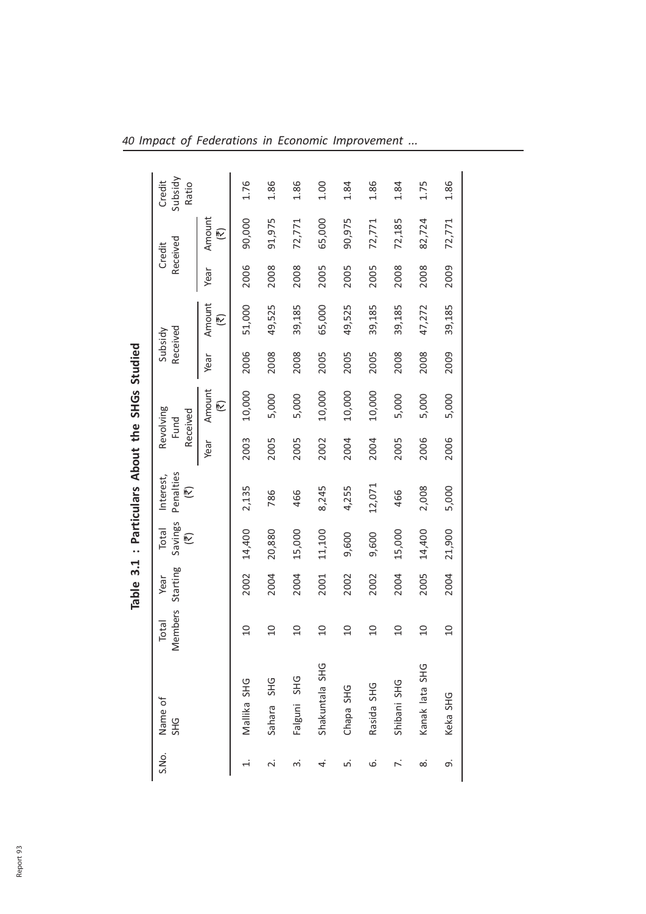**Table 3.1 : Particulars About the SHGs Studied**

| S.No. | Name of SHG | Total Members | Year Starting | Total Savings (₹) | Interest, Penalties (₹) | Revolving Fund Received | | Subsidy Received | | Credit Received | | Credit Subsidy Ratio |
|---|---|---|---|---|---|---|---|---|---|---|---|---|
| | | | | | | Year | Amount (₹) | Year | Amount (₹) | Year | Amount (₹) | |
| 1. | Mallika SHG | 10 | 2002 | 14,400 | 2,135 | 2003 | 10,000 | 2006 | 51,000 | 2006 | 90,000 | 1.76 |
| 2. | Sahara SHG | 10 | 2004 | 20,880 | 786 | 2005 | 5,000 | 2008 | 49,525 | 2008 | 91,975 | 1.86 |
| 3. | Falguni SHG | 10 | 2004 | 15,000 | 466 | 2005 | 5,000 | 2008 | 39,185 | 2008 | 72,771 | 1.86 |
| 4. | Shakuntala SHG | 10 | 2001 | 11,100 | 8,245 | 2002 | 10,000 | 2005 | 65,000 | 2005 | 65,000 | 1.00 |
| 5. | Chapa SHG | 10 | 2002 | 9,600 | 4,255 | 2004 | 10,000 | 2005 | 49,525 | 2005 | 90,975 | 1.84 |
| 6. | Rasida SHG | 10 | 2002 | 9,600 | 12,071 | 2004 | 10,000 | 2005 | 39,185 | 2005 | 72,771 | 1.86 |
| 7. | Shibani SHG | 10 | 2004 | 15,000 | 466 | 2005 | 5,000 | 2008 | 39,185 | 2008 | 72,185 | 1.84 |
| 8. | Kanak lata SHG | 10 | 2005 | 14,400 | 2,008 | 2006 | 5,000 | 2008 | 47,272 | 2008 | 82,724 | 1.75 |
| 9. | Keka SHG | 10 | 2004 | 21,900 | 5,000 | 2006 | 5,000 | 2009 | 39,185 | 2009 | 72,771 | 1.86 |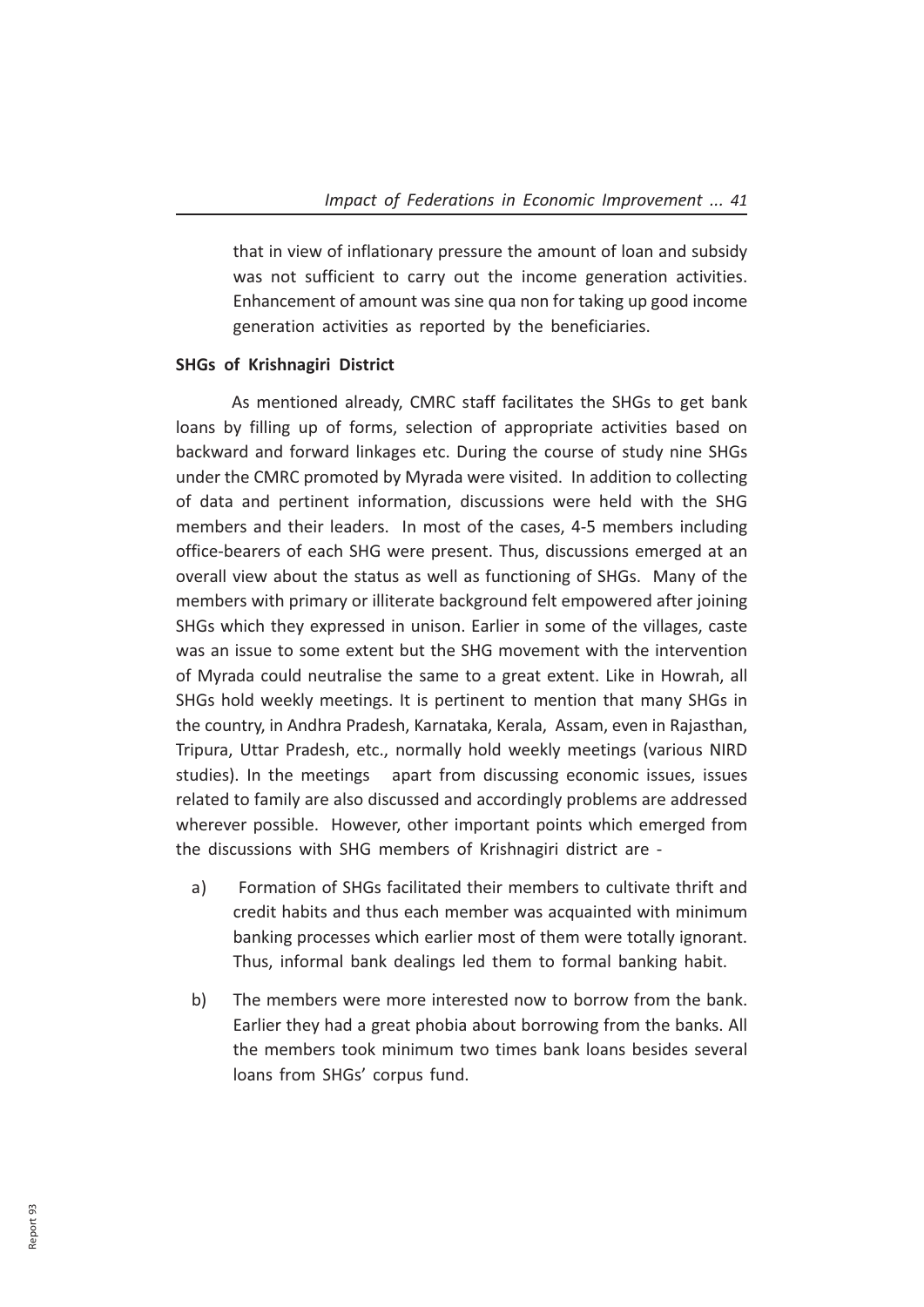that in view of inflationary pressure the amount of loan and subsidy was not sufficient to carry out the income generation activities. Enhancement of amount was sine qua non for taking up good income generation activities as reported by the beneficiaries.

**SHGs of Krishnagiri District**

As mentioned already, CMRC staff facilitates the SHGs to get bank loans by filling up of forms, selection of appropriate activities based on backward and forward linkages etc. During the course of study nine SHGs under the CMRC promoted by Myrada were visited. In addition to collecting of data and pertinent information, discussions were held with the SHG members and their leaders. In most of the cases, 4-5 members including office-bearers of each SHG were present. Thus, discussions emerged at an overall view about the status as well as functioning of SHGs. Many of the members with primary or illiterate background felt empowered after joining SHGs which they expressed in unison. Earlier in some of the villages, caste was an issue to some extent but the SHG movement with the intervention of Myrada could neutralise the same to a great extent. Like in Howrah, all SHGs hold weekly meetings. It is pertinent to mention that many SHGs in the country, in Andhra Pradesh, Karnataka, Kerala, Assam, even in Rajasthan, Tripura, Uttar Pradesh, etc., normally hold weekly meetings (various NIRD studies). In the meetings apart from discussing economic issues, issues related to family are also discussed and accordingly problems are addressed wherever possible. However, other important points which emerged from the discussions with SHG members of Krishnagiri district are -

a) Formation of SHGs facilitated their members to cultivate thrift and credit habits and thus each member was acquainted with minimum banking processes which earlier most of them were totally ignorant. Thus, informal bank dealings led them to formal banking habit.

b) The members were more interested now to borrow from the bank. Earlier they had a great phobia about borrowing from the banks. All the members took minimum two times bank loans besides several loans from SHGs' corpus fund.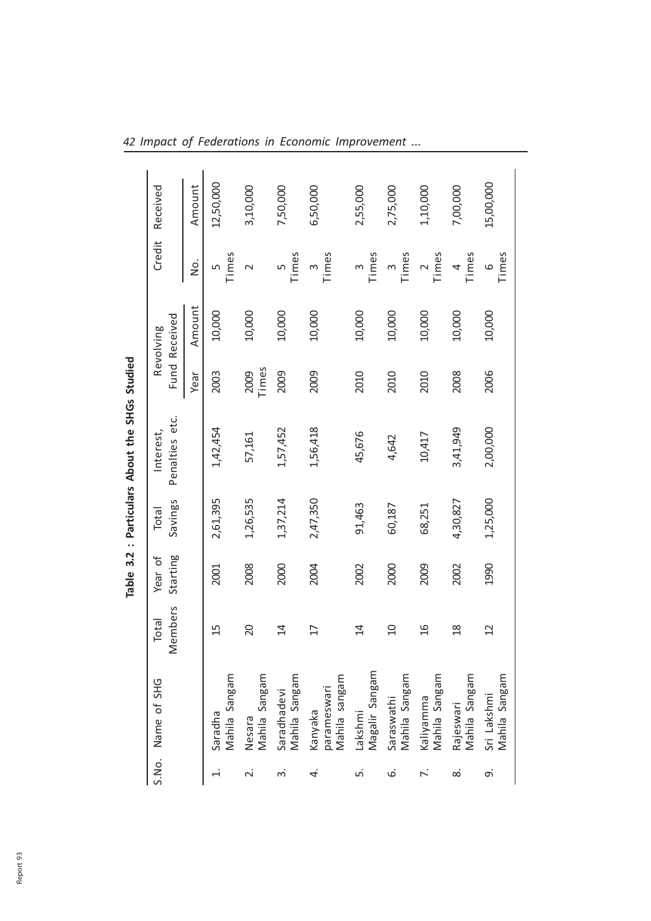**Table 3.2 : Particulars About the SHGs Studied**

| S.No. | Name of SHG | Total Members | Year of Starting | Total Savings | Interest, Penalties etc. | Revolving Fund Received | | Credit Received | |
|---|---|---|---|---|---|---|---|---|---|
| | | | | | | Year | Amount | No. | Amount |
| 1. | Saradha Mahila Sangam | 15 | 2001 | 2,61,395 | 1,42,454 | 2003 | 10,000 | 5 Times | 12,50,000 |
| 2. | Nesara Mahila Sangam | 20 | 2008 | 1,26,535 | 57,161 | 2009 Times | 10,000 | 2 | 3,10,000 |
| 3. | Saradhadevi Mahila Sangam | 14 | 2000 | 1,37,214 | 1,57,452 | 2009 | 10,000 | 5 Times | 7,50,000 |
| 4. | Kanyaka parameswari Mahila sangam | 17 | 2004 | 2,47,350 | 1,56,418 | 2009 | 10,000 | 3 Times | 6,50,000 |
| 5. | Lakshmi Magalir Sangam | 14 | 2002 | 91,463 | 45,676 | 2010 | 10,000 | 3 Times | 2,55,000 |
| 6. | Saraswathi Mahila Sangam | 10 | 2000 | 60,187 | 4,642 | 2010 | 10,000 | 3 Times | 2,75,000 |
| 7. | Kaliyamma Mahila Sangam | 16 | 2009 | 68,251 | 10,417 | 2010 | 10,000 | 2 Times | 1,10,000 |
| 8. | Rajeswari Mahila Sangam | 18 | 2002 | 4,30,827 | 3,41,949 | 2008 | 10,000 | 4 Times | 7,00,000 |
| 9. | Sri Lakshmi Mahila Sangam | 12 | 1990 | 1,25,000 | 2,00,000 | 2006 | 10,000 | 6 Times | 15,00,000 |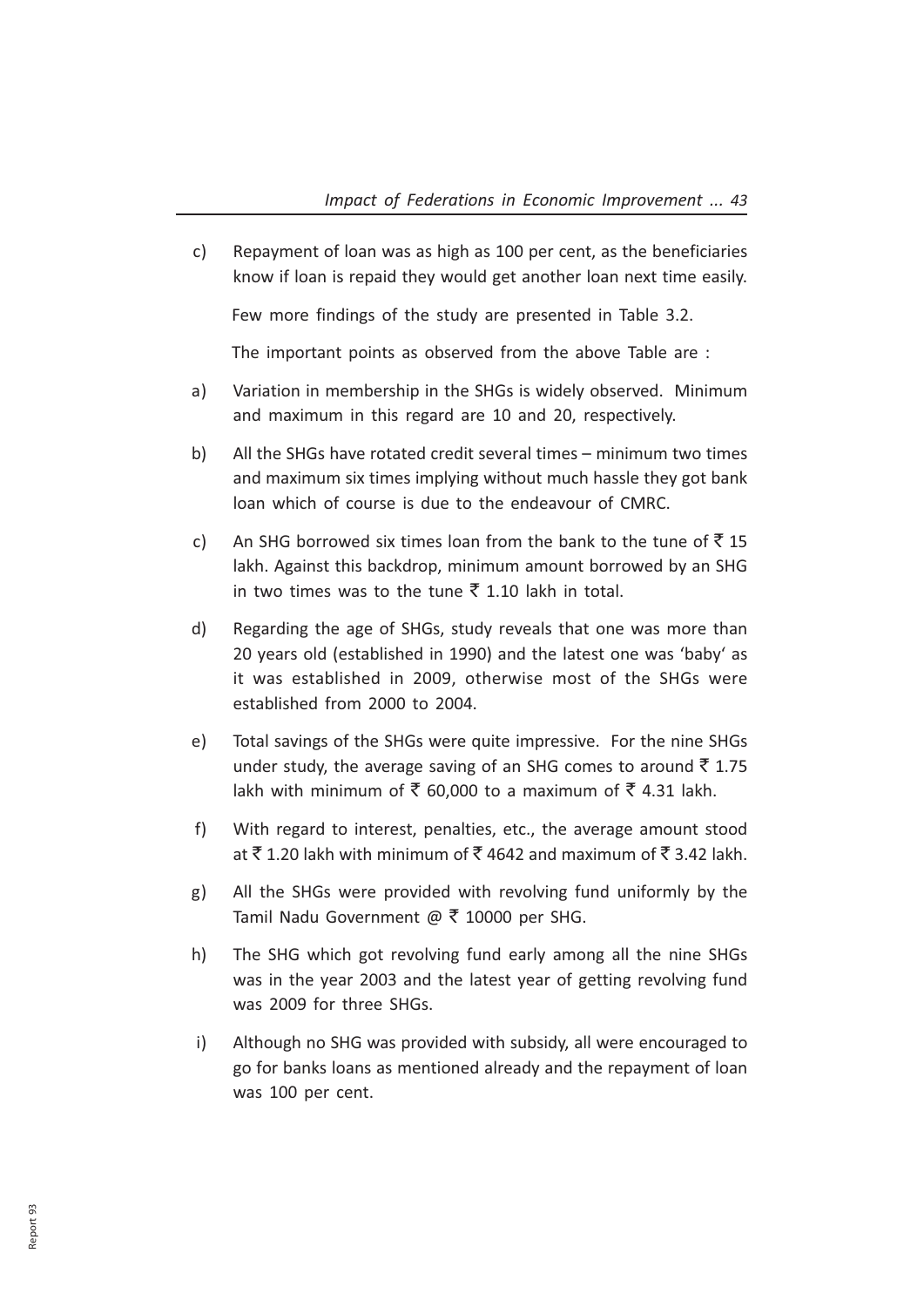c) Repayment of loan was as high as 100 per cent, as the beneficiaries know if loan is repaid they would get another loan next time easily.

Few more findings of the study are presented in Table 3.2.

The important points as observed from the above Table are :

a) Variation in membership in the SHGs is widely observed. Minimum and maximum in this regard are 10 and 20, respectively.

b) All the SHGs have rotated credit several times – minimum two times and maximum six times implying without much hassle they got bank loan which of course is due to the endeavour of CMRC.

c) An SHG borrowed six times loan from the bank to the tune of ₹ 15 lakh. Against this backdrop, minimum amount borrowed by an SHG in two times was to the tune ₹ 1.10 lakh in total.

d) Regarding the age of SHGs, study reveals that one was more than 20 years old (established in 1990) and the latest one was 'baby' as it was established in 2009, otherwise most of the SHGs were established from 2000 to 2004.

e) Total savings of the SHGs were quite impressive. For the nine SHGs under study, the average saving of an SHG comes to around ₹ 1.75 lakh with minimum of ₹ 60,000 to a maximum of ₹ 4.31 lakh.

f) With regard to interest, penalties, etc., the average amount stood at ₹ 1.20 lakh with minimum of ₹ 4642 and maximum of ₹ 3.42 lakh.

g) All the SHGs were provided with revolving fund uniformly by the Tamil Nadu Government @ ₹ 10000 per SHG.

h) The SHG which got revolving fund early among all the nine SHGs was in the year 2003 and the latest year of getting revolving fund was 2009 for three SHGs.

i) Although no SHG was provided with subsidy, all were encouraged to go for banks loans as mentioned already and the repayment of loan was 100 per cent.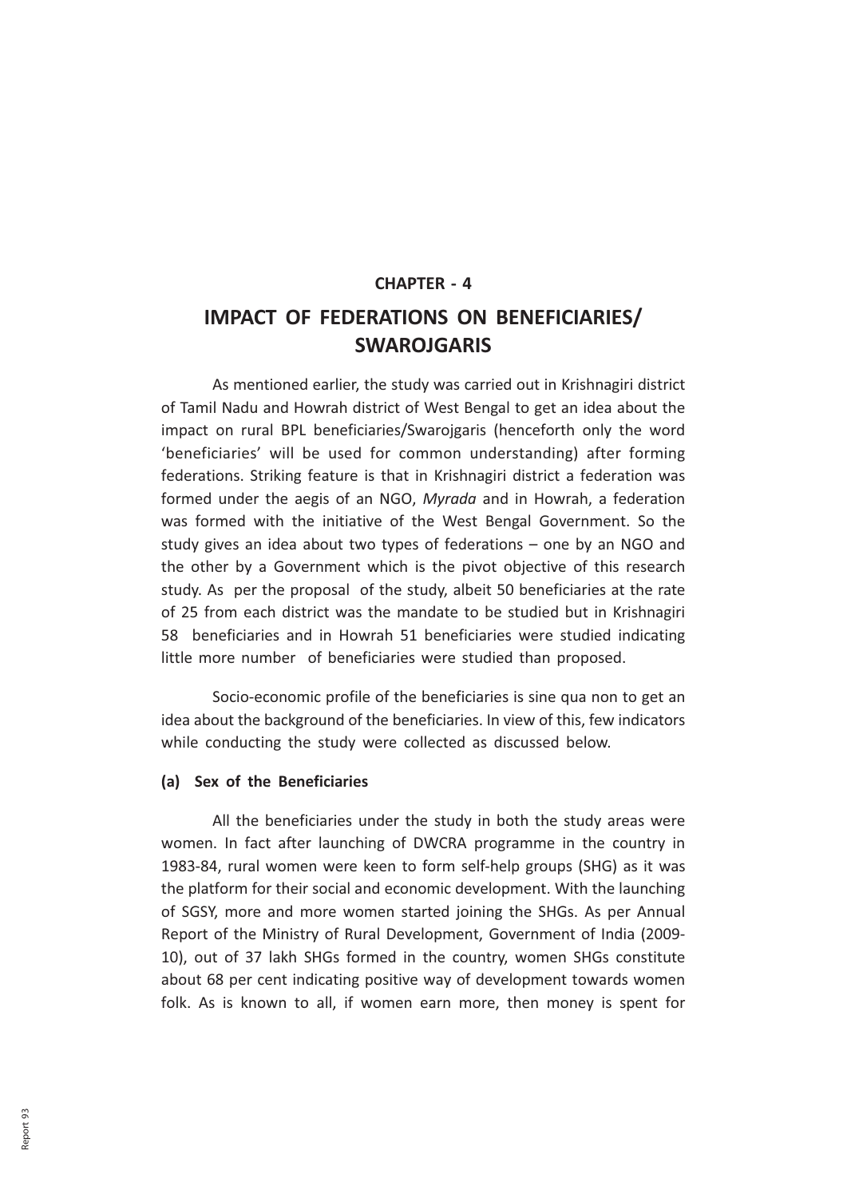## CHAPTER - 4

# IMPACT OF FEDERATIONS ON BENEFICIARIES/ SWAROJGARIS

As mentioned earlier, the study was carried out in Krishnagiri district of Tamil Nadu and Howrah district of West Bengal to get an idea about the impact on rural BPL beneficiaries/Swarojgaris (henceforth only the word 'beneficiaries' will be used for common understanding) after forming federations. Striking feature is that in Krishnagiri district a federation was formed under the aegis of an NGO, *Myrada* and in Howrah, a federation was formed with the initiative of the West Bengal Government. So the study gives an idea about two types of federations – one by an NGO and the other by a Government which is the pivot objective of this research study. As per the proposal of the study, albeit 50 beneficiaries at the rate of 25 from each district was the mandate to be studied but in Krishnagiri 58 beneficiaries and in Howrah 51 beneficiaries were studied indicating little more number of beneficiaries were studied than proposed.

Socio-economic profile of the beneficiaries is sine qua non to get an idea about the background of the beneficiaries. In view of this, few indicators while conducting the study were collected as discussed below.

**(a) Sex of the Beneficiaries**

All the beneficiaries under the study in both the study areas were women. In fact after launching of DWCRA programme in the country in 1983-84, rural women were keen to form self-help groups (SHG) as it was the platform for their social and economic development. With the launching of SGSY, more and more women started joining the SHGs. As per Annual Report of the Ministry of Rural Development, Government of India (2009-10), out of 37 lakh SHGs formed in the country, women SHGs constitute about 68 per cent indicating positive way of development towards women folk. As is known to all, if women earn more, then money is spent for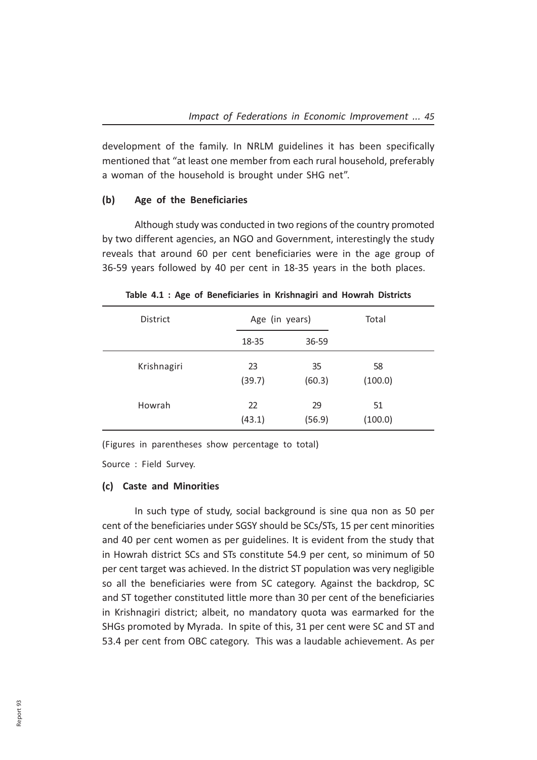development of the family. In NRLM guidelines it has been specifically mentioned that "at least one member from each rural household, preferably a woman of the household is brought under SHG net".

**(b) Age of the Beneficiaries**

Although study was conducted in two regions of the country promoted by two different agencies, an NGO and Government, interestingly the study reveals that around 60 per cent beneficiaries were in the age group of 36-59 years followed by 40 per cent in 18-35 years in the both places.

**Table 4.1 : Age of Beneficiaries in Krishnagiri and Howrah Districts**

| District | Age (in years) | | Total |
|---|---|---|---|
| | 18-35 | 36-59 | |
| Krishnagiri | 23 (39.7) | 35 (60.3) | 58 (100.0) |
| Howrah | 22 (43.1) | 29 (56.9) | 51 (100.0) |

(Figures in parentheses show percentage to total)

Source : Field Survey.

**(c) Caste and Minorities**

In such type of study, social background is sine qua non as 50 per cent of the beneficiaries under SGSY should be SCs/STs, 15 per cent minorities and 40 per cent women as per guidelines. It is evident from the study that in Howrah district SCs and STs constitute 54.9 per cent, so minimum of 50 per cent target was achieved. In the district ST population was very negligible so all the beneficiaries were from SC category. Against the backdrop, SC and ST together constituted little more than 30 per cent of the beneficiaries in Krishnagiri district; albeit, no mandatory quota was earmarked for the SHGs promoted by Myrada. In spite of this, 31 per cent were SC and ST and 53.4 per cent from OBC category. This was a laudable achievement. As per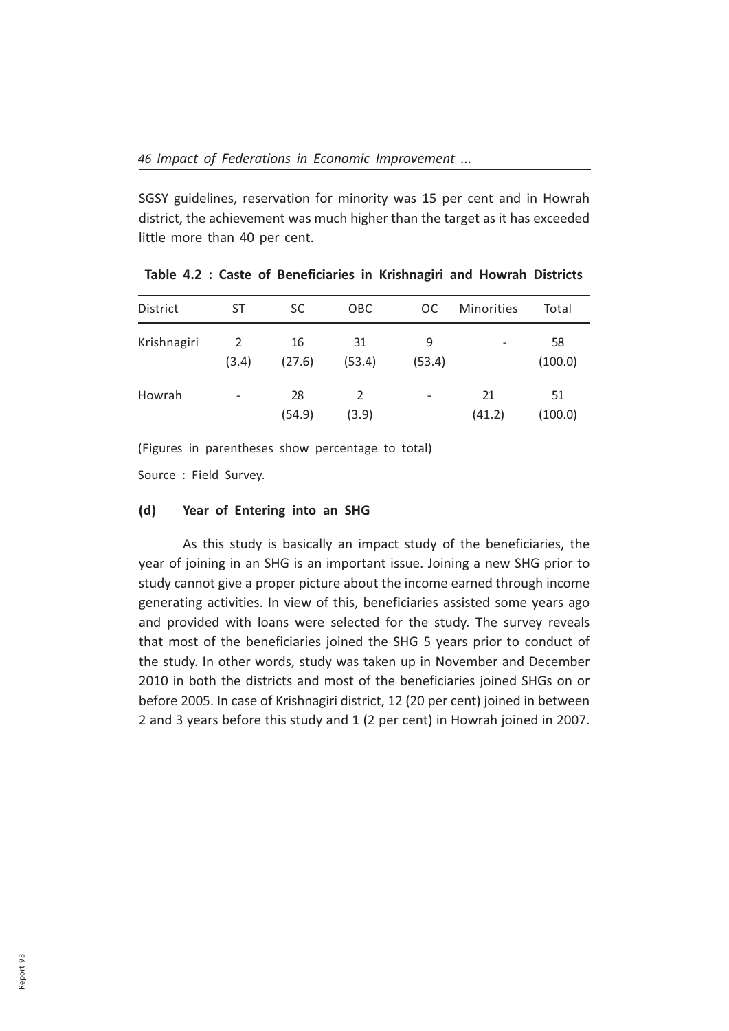SGSY guidelines, reservation for minority was 15 per cent and in Howrah district, the achievement was much higher than the target as it has exceeded little more than 40 per cent.

**Table 4.2 : Caste of Beneficiaries in Krishnagiri and Howrah Districts**

| District | ST | SC | OBC | OC | Minorities | Total |
|---|---|---|---|---|---|---|
| Krishnagiri | 2 (3.4) | 16 (27.6) | 31 (53.4) | 9 (53.4) | - | 58 (100.0) |
| Howrah | - | 28 (54.9) | 2 (3.9) | - | 21 (41.2) | 51 (100.0) |

(Figures in parentheses show percentage to total)

Source : Field Survey.

#### (d) Year of Entering into an SHG

As this study is basically an impact study of the beneficiaries, the year of joining in an SHG is an important issue. Joining a new SHG prior to study cannot give a proper picture about the income earned through income generating activities. In view of this, beneficiaries assisted some years ago and provided with loans were selected for the study. The survey reveals that most of the beneficiaries joined the SHG 5 years prior to conduct of the study. In other words, study was taken up in November and December 2010 in both the districts and most of the beneficiaries joined SHGs on or before 2005. In case of Krishnagiri district, 12 (20 per cent) joined in between 2 and 3 years before this study and 1 (2 per cent) in Howrah joined in 2007.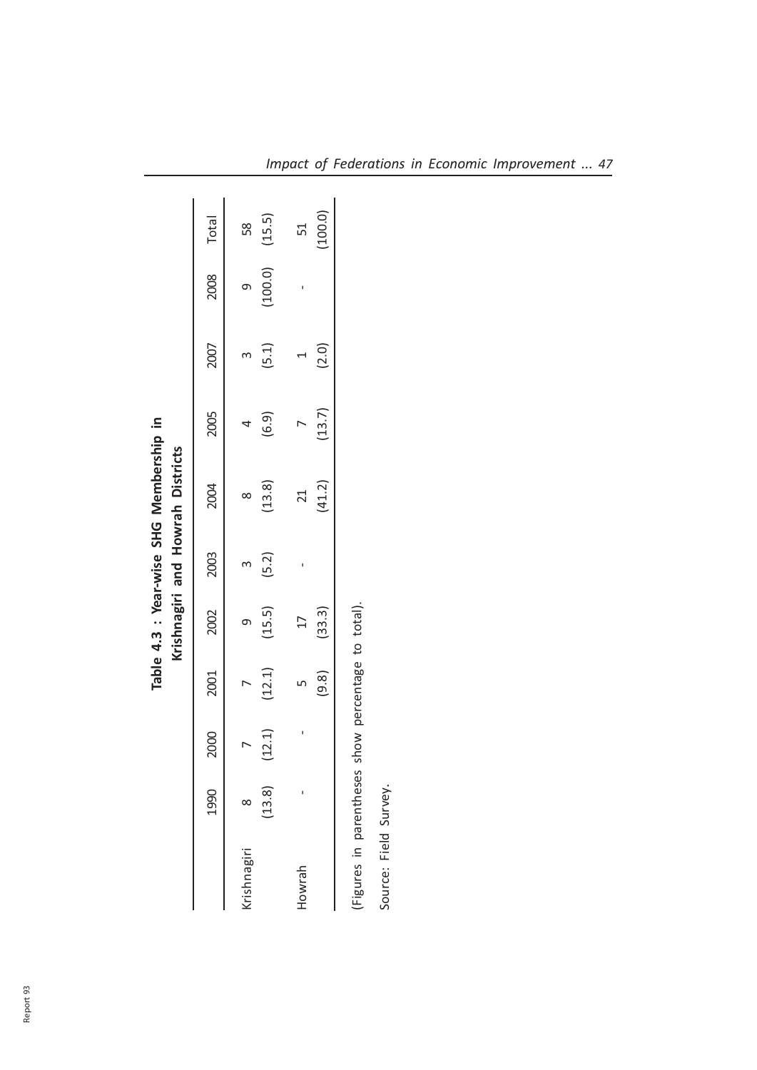**Table 4.3 : Year-wise SHG Membership in Krishnagiri and Howrah Districts**

| | 1990 | 2000 | 2001 | 2002 | 2003 | 2004 | 2005 | 2007 | 2008 | Total |
|---|---|---|---|---|---|---|---|---|---|---|
| Krishnagiri | 8 | 7 | 7 | 9 | 3 | 8 | 4 | 3 | 9 | 58 |
| | (13.8) | (12.1) | (12.1) | (15.5) | (5.2) | (13.8) | (6.9) | (5.1) | (100.0) | (15.5) |
| Howrah | - | - | 5 | 17 | - | 21 | 7 | 1 | - | 51 |
| | | | (9.8) | (33.3) | | (41.2) | (13.7) | (2.0) | | (100.0) |

(Figures in parentheses show percentage to total).

Source: Field Survey.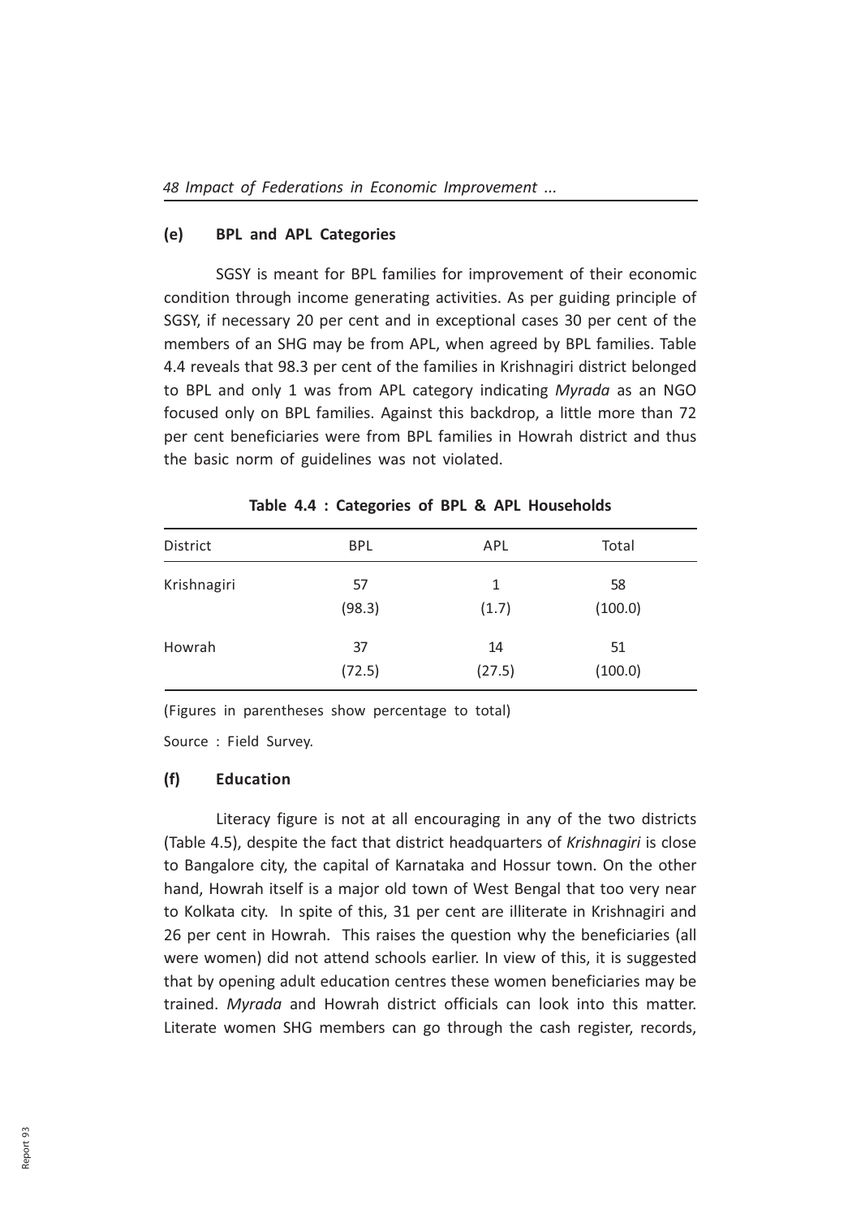### (e) BPL and APL Categories

SGSY is meant for BPL families for improvement of their economic condition through income generating activities. As per guiding principle of SGSY, if necessary 20 per cent and in exceptional cases 30 per cent of the members of an SHG may be from APL, when agreed by BPL families. Table 4.4 reveals that 98.3 per cent of the families in Krishnagiri district belonged to BPL and only 1 was from APL category indicating *Myrada* as an NGO focused only on BPL families. Against this backdrop, a little more than 72 per cent beneficiaries were from BPL families in Howrah district and thus the basic norm of guidelines was not violated.

**Table 4.4 : Categories of BPL & APL Households**

| District | BPL | APL | Total |
|---|---|---|---|
| Krishnagiri | 57<br>(98.3) | 1<br>(1.7) | 58<br>(100.0) |
| Howrah | 37<br>(72.5) | 14<br>(27.5) | 51<br>(100.0) |

(Figures in parentheses show percentage to total)

Source : Field Survey.

### (f) Education

Literacy figure is not at all encouraging in any of the two districts (Table 4.5), despite the fact that district headquarters of *Krishnagiri* is close to Bangalore city, the capital of Karnataka and Hossur town. On the other hand, Howrah itself is a major old town of West Bengal that too very near to Kolkata city. In spite of this, 31 per cent are illiterate in Krishnagiri and 26 per cent in Howrah. This raises the question why the beneficiaries (all were women) did not attend schools earlier. In view of this, it is suggested that by opening adult education centres these women beneficiaries may be trained. *Myrada* and Howrah district officials can look into this matter. Literate women SHG members can go through the cash register, records,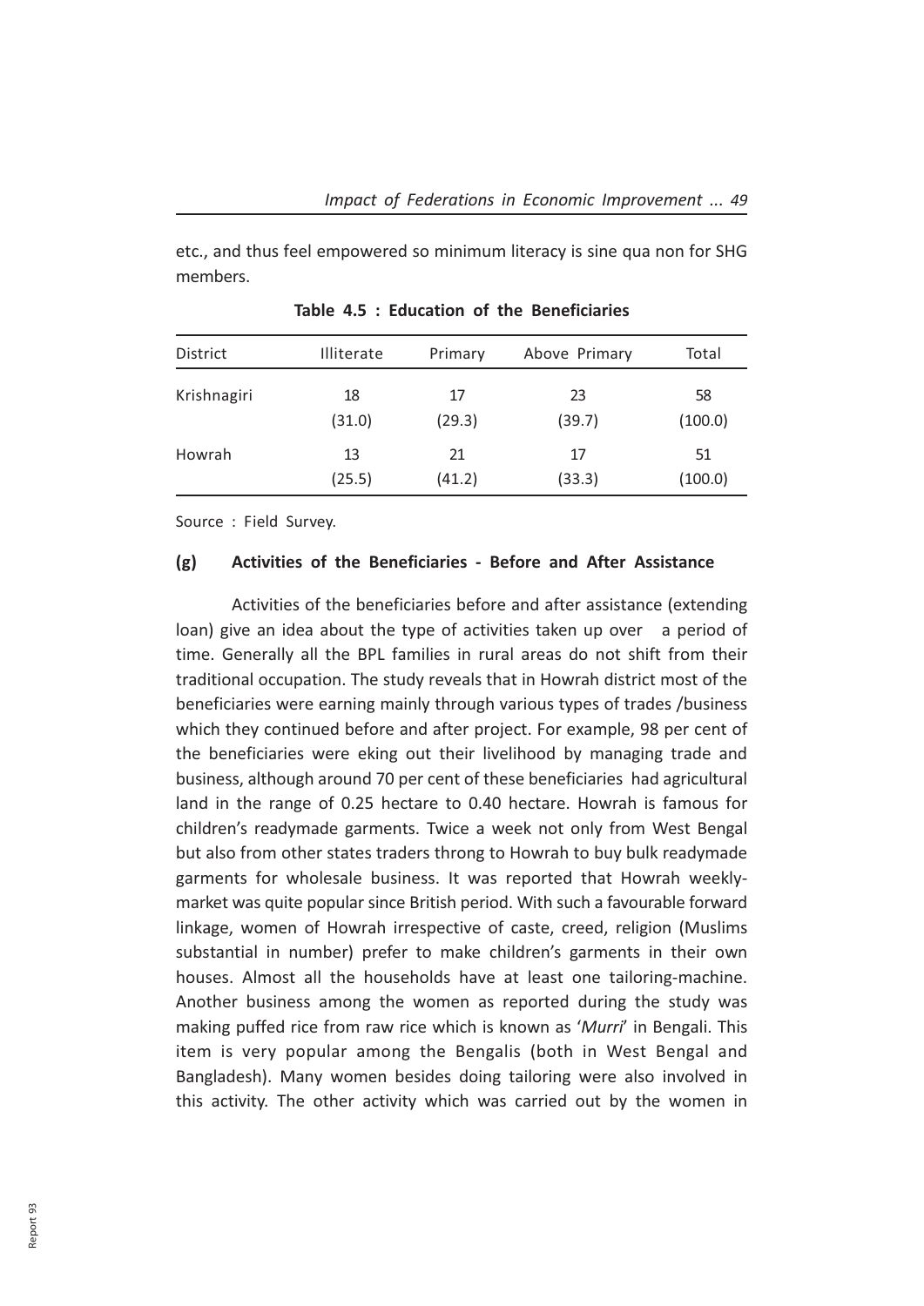etc., and thus feel empowered so minimum literacy is sine qua non for SHG members.

**Table 4.5 : Education of the Beneficiaries**

| District | Illiterate | Primary | Above Primary | Total |
|---|---|---|---|---|
| Krishnagiri | 18<br>(31.0) | 17<br>(29.3) | 23<br>(39.7) | 58<br>(100.0) |
| Howrah | 13<br>(25.5) | 21<br>(41.2) | 17<br>(33.3) | 51<br>(100.0) |

Source : Field Survey.

### (g) Activities of the Beneficiaries - Before and After Assistance

Activities of the beneficiaries before and after assistance (extending loan) give an idea about the type of activities taken up over a period of time. Generally all the BPL families in rural areas do not shift from their traditional occupation. The study reveals that in Howrah district most of the beneficiaries were earning mainly through various types of trades /business which they continued before and after project. For example, 98 per cent of the beneficiaries were eking out their livelihood by managing trade and business, although around 70 per cent of these beneficiaries had agricultural land in the range of 0.25 hectare to 0.40 hectare. Howrah is famous for children's readymade garments. Twice a week not only from West Bengal but also from other states traders throng to Howrah to buy bulk readymade garments for wholesale business. It was reported that Howrah weekly-market was quite popular since British period. With such a favourable forward linkage, women of Howrah irrespective of caste, creed, religion (Muslims substantial in number) prefer to make children's garments in their own houses. Almost all the households have at least one tailoring-machine. Another business among the women as reported during the study was making puffed rice from raw rice which is known as '*Murri*' in Bengali. This item is very popular among the Bengalis (both in West Bengal and Bangladesh). Many women besides doing tailoring were also involved in this activity. The other activity which was carried out by the women in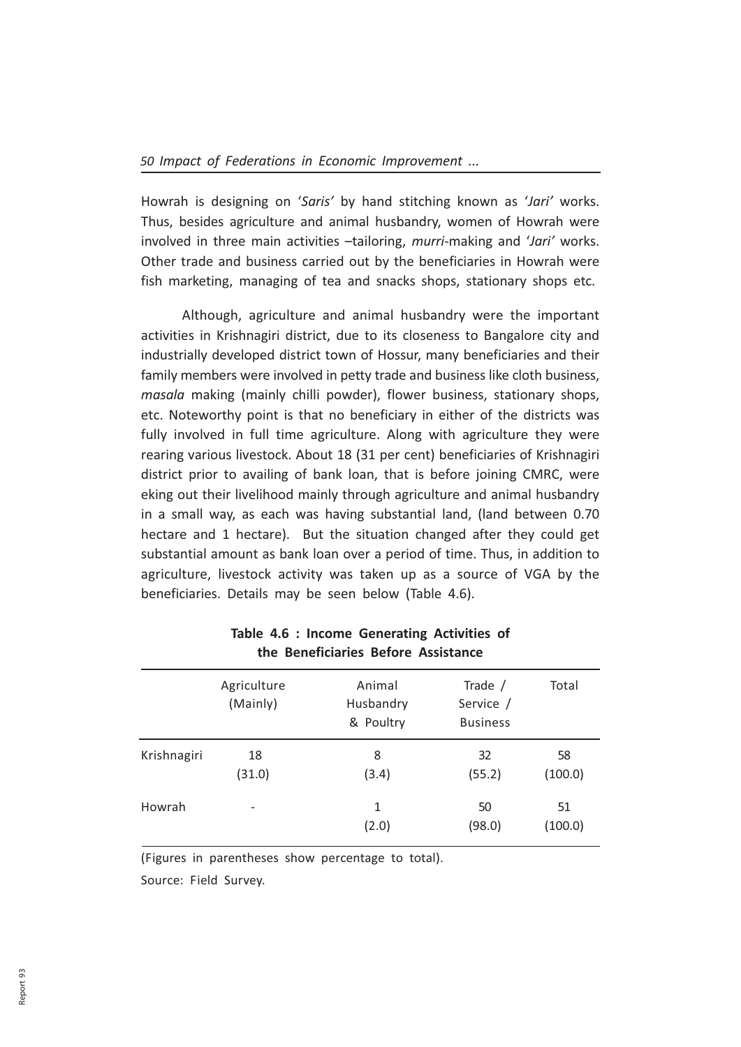Howrah is designing on '*Saris'* by hand stitching known as '*Jari'* works. Thus, besides agriculture and animal husbandry, women of Howrah were involved in three main activities –tailoring, *murri*-making and '*Jari'* works. Other trade and business carried out by the beneficiaries in Howrah were fish marketing, managing of tea and snacks shops, stationary shops etc.

Although, agriculture and animal husbandry were the important activities in Krishnagiri district, due to its closeness to Bangalore city and industrially developed district town of Hossur, many beneficiaries and their family members were involved in petty trade and business like cloth business, *masala* making (mainly chilli powder), flower business, stationary shops, etc. Noteworthy point is that no beneficiary in either of the districts was fully involved in full time agriculture. Along with agriculture they were rearing various livestock. About 18 (31 per cent) beneficiaries of Krishnagiri district prior to availing of bank loan, that is before joining CMRC, were eking out their livelihood mainly through agriculture and animal husbandry in a small way, as each was having substantial land, (land between 0.70 hectare and 1 hectare). But the situation changed after they could get substantial amount as bank loan over a period of time. Thus, in addition to agriculture, livestock activity was taken up as a source of VGA by the beneficiaries. Details may be seen below (Table 4.6).

**Table 4.6 : Income Generating Activities of the Beneficiaries Before Assistance**

| | Agriculture (Mainly) | Animal Husbandry & Poultry | Trade / Service / Business | Total |
|---|---|---|---|---|
| Krishnagiri | 18 (31.0) | 8 (3.4) | 32 (55.2) | 58 (100.0) |
| Howrah | - | 1 (2.0) | 50 (98.0) | 51 (100.0) |

(Figures in parentheses show percentage to total).

Source: Field Survey.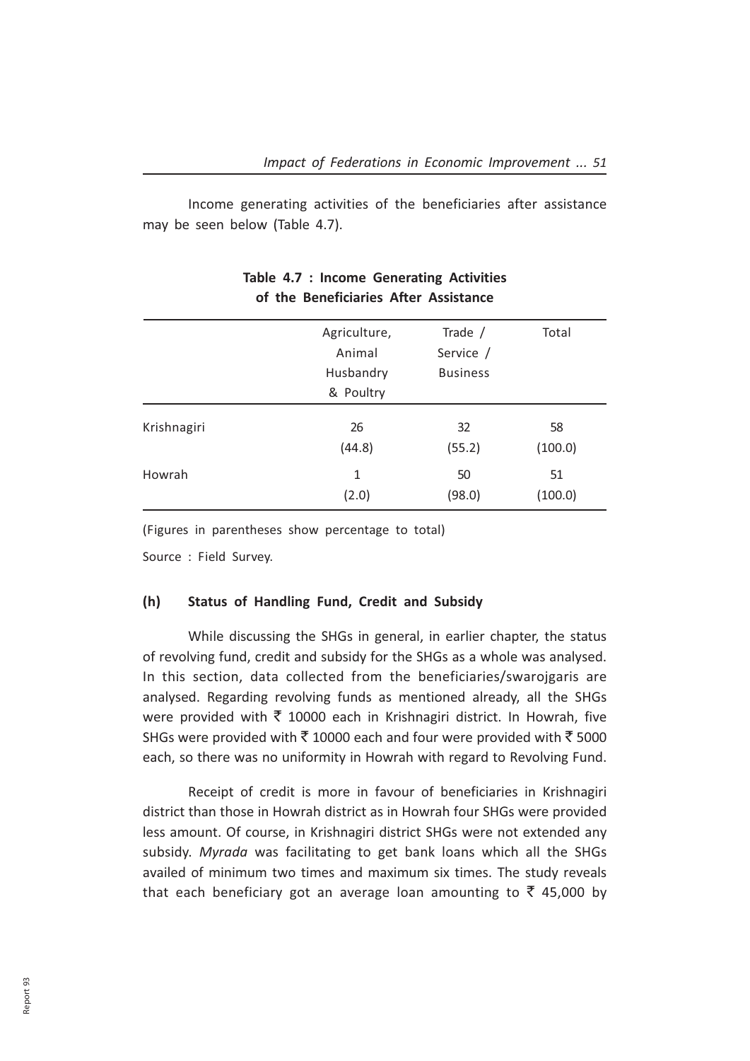Income generating activities of the beneficiaries after assistance may be seen below (Table 4.7).

**Table 4.7 : Income Generating Activities of the Beneficiaries After Assistance**

| | Agriculture, Animal Husbandry & Poultry | Trade / Service / Business | Total |
|---|---|---|---|
| Krishnagiri | 26 (44.8) | 32 (55.2) | 58 (100.0) |
| Howrah | 1 (2.0) | 50 (98.0) | 51 (100.0) |

(Figures in parentheses show percentage to total)

Source : Field Survey.

### (h) Status of Handling Fund, Credit and Subsidy

While discussing the SHGs in general, in earlier chapter, the status of revolving fund, credit and subsidy for the SHGs as a whole was analysed. In this section, data collected from the beneficiaries/swarojgaris are analysed. Regarding revolving funds as mentioned already, all the SHGs were provided with ₹ 10000 each in Krishnagiri district. In Howrah, five SHGs were provided with ₹ 10000 each and four were provided with ₹ 5000 each, so there was no uniformity in Howrah with regard to Revolving Fund.

Receipt of credit is more in favour of beneficiaries in Krishnagiri district than those in Howrah district as in Howrah four SHGs were provided less amount. Of course, in Krishnagiri district SHGs were not extended any subsidy. *Myrada* was facilitating to get bank loans which all the SHGs availed of minimum two times and maximum six times. The study reveals that each beneficiary got an average loan amounting to ₹ 45,000 by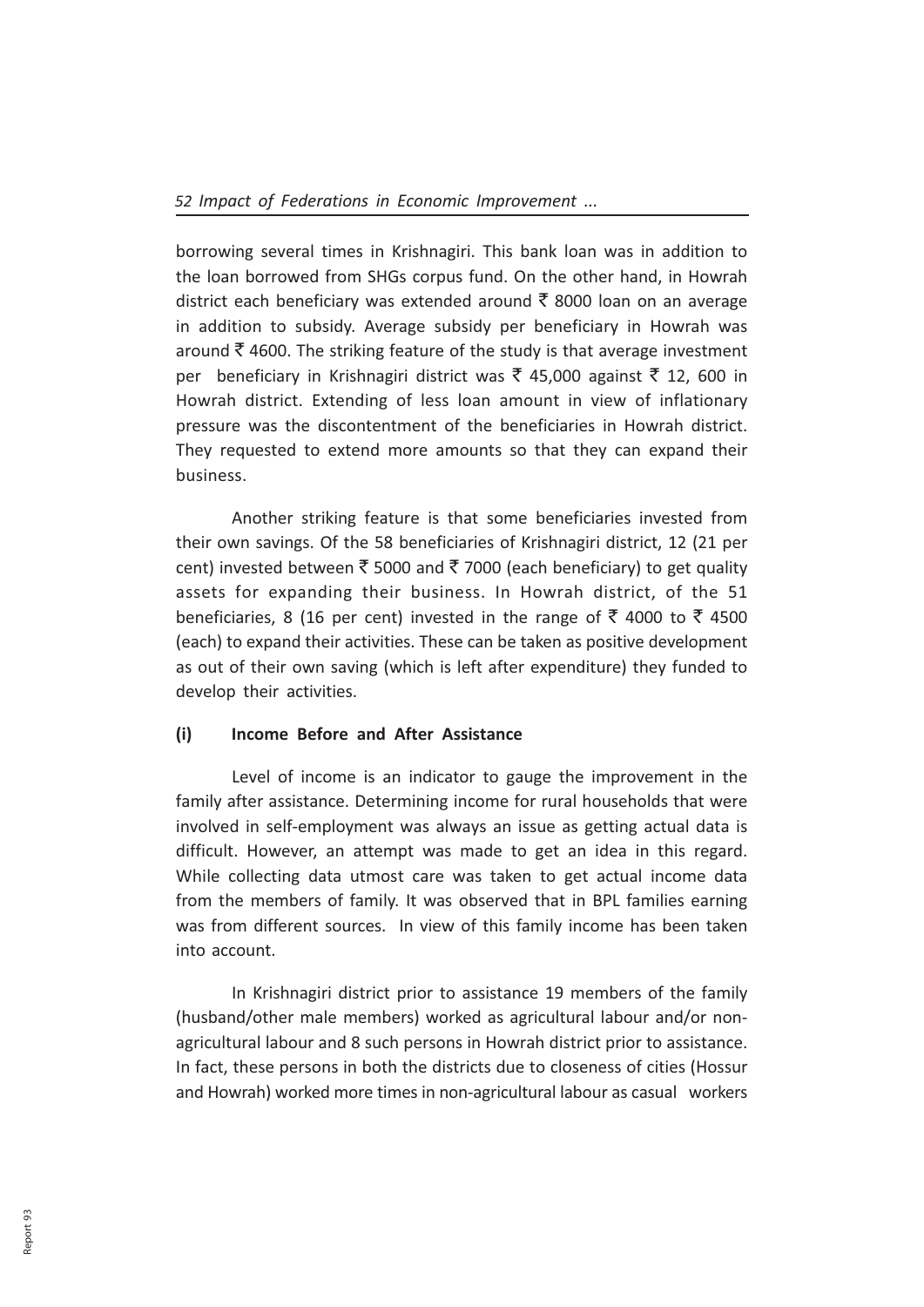borrowing several times in Krishnagiri. This bank loan was in addition to the loan borrowed from SHGs corpus fund. On the other hand, in Howrah district each beneficiary was extended around ₹ 8000 loan on an average in addition to subsidy. Average subsidy per beneficiary in Howrah was around ₹ 4600. The striking feature of the study is that average investment per beneficiary in Krishnagiri district was ₹ 45,000 against ₹ 12, 600 in Howrah district. Extending of less loan amount in view of inflationary pressure was the discontentment of the beneficiaries in Howrah district. They requested to extend more amounts so that they can expand their business.

Another striking feature is that some beneficiaries invested from their own savings. Of the 58 beneficiaries of Krishnagiri district, 12 (21 per cent) invested between ₹ 5000 and ₹ 7000 (each beneficiary) to get quality assets for expanding their business. In Howrah district, of the 51 beneficiaries, 8 (16 per cent) invested in the range of ₹ 4000 to ₹ 4500 (each) to expand their activities. These can be taken as positive development as out of their own saving (which is left after expenditure) they funded to develop their activities.

### (i) Income Before and After Assistance

Level of income is an indicator to gauge the improvement in the family after assistance. Determining income for rural households that were involved in self-employment was always an issue as getting actual data is difficult. However, an attempt was made to get an idea in this regard. While collecting data utmost care was taken to get actual income data from the members of family. It was observed that in BPL families earning was from different sources. In view of this family income has been taken into account.

In Krishnagiri district prior to assistance 19 members of the family (husband/other male members) worked as agricultural labour and/or non-agricultural labour and 8 such persons in Howrah district prior to assistance. In fact, these persons in both the districts due to closeness of cities (Hossur and Howrah) worked more times in non-agricultural labour as casual workers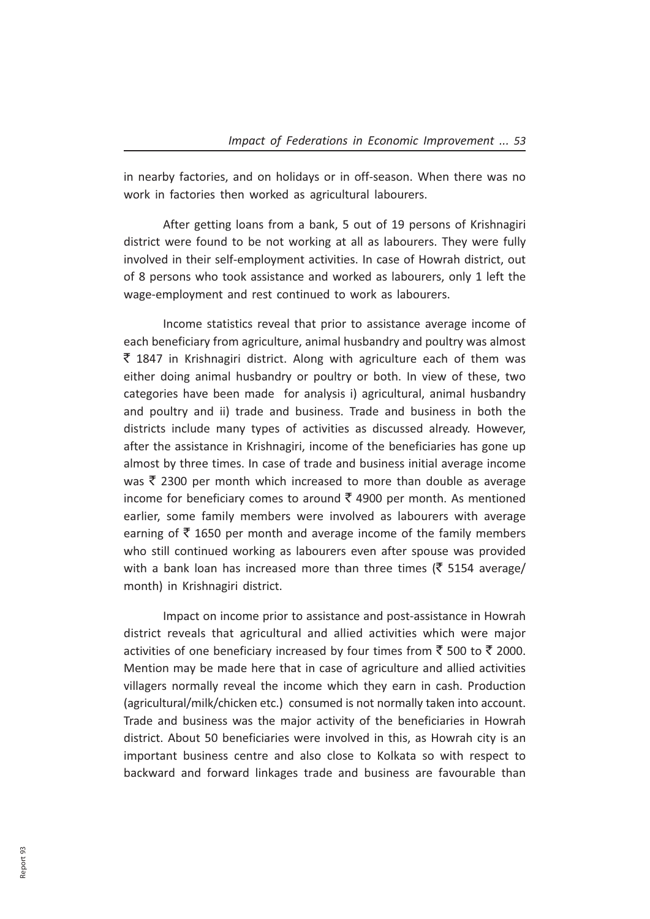in nearby factories, and on holidays or in off-season. When there was no work in factories then worked as agricultural labourers.

After getting loans from a bank, 5 out of 19 persons of Krishnagiri district were found to be not working at all as labourers. They were fully involved in their self-employment activities. In case of Howrah district, out of 8 persons who took assistance and worked as labourers, only 1 left the wage-employment and rest continued to work as labourers.

Income statistics reveal that prior to assistance average income of each beneficiary from agriculture, animal husbandry and poultry was almost ₹ 1847 in Krishnagiri district. Along with agriculture each of them was either doing animal husbandry or poultry or both. In view of these, two categories have been made for analysis i) agricultural, animal husbandry and poultry and ii) trade and business. Trade and business in both the districts include many types of activities as discussed already. However, after the assistance in Krishnagiri, income of the beneficiaries has gone up almost by three times. In case of trade and business initial average income was ₹ 2300 per month which increased to more than double as average income for beneficiary comes to around ₹ 4900 per month. As mentioned earlier, some family members were involved as labourers with average earning of ₹ 1650 per month and average income of the family members who still continued working as labourers even after spouse was provided with a bank loan has increased more than three times (₹ 5154 average/ month) in Krishnagiri district.

Impact on income prior to assistance and post-assistance in Howrah district reveals that agricultural and allied activities which were major activities of one beneficiary increased by four times from ₹ 500 to ₹ 2000. Mention may be made here that in case of agriculture and allied activities villagers normally reveal the income which they earn in cash. Production (agricultural/milk/chicken etc.) consumed is not normally taken into account. Trade and business was the major activity of the beneficiaries in Howrah district. About 50 beneficiaries were involved in this, as Howrah city is an important business centre and also close to Kolkata so with respect to backward and forward linkages trade and business are favourable than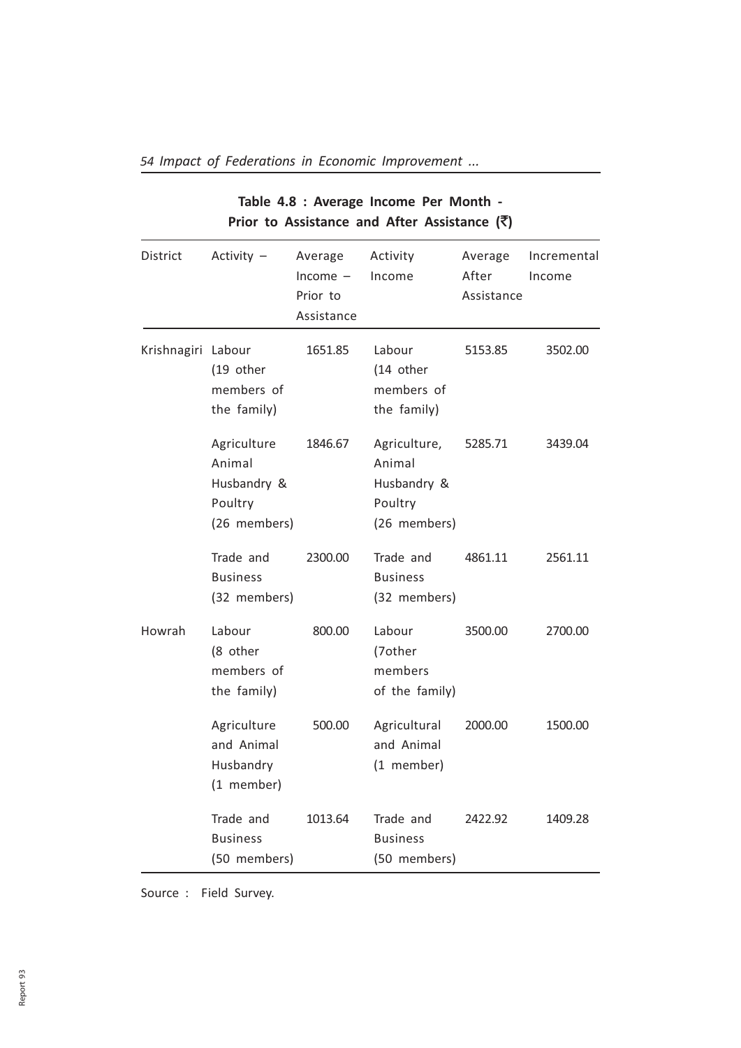**Table 4.8 : Average Income Per Month - Prior to Assistance and After Assistance (₹)**

| District | Activity – | Average Income – Prior to Assistance | Activity Income | Average After Assistance | Incremental Income |
|---|---|---|---|---|---|
| Krishnagiri | Labour (19 other members of the family) | 1651.85 | Labour (14 other members of the family) | 5153.85 | 3502.00 |
| | Agriculture Animal Husbandry & Poultry (26 members) | 1846.67 | Agriculture, Animal Husbandry & Poultry (26 members) | 5285.71 | 3439.04 |
| | Trade and Business (32 members) | 2300.00 | Trade and Business (32 members) | 4861.11 | 2561.11 |
| Howrah | Labour (8 other members of the family) | 800.00 | Labour (7other members of the family) | 3500.00 | 2700.00 |
| | Agriculture and Animal Husbandry (1 member) | 500.00 | Agricultural and Animal (1 member) | 2000.00 | 1500.00 |
| | Trade and Business (50 members) | 1013.64 | Trade and Business (50 members) | 2422.92 | 1409.28 |

Source : Field Survey.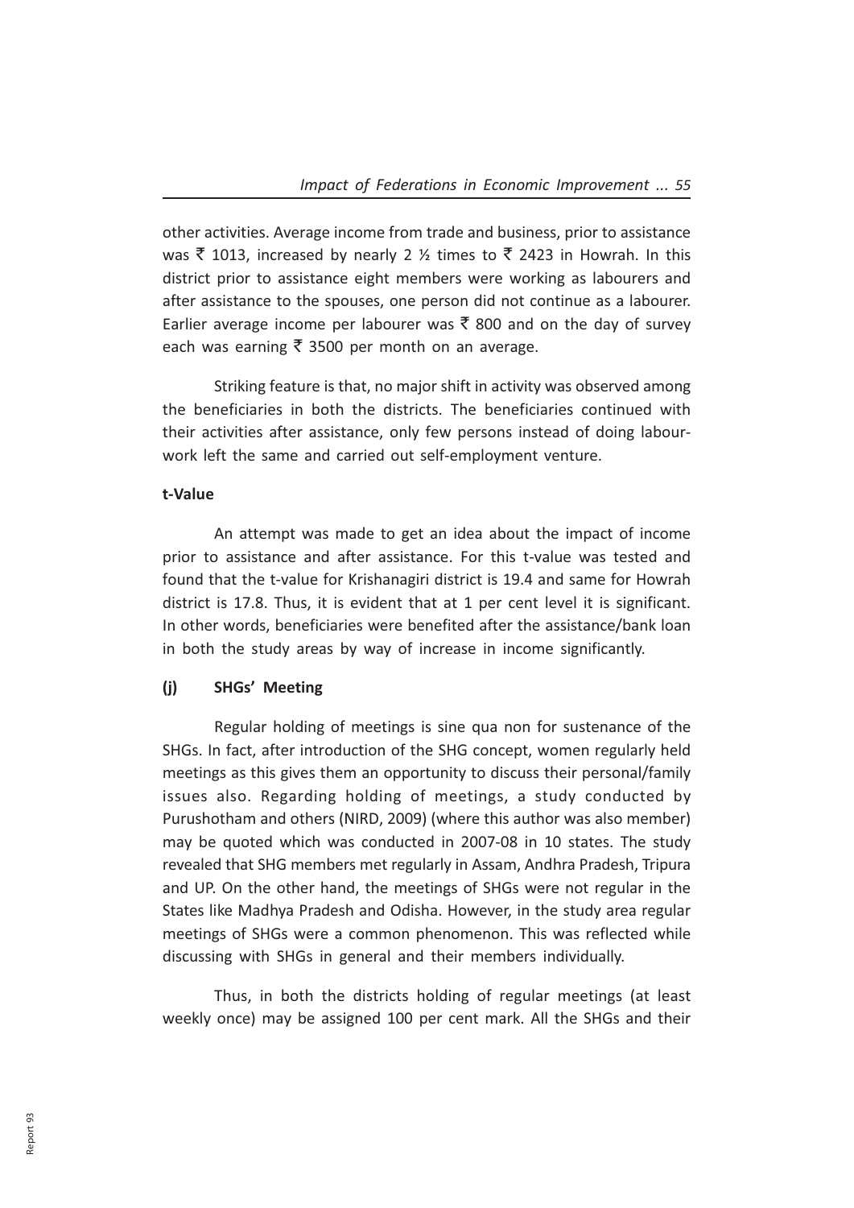other activities. Average income from trade and business, prior to assistance was ₹ 1013, increased by nearly 2 ½ times to ₹ 2423 in Howrah. In this district prior to assistance eight members were working as labourers and after assistance to the spouses, one person did not continue as a labourer. Earlier average income per labourer was ₹ 800 and on the day of survey each was earning ₹ 3500 per month on an average.

Striking feature is that, no major shift in activity was observed among the beneficiaries in both the districts. The beneficiaries continued with their activities after assistance, only few persons instead of doing labour-work left the same and carried out self-employment venture.

**t-Value**

An attempt was made to get an idea about the impact of income prior to assistance and after assistance. For this t-value was tested and found that the t-value for Krishanagiri district is 19.4 and same for Howrah district is 17.8. Thus, it is evident that at 1 per cent level it is significant. In other words, beneficiaries were benefited after the assistance/bank loan in both the study areas by way of increase in income significantly.

**(j) SHGs' Meeting**

Regular holding of meetings is sine qua non for sustenance of the SHGs. In fact, after introduction of the SHG concept, women regularly held meetings as this gives them an opportunity to discuss their personal/family issues also. Regarding holding of meetings, a study conducted by Purushotham and others (NIRD, 2009) (where this author was also member) may be quoted which was conducted in 2007-08 in 10 states. The study revealed that SHG members met regularly in Assam, Andhra Pradesh, Tripura and UP. On the other hand, the meetings of SHGs were not regular in the States like Madhya Pradesh and Odisha. However, in the study area regular meetings of SHGs were a common phenomenon. This was reflected while discussing with SHGs in general and their members individually.

Thus, in both the districts holding of regular meetings (at least weekly once) may be assigned 100 per cent mark. All the SHGs and their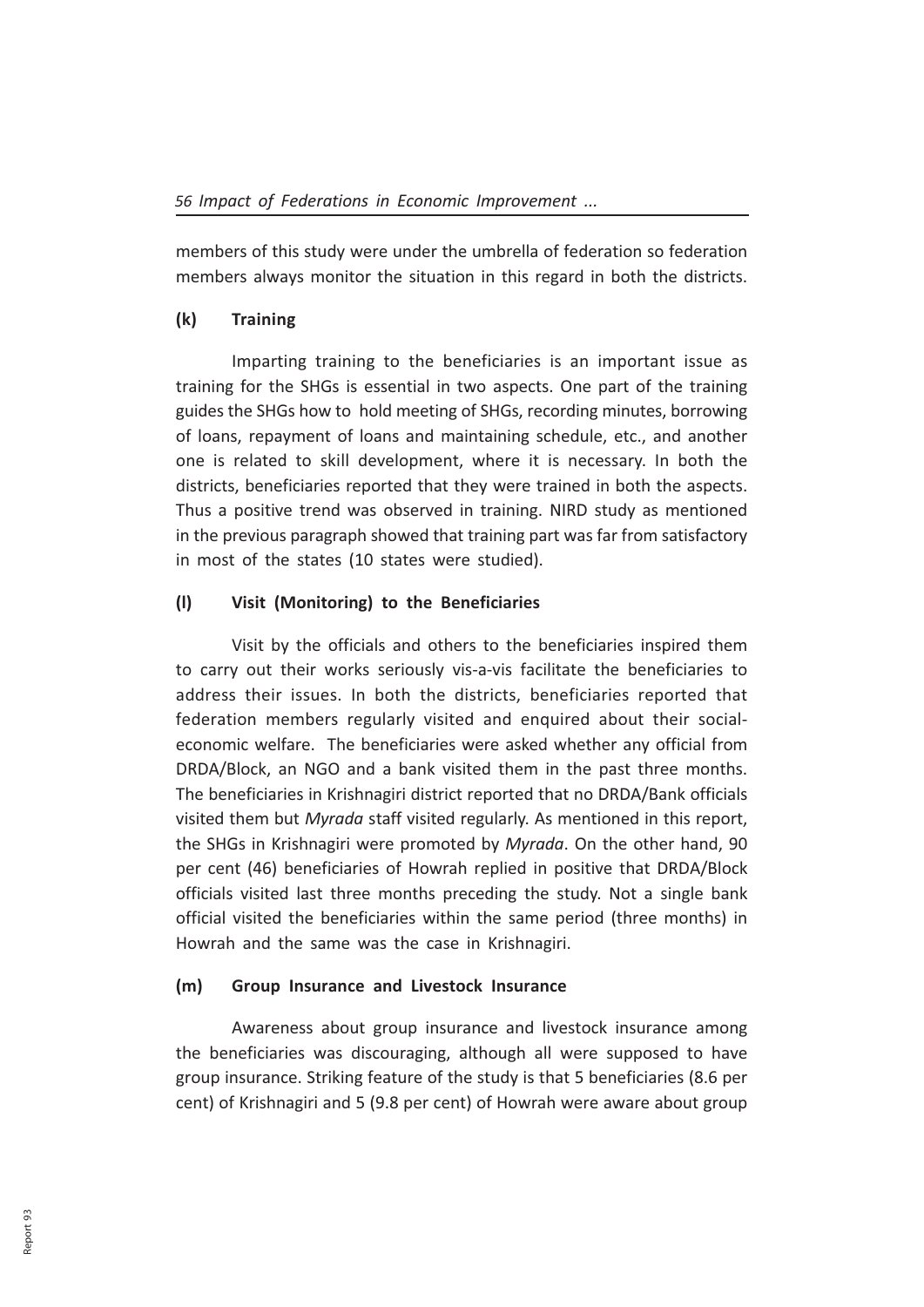members of this study were under the umbrella of federation so federation members always monitor the situation in this regard in both the districts.

### (k) Training

Imparting training to the beneficiaries is an important issue as training for the SHGs is essential in two aspects. One part of the training guides the SHGs how to hold meeting of SHGs, recording minutes, borrowing of loans, repayment of loans and maintaining schedule, etc., and another one is related to skill development, where it is necessary. In both the districts, beneficiaries reported that they were trained in both the aspects. Thus a positive trend was observed in training. NIRD study as mentioned in the previous paragraph showed that training part was far from satisfactory in most of the states (10 states were studied).

### (l) Visit (Monitoring) to the Beneficiaries

Visit by the officials and others to the beneficiaries inspired them to carry out their works seriously vis-a-vis facilitate the beneficiaries to address their issues. In both the districts, beneficiaries reported that federation members regularly visited and enquired about their social-economic welfare. The beneficiaries were asked whether any official from DRDA/Block, an NGO and a bank visited them in the past three months. The beneficiaries in Krishnagiri district reported that no DRDA/Bank officials visited them but *Myrada* staff visited regularly. As mentioned in this report, the SHGs in Krishnagiri were promoted by *Myrada*. On the other hand, 90 per cent (46) beneficiaries of Howrah replied in positive that DRDA/Block officials visited last three months preceding the study. Not a single bank official visited the beneficiaries within the same period (three months) in Howrah and the same was the case in Krishnagiri.

### (m) Group Insurance and Livestock Insurance

Awareness about group insurance and livestock insurance among the beneficiaries was discouraging, although all were supposed to have group insurance. Striking feature of the study is that 5 beneficiaries (8.6 per cent) of Krishnagiri and 5 (9.8 per cent) of Howrah were aware about group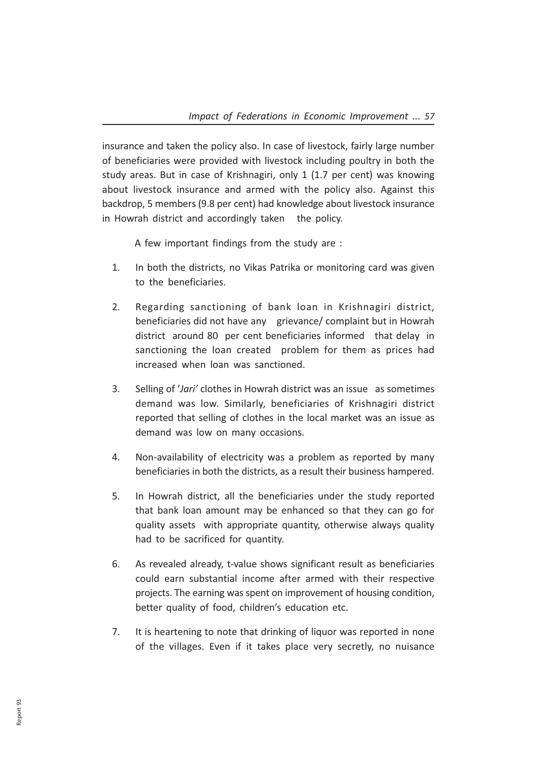insurance and taken the policy also. In case of livestock, fairly large number of beneficiaries were provided with livestock including poultry in both the study areas. But in case of Krishnagiri, only 1 (1.7 per cent) was knowing about livestock insurance and armed with the policy also. Against this backdrop, 5 members (9.8 per cent) had knowledge about livestock insurance in Howrah district and accordingly taken the policy.

A few important findings from the study are :

1. In both the districts, no Vikas Patrika or monitoring card was given to the beneficiaries.
2. Regarding sanctioning of bank loan in Krishnagiri district, beneficiaries did not have any grievance/ complaint but in Howrah district around 80 per cent beneficiaries informed that delay in sanctioning the loan created problem for them as prices had increased when loan was sanctioned.
3. Selling of '*Jari'* clothes in Howrah district was an issue as sometimes demand was low. Similarly, beneficiaries of Krishnagiri district reported that selling of clothes in the local market was an issue as demand was low on many occasions.
4. Non-availability of electricity was a problem as reported by many beneficiaries in both the districts, as a result their business hampered.
5. In Howrah district, all the beneficiaries under the study reported that bank loan amount may be enhanced so that they can go for quality assets with appropriate quantity, otherwise always quality had to be sacrificed for quantity.
6. As revealed already, t-value shows significant result as beneficiaries could earn substantial income after armed with their respective projects. The earning was spent on improvement of housing condition, better quality of food, children's education etc.
7. It is heartening to note that drinking of liquor was reported in none of the villages. Even if it takes place very secretly, no nuisance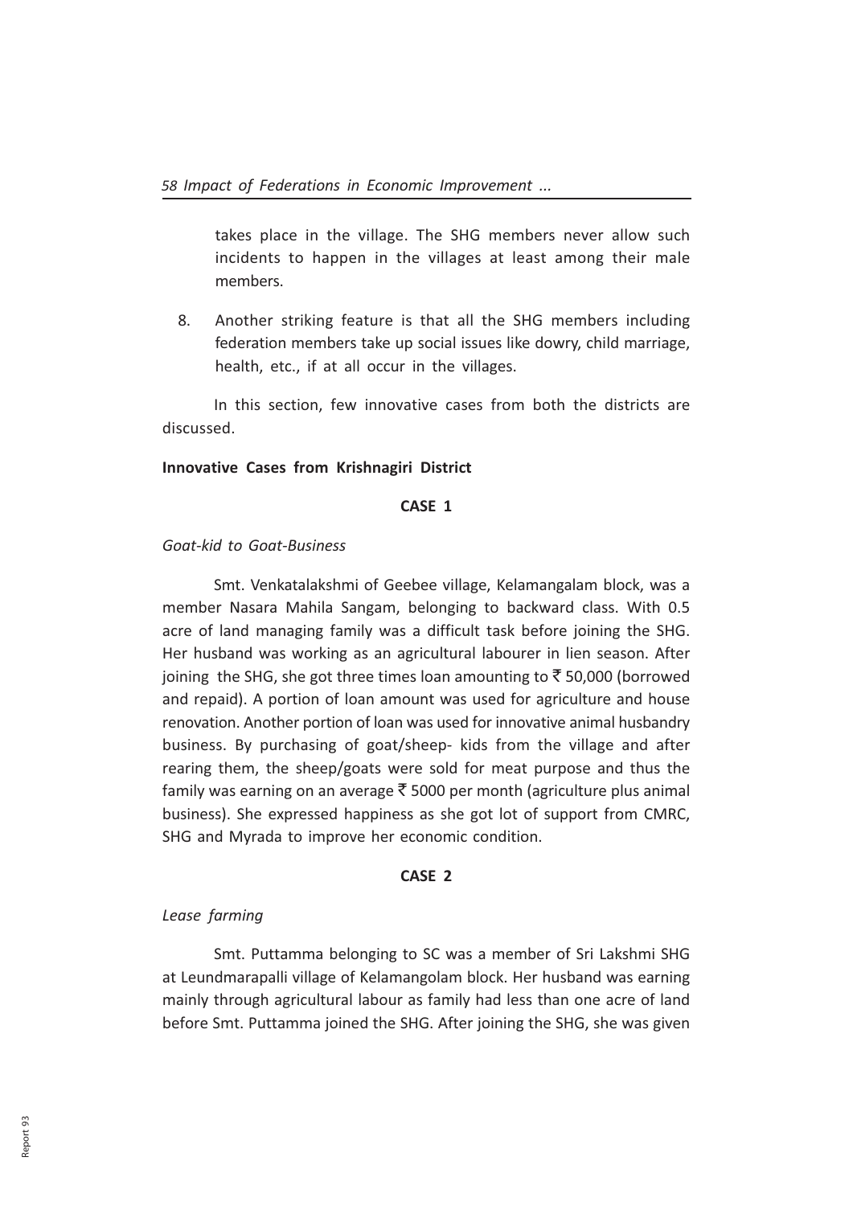takes place in the village. The SHG members never allow such incidents to happen in the villages at least among their male members.

8. Another striking feature is that all the SHG members including federation members take up social issues like dowry, child marriage, health, etc., if at all occur in the villages.

In this section, few innovative cases from both the districts are discussed.

**Innovative Cases from Krishnagiri District**

**CASE 1**

*Goat-kid to Goat-Business*

Smt. Venkatalakshmi of Geebee village, Kelamangalam block, was a member Nasara Mahila Sangam, belonging to backward class. With 0.5 acre of land managing family was a difficult task before joining the SHG. Her husband was working as an agricultural labourer in lien season. After joining the SHG, she got three times loan amounting to ₹ 50,000 (borrowed and repaid). A portion of loan amount was used for agriculture and house renovation. Another portion of loan was used for innovative animal husbandry business. By purchasing of goat/sheep- kids from the village and after rearing them, the sheep/goats were sold for meat purpose and thus the family was earning on an average ₹ 5000 per month (agriculture plus animal business). She expressed happiness as she got lot of support from CMRC, SHG and Myrada to improve her economic condition.

**CASE 2**

*Lease farming*

Smt. Puttamma belonging to SC was a member of Sri Lakshmi SHG at Leundmarapalli village of Kelamangolam block. Her husband was earning mainly through agricultural labour as family had less than one acre of land before Smt. Puttamma joined the SHG. After joining the SHG, she was given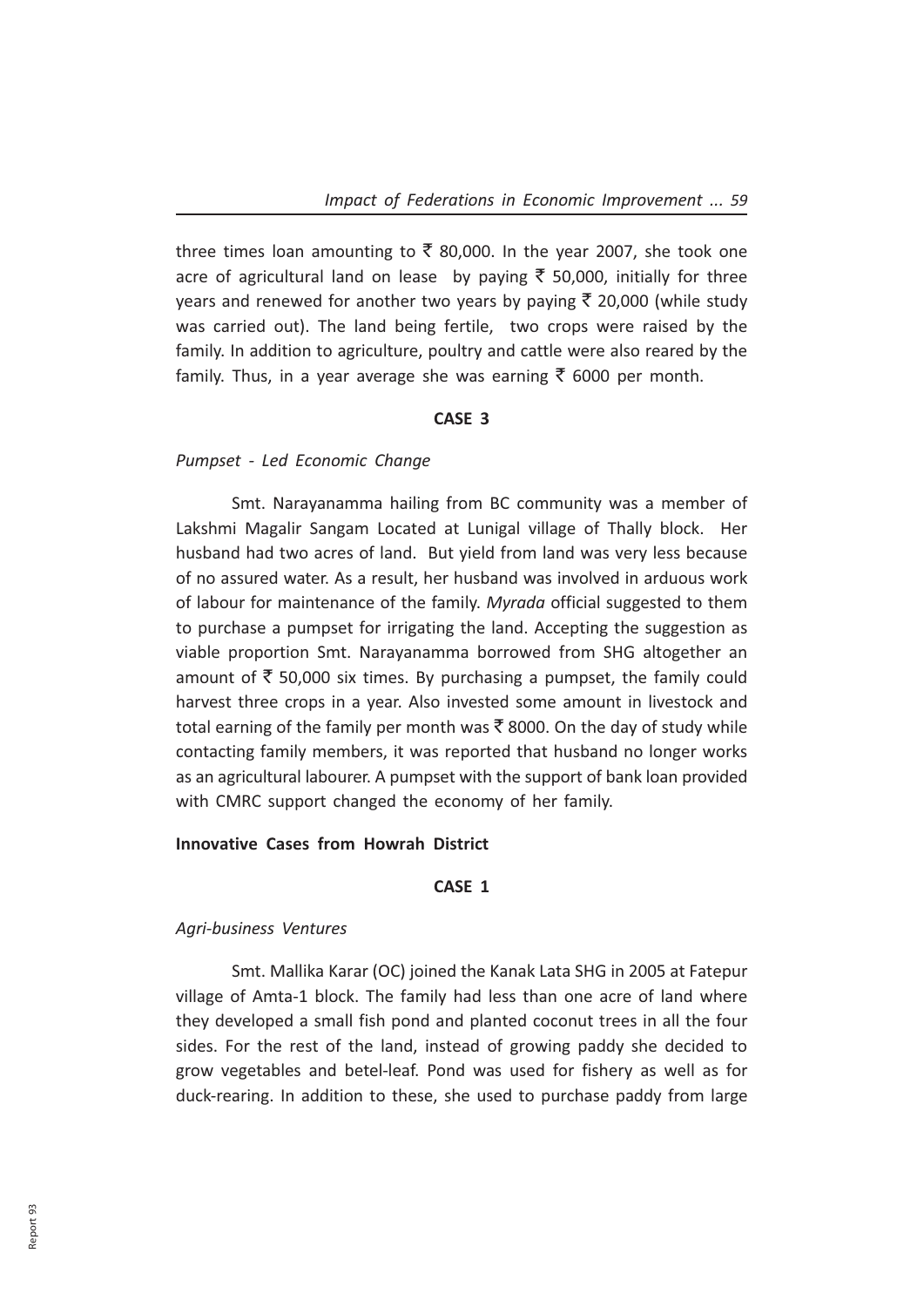three times loan amounting to ₹ 80,000. In the year 2007, she took one acre of agricultural land on lease by paying ₹ 50,000, initially for three years and renewed for another two years by paying ₹ 20,000 (while study was carried out). The land being fertile, two crops were raised by the family. In addition to agriculture, poultry and cattle were also reared by the family. Thus, in a year average she was earning ₹ 6000 per month.

**CASE 3**

*Pumpset - Led Economic Change*

Smt. Narayanamma hailing from BC community was a member of Lakshmi Magalir Sangam Located at Lunigal village of Thally block. Her husband had two acres of land. But yield from land was very less because of no assured water. As a result, her husband was involved in arduous work of labour for maintenance of the family. *Myrada* official suggested to them to purchase a pumpset for irrigating the land. Accepting the suggestion as viable proportion Smt. Narayanamma borrowed from SHG altogether an amount of ₹ 50,000 six times. By purchasing a pumpset, the family could harvest three crops in a year. Also invested some amount in livestock and total earning of the family per month was ₹ 8000. On the day of study while contacting family members, it was reported that husband no longer works as an agricultural labourer. A pumpset with the support of bank loan provided with CMRC support changed the economy of her family.

**Innovative Cases from Howrah District**

**CASE 1**

*Agri-business Ventures*

Smt. Mallika Karar (OC) joined the Kanak Lata SHG in 2005 at Fatepur village of Amta-1 block. The family had less than one acre of land where they developed a small fish pond and planted coconut trees in all the four sides. For the rest of the land, instead of growing paddy she decided to grow vegetables and betel-leaf. Pond was used for fishery as well as for duck-rearing. In addition to these, she used to purchase paddy from large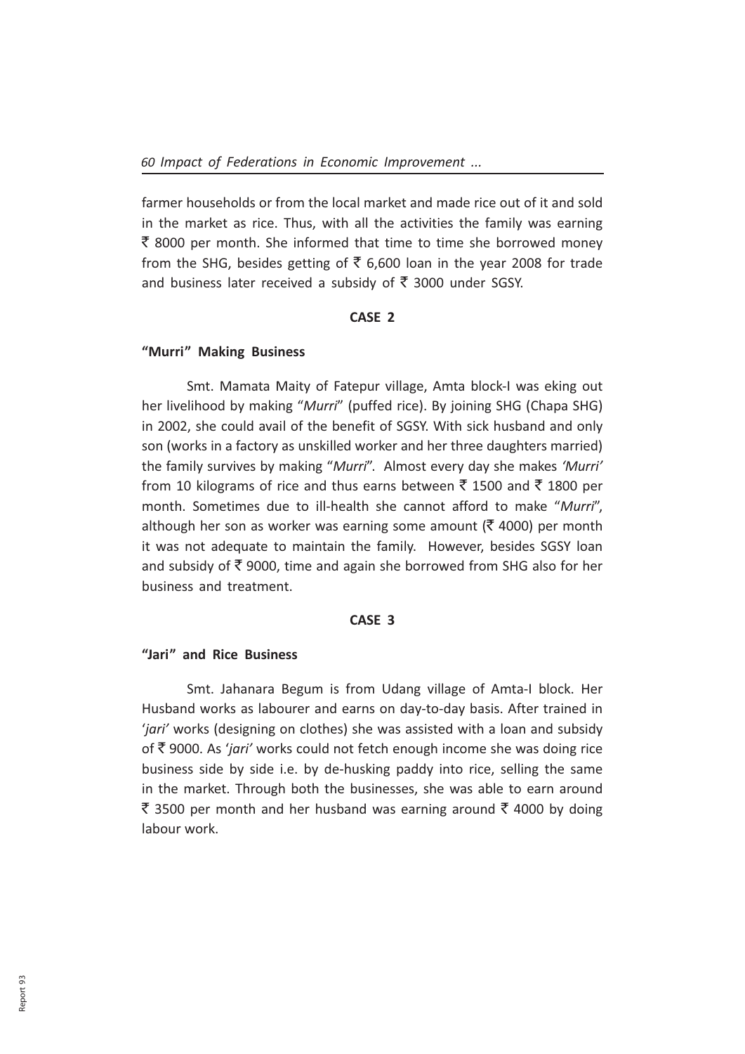farmer households or from the local market and made rice out of it and sold in the market as rice. Thus, with all the activities the family was earning ₹ 8000 per month. She informed that time to time she borrowed money from the SHG, besides getting of ₹ 6,600 loan in the year 2008 for trade and business later received a subsidy of ₹ 3000 under SGSY.

**CASE 2**

**"Murri" Making Business**

Smt. Mamata Maity of Fatepur village, Amta block-I was eking out her livelihood by making "*Murri*" (puffed rice). By joining SHG (Chapa SHG) in 2002, she could avail of the benefit of SGSY. With sick husband and only son (works in a factory as unskilled worker and her three daughters married) the family survives by making "*Murri*". Almost every day she makes *'Murri'* from 10 kilograms of rice and thus earns between ₹ 1500 and ₹ 1800 per month. Sometimes due to ill-health she cannot afford to make "*Murri*", although her son as worker was earning some amount (₹ 4000) per month it was not adequate to maintain the family. However, besides SGSY loan and subsidy of ₹ 9000, time and again she borrowed from SHG also for her business and treatment.

**CASE 3**

**"Jari" and Rice Business**

Smt. Jahanara Begum is from Udang village of Amta-I block. Her Husband works as labourer and earns on day-to-day basis. After trained in '*jari'* works (designing on clothes) she was assisted with a loan and subsidy of ₹ 9000. As '*jari'* works could not fetch enough income she was doing rice business side by side i.e. by de-husking paddy into rice, selling the same in the market. Through both the businesses, she was able to earn around ₹ 3500 per month and her husband was earning around ₹ 4000 by doing labour work.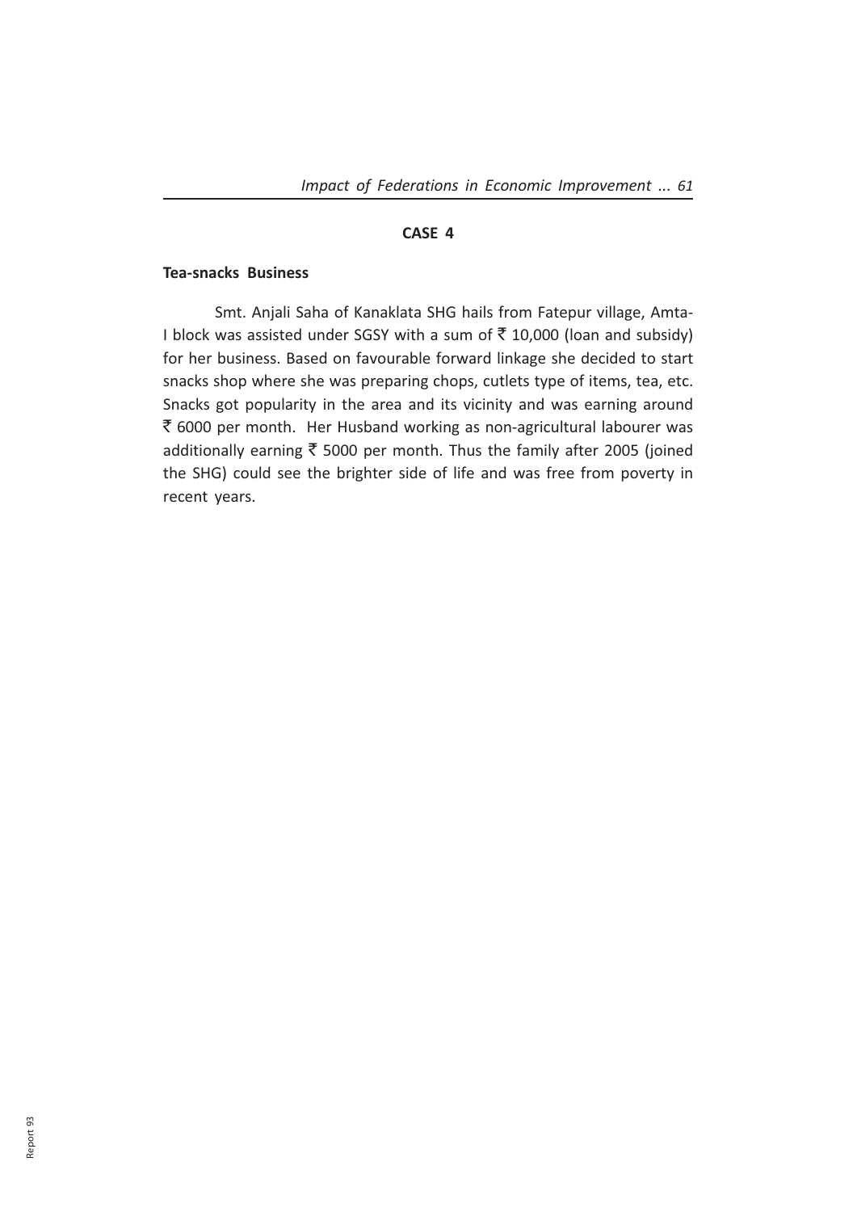## CASE 4

**Tea-snacks Business**

Smt. Anjali Saha of Kanaklata SHG hails from Fatepur village, Amta-I block was assisted under SGSY with a sum of ₹ 10,000 (loan and subsidy) for her business. Based on favourable forward linkage she decided to start snacks shop where she was preparing chops, cutlets type of items, tea, etc. Snacks got popularity in the area and its vicinity and was earning around ₹ 6000 per month. Her Husband working as non-agricultural labourer was additionally earning ₹ 5000 per month. Thus the family after 2005 (joined the SHG) could see the brighter side of life and was free from poverty in recent years.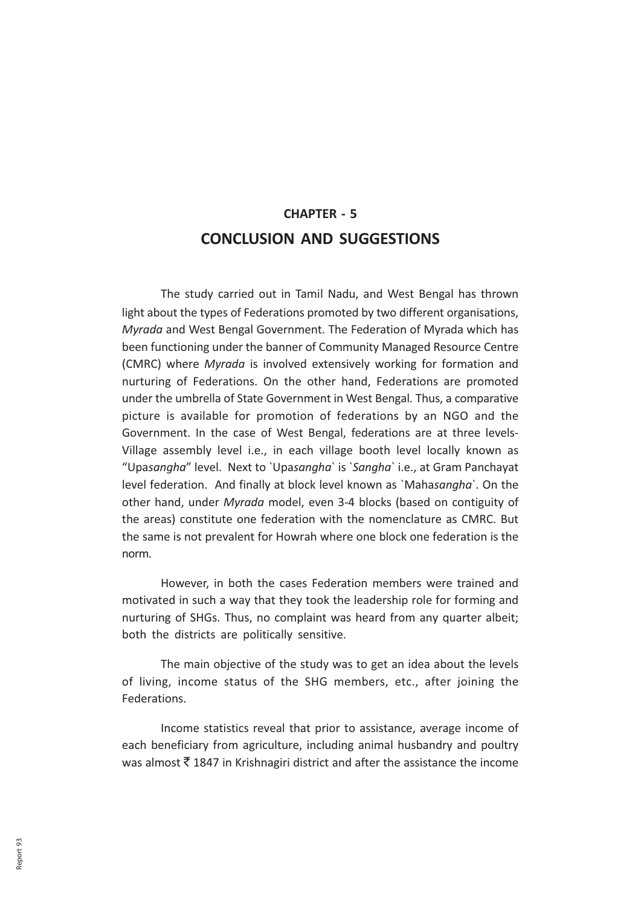# CHAPTER - 5

## CONCLUSION AND SUGGESTIONS

The study carried out in Tamil Nadu, and West Bengal has thrown light about the types of Federations promoted by two different organisations, *Myrada* and West Bengal Government. The Federation of Myrada which has been functioning under the banner of Community Managed Resource Centre (CMRC) where *Myrada* is involved extensively working for formation and nurturing of Federations. On the other hand, Federations are promoted under the umbrella of State Government in West Bengal. Thus, a comparative picture is available for promotion of federations by an NGO and the Government. In the case of West Bengal, federations are at three levels- Village assembly level i.e., in each village booth level locally known as "Upa*sangha*" level. Next to `Upa*sangha*` is `*Sangha*` i.e., at Gram Panchayat level federation. And finally at block level known as `Maha*sangha*`. On the other hand, under *Myrada* model, even 3-4 blocks (based on contiguity of the areas) constitute one federation with the nomenclature as CMRC. But the same is not prevalent for Howrah where one block one federation is the norm.

However, in both the cases Federation members were trained and motivated in such a way that they took the leadership role for forming and nurturing of SHGs. Thus, no complaint was heard from any quarter albeit; both the districts are politically sensitive.

The main objective of the study was to get an idea about the levels of living, income status of the SHG members, etc., after joining the Federations.

Income statistics reveal that prior to assistance, average income of each beneficiary from agriculture, including animal husbandry and poultry was almost ₹ 1847 in Krishnagiri district and after the assistance the income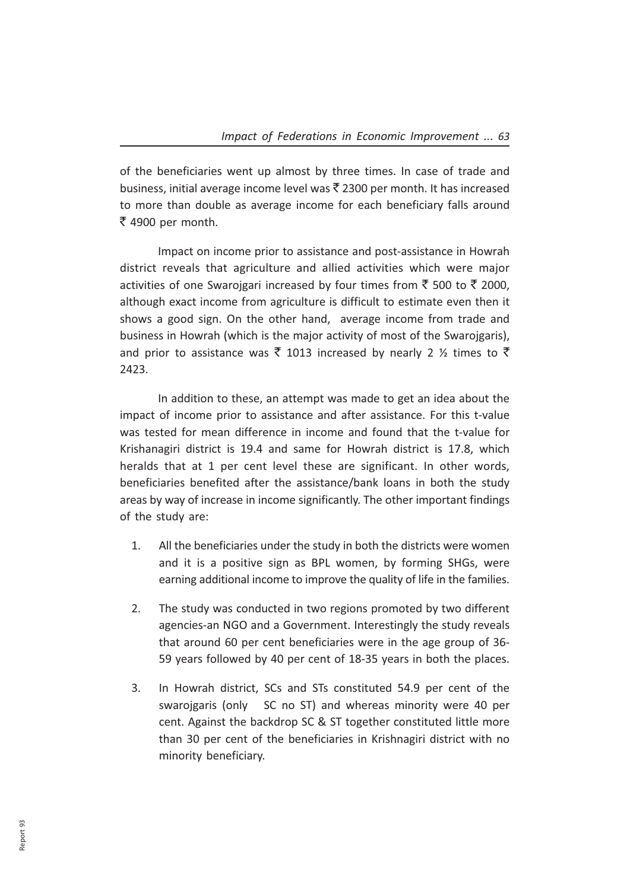of the beneficiaries went up almost by three times. In case of trade and business, initial average income level was ₹ 2300 per month. It has increased to more than double as average income for each beneficiary falls around ₹ 4900 per month.

Impact on income prior to assistance and post-assistance in Howrah district reveals that agriculture and allied activities which were major activities of one Swarojgari increased by four times from ₹ 500 to ₹ 2000, although exact income from agriculture is difficult to estimate even then it shows a good sign. On the other hand, average income from trade and business in Howrah (which is the major activity of most of the Swarojgaris), and prior to assistance was ₹ 1013 increased by nearly 2 ½ times to ₹ 2423.

In addition to these, an attempt was made to get an idea about the impact of income prior to assistance and after assistance. For this t-value was tested for mean difference in income and found that the t-value for Krishanagiri district is 19.4 and same for Howrah district is 17.8, which heralds that at 1 per cent level these are significant. In other words, beneficiaries benefited after the assistance/bank loans in both the study areas by way of increase in income significantly. The other important findings of the study are:

1. All the beneficiaries under the study in both the districts were women and it is a positive sign as BPL women, by forming SHGs, were earning additional income to improve the quality of life in the families.

2. The study was conducted in two regions promoted by two different agencies-an NGO and a Government. Interestingly the study reveals that around 60 per cent beneficiaries were in the age group of 36-59 years followed by 40 per cent of 18-35 years in both the places.

3. In Howrah district, SCs and STs constituted 54.9 per cent of the swarojgaris (only SC no ST) and whereas minority were 40 per cent. Against the backdrop SC & ST together constituted little more than 30 per cent of the beneficiaries in Krishnagiri district with no minority beneficiary.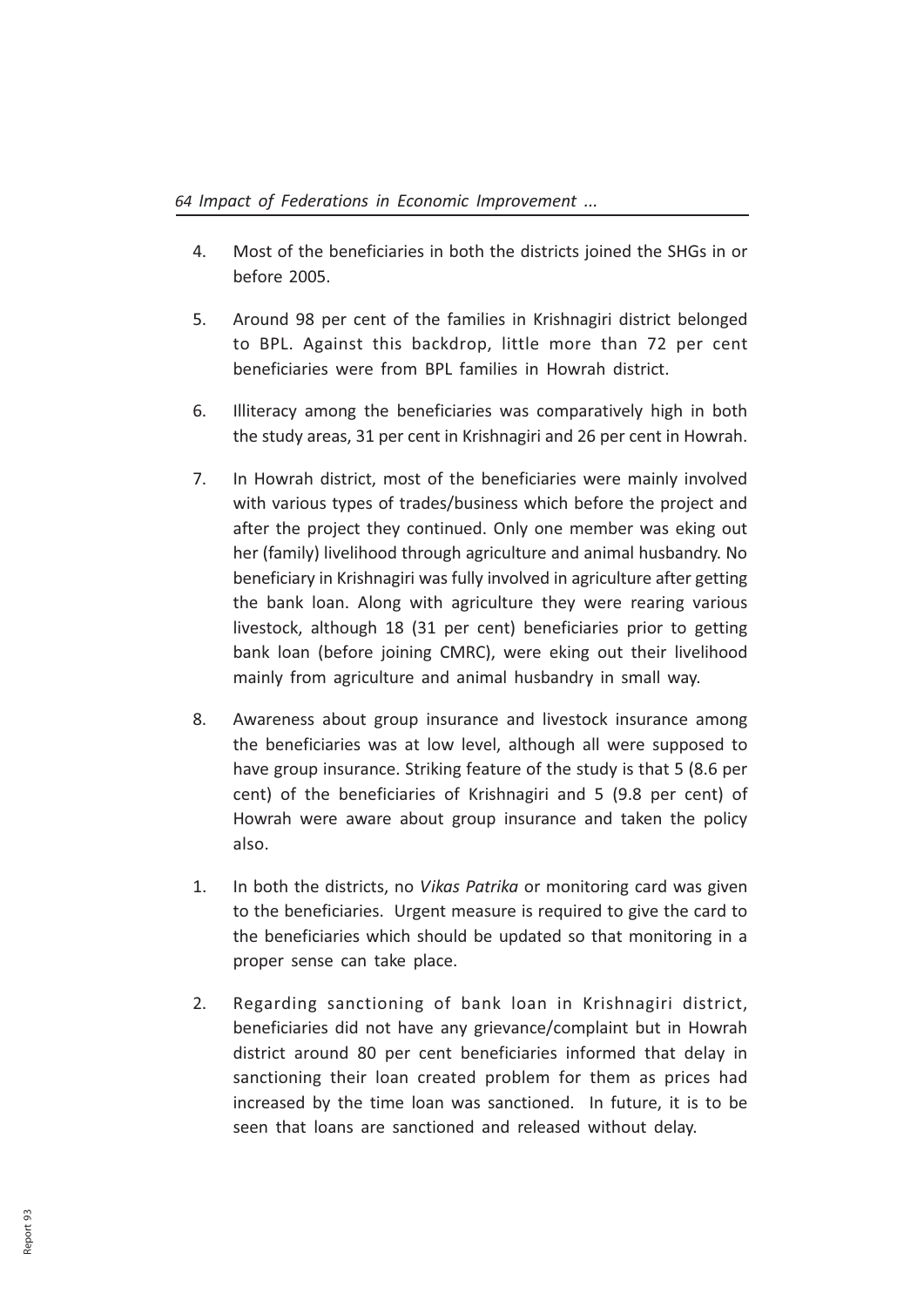4. Most of the beneficiaries in both the districts joined the SHGs in or before 2005.

5. Around 98 per cent of the families in Krishnagiri district belonged to BPL. Against this backdrop, little more than 72 per cent beneficiaries were from BPL families in Howrah district.

6. Illiteracy among the beneficiaries was comparatively high in both the study areas, 31 per cent in Krishnagiri and 26 per cent in Howrah.

7. In Howrah district, most of the beneficiaries were mainly involved with various types of trades/business which before the project and after the project they continued. Only one member was eking out her (family) livelihood through agriculture and animal husbandry. No beneficiary in Krishnagiri was fully involved in agriculture after getting the bank loan. Along with agriculture they were rearing various livestock, although 18 (31 per cent) beneficiaries prior to getting bank loan (before joining CMRC), were eking out their livelihood mainly from agriculture and animal husbandry in small way.

8. Awareness about group insurance and livestock insurance among the beneficiaries was at low level, although all were supposed to have group insurance. Striking feature of the study is that 5 (8.6 per cent) of the beneficiaries of Krishnagiri and 5 (9.8 per cent) of Howrah were aware about group insurance and taken the policy also.

1. In both the districts, no *Vikas Patrika* or monitoring card was given to the beneficiaries. Urgent measure is required to give the card to the beneficiaries which should be updated so that monitoring in a proper sense can take place.

2. Regarding sanctioning of bank loan in Krishnagiri district, beneficiaries did not have any grievance/complaint but in Howrah district around 80 per cent beneficiaries informed that delay in sanctioning their loan created problem for them as prices had increased by the time loan was sanctioned. In future, it is to be seen that loans are sanctioned and released without delay.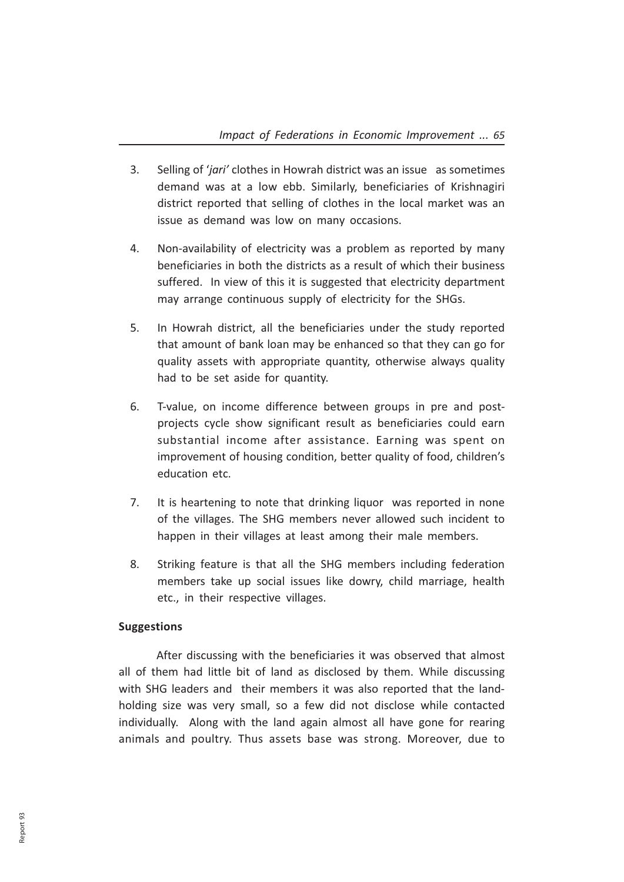3. Selling of '*jari'* clothes in Howrah district was an issue as sometimes demand was at a low ebb. Similarly, beneficiaries of Krishnagiri district reported that selling of clothes in the local market was an issue as demand was low on many occasions.

4. Non-availability of electricity was a problem as reported by many beneficiaries in both the districts as a result of which their business suffered. In view of this it is suggested that electricity department may arrange continuous supply of electricity for the SHGs.

5. In Howrah district, all the beneficiaries under the study reported that amount of bank loan may be enhanced so that they can go for quality assets with appropriate quantity, otherwise always quality had to be set aside for quantity.

6. T-value, on income difference between groups in pre and post-projects cycle show significant result as beneficiaries could earn substantial income after assistance. Earning was spent on improvement of housing condition, better quality of food, children's education etc.

7. It is heartening to note that drinking liquor was reported in none of the villages. The SHG members never allowed such incident to happen in their villages at least among their male members.

8. Striking feature is that all the SHG members including federation members take up social issues like dowry, child marriage, health etc., in their respective villages.

**Suggestions**

After discussing with the beneficiaries it was observed that almost all of them had little bit of land as disclosed by them. While discussing with SHG leaders and their members it was also reported that the land-holding size was very small, so a few did not disclose while contacted individually. Along with the land again almost all have gone for rearing animals and poultry. Thus assets base was strong. Moreover, due to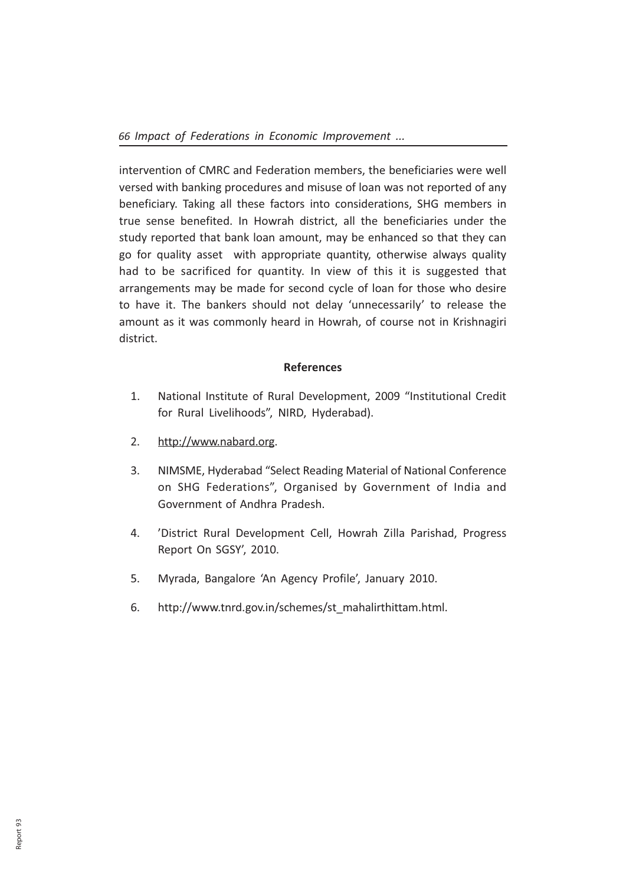intervention of CMRC and Federation members, the beneficiaries were well versed with banking procedures and misuse of loan was not reported of any beneficiary. Taking all these factors into considerations, SHG members in true sense benefited. In Howrah district, all the beneficiaries under the study reported that bank loan amount, may be enhanced so that they can go for quality asset with appropriate quantity, otherwise always quality had to be sacrificed for quantity. In view of this it is suggested that arrangements may be made for second cycle of loan for those who desire to have it. The bankers should not delay 'unnecessarily' to release the amount as it was commonly heard in Howrah, of course not in Krishnagiri district.

## References

1. National Institute of Rural Development, 2009 "Institutional Credit for Rural Livelihoods", NIRD, Hyderabad).
2. http://www.nabard.org.
3. NIMSME, Hyderabad "Select Reading Material of National Conference on SHG Federations", Organised by Government of India and Government of Andhra Pradesh.
4. 'District Rural Development Cell, Howrah Zilla Parishad, Progress Report On SGSY', 2010.
5. Myrada, Bangalore 'An Agency Profile', January 2010.
6. http://www.tnrd.gov.in/schemes/st_mahalirthittam.html.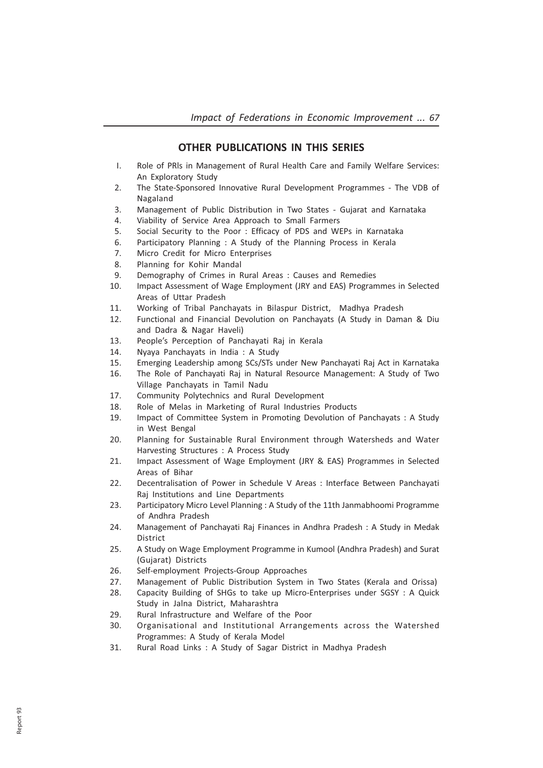## OTHER PUBLICATIONS IN THIS SERIES

1. Role of PRIs in Management of Rural Health Care and Family Welfare Services: An Exploratory Study
2. The State-Sponsored Innovative Rural Development Programmes - The VDB of Nagaland
3. Management of Public Distribution in Two States - Gujarat and Karnataka
4. Viability of Service Area Approach to Small Farmers
5. Social Security to the Poor : Efficacy of PDS and WEPs in Karnataka
6. Participatory Planning : A Study of the Planning Process in Kerala
7. Micro Credit for Micro Enterprises
8. Planning for Kohir Mandal
9. Demography of Crimes in Rural Areas : Causes and Remedies
10. Impact Assessment of Wage Employment (JRY and EAS) Programmes in Selected Areas of Uttar Pradesh
11. Working of Tribal Panchayats in Bilaspur District, Madhya Pradesh
12. Functional and Financial Devolution on Panchayats (A Study in Daman & Diu and Dadra & Nagar Haveli)
13. People's Perception of Panchayati Raj in Kerala
14. Nyaya Panchayats in India : A Study
15. Emerging Leadership among SCs/STs under New Panchayati Raj Act in Karnataka
16. The Role of Panchayati Raj in Natural Resource Management: A Study of Two Village Panchayats in Tamil Nadu
17. Community Polytechnics and Rural Development
18. Role of Melas in Marketing of Rural Industries Products
19. Impact of Committee System in Promoting Devolution of Panchayats : A Study in West Bengal
20. Planning for Sustainable Rural Environment through Watersheds and Water Harvesting Structures : A Process Study
21. Impact Assessment of Wage Employment (JRY & EAS) Programmes in Selected Areas of Bihar
22. Decentralisation of Power in Schedule V Areas : Interface Between Panchayati Raj Institutions and Line Departments
23. Participatory Micro Level Planning : A Study of the 11th Janmabhoomi Programme of Andhra Pradesh
24. Management of Panchayati Raj Finances in Andhra Pradesh : A Study in Medak District
25. A Study on Wage Employment Programme in Kumool (Andhra Pradesh) and Surat (Gujarat) Districts
26. Self-employment Projects-Group Approaches
27. Management of Public Distribution System in Two States (Kerala and Orissa)
28. Capacity Building of SHGs to take up Micro-Enterprises under SGSY : A Quick Study in Jalna District, Maharashtra
29. Rural Infrastructure and Welfare of the Poor
30. Organisational and Institutional Arrangements across the Watershed Programmes: A Study of Kerala Model
31. Rural Road Links : A Study of Sagar District in Madhya Pradesh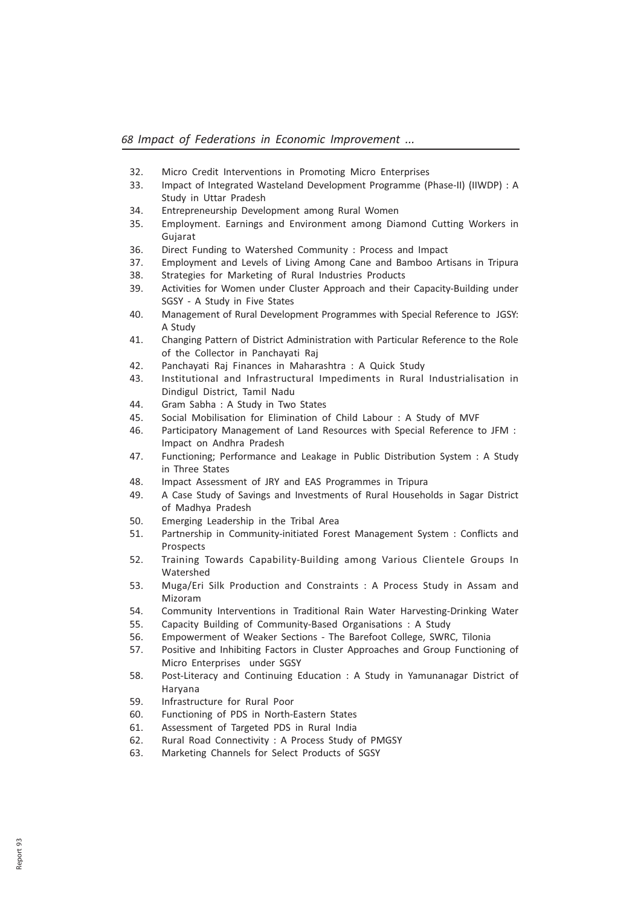32. Micro Credit Interventions in Promoting Micro Enterprises
33. Impact of Integrated Wasteland Development Programme (Phase-II) (IIWDP) : A Study in Uttar Pradesh
34. Entrepreneurship Development among Rural Women
35. Employment. Earnings and Environment among Diamond Cutting Workers in Gujarat
36. Direct Funding to Watershed Community : Process and Impact
37. Employment and Levels of Living Among Cane and Bamboo Artisans in Tripura
38. Strategies for Marketing of Rural Industries Products
39. Activities for Women under Cluster Approach and their Capacity-Building under SGSY - A Study in Five States
40. Management of Rural Development Programmes with Special Reference to JGSY: A Study
41. Changing Pattern of District Administration with Particular Reference to the Role of the Collector in Panchayati Raj
42. Panchayati Raj Finances in Maharashtra : A Quick Study
43. Institutional and Infrastructural Impediments in Rural Industrialisation in Dindigul District, Tamil Nadu
44. Gram Sabha : A Study in Two States
45. Social Mobilisation for Elimination of Child Labour : A Study of MVF
46. Participatory Management of Land Resources with Special Reference to JFM : Impact on Andhra Pradesh
47. Functioning; Performance and Leakage in Public Distribution System : A Study in Three States
48. Impact Assessment of JRY and EAS Programmes in Tripura
49. A Case Study of Savings and Investments of Rural Households in Sagar District of Madhya Pradesh
50. Emerging Leadership in the Tribal Area
51. Partnership in Community-initiated Forest Management System : Conflicts and Prospects
52. Training Towards Capability-Building among Various Clientele Groups In Watershed
53. Muga/Eri Silk Production and Constraints : A Process Study in Assam and Mizoram
54. Community Interventions in Traditional Rain Water Harvesting-Drinking Water
55. Capacity Building of Community-Based Organisations : A Study
56. Empowerment of Weaker Sections - The Barefoot College, SWRC, Tilonia
57. Positive and Inhibiting Factors in Cluster Approaches and Group Functioning of Micro Enterprises under SGSY
58. Post-Literacy and Continuing Education : A Study in Yamunanagar District of Haryana
59. Infrastructure for Rural Poor
60. Functioning of PDS in North-Eastern States
61. Assessment of Targeted PDS in Rural India
62. Rural Road Connectivity : A Process Study of PMGSY
63. Marketing Channels for Select Products of SGSY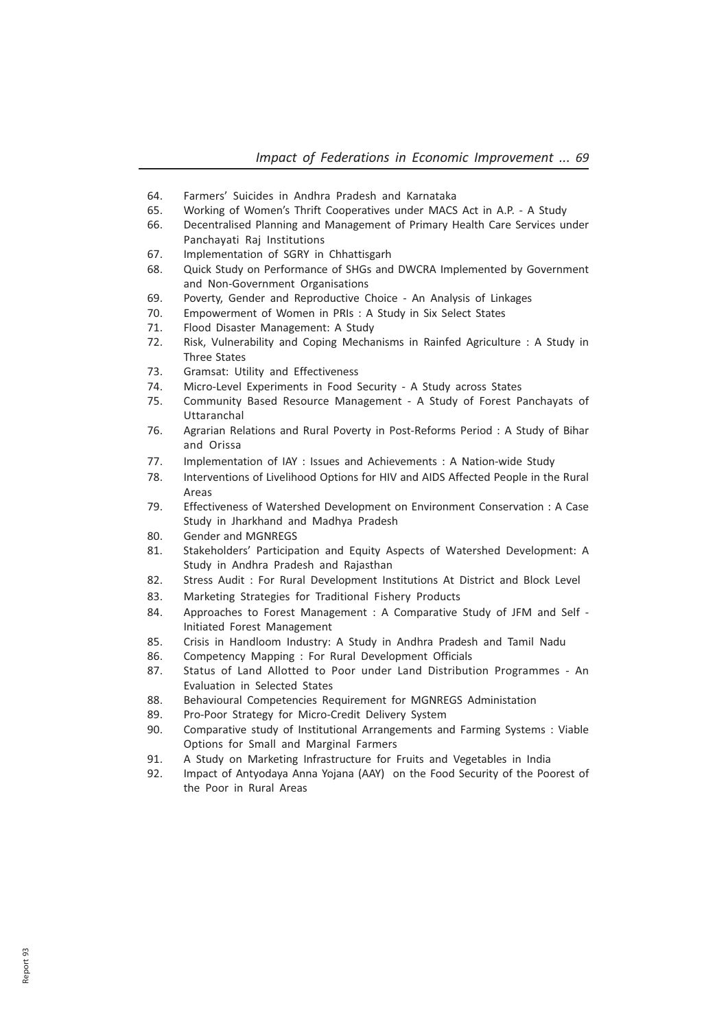64. Farmers' Suicides in Andhra Pradesh and Karnataka
65. Working of Women's Thrift Cooperatives under MACS Act in A.P. - A Study
66. Decentralised Planning and Management of Primary Health Care Services under Panchayati Raj Institutions
67. Implementation of SGRY in Chhattisgarh
68. Quick Study on Performance of SHGs and DWCRA Implemented by Government and Non-Government Organisations
69. Poverty, Gender and Reproductive Choice - An Analysis of Linkages
70. Empowerment of Women in PRIs : A Study in Six Select States
71. Flood Disaster Management: A Study
72. Risk, Vulnerability and Coping Mechanisms in Rainfed Agriculture : A Study in Three States
73. Gramsat: Utility and Effectiveness
74. Micro-Level Experiments in Food Security - A Study across States
75. Community Based Resource Management - A Study of Forest Panchayats of Uttaranchal
76. Agrarian Relations and Rural Poverty in Post-Reforms Period : A Study of Bihar and Orissa
77. Implementation of IAY : Issues and Achievements : A Nation-wide Study
78. Interventions of Livelihood Options for HIV and AIDS Affected People in the Rural Areas
79. Effectiveness of Watershed Development on Environment Conservation : A Case Study in Jharkhand and Madhya Pradesh
80. Gender and MGNREGS
81. Stakeholders' Participation and Equity Aspects of Watershed Development: A Study in Andhra Pradesh and Rajasthan
82. Stress Audit : For Rural Development Institutions At District and Block Level
83. Marketing Strategies for Traditional Fishery Products
84. Approaches to Forest Management : A Comparative Study of JFM and Self - Initiated Forest Management
85. Crisis in Handloom Industry: A Study in Andhra Pradesh and Tamil Nadu
86. Competency Mapping : For Rural Development Officials
87. Status of Land Allotted to Poor under Land Distribution Programmes - An Evaluation in Selected States
88. Behavioural Competencies Requirement for MGNREGS Administation
89. Pro-Poor Strategy for Micro-Credit Delivery System
90. Comparative study of Institutional Arrangements and Farming Systems : Viable Options for Small and Marginal Farmers
91. A Study on Marketing Infrastructure for Fruits and Vegetables in India
92. Impact of Antyodaya Anna Yojana (AAY) on the Food Security of the Poorest of the Poor in Rural Areas